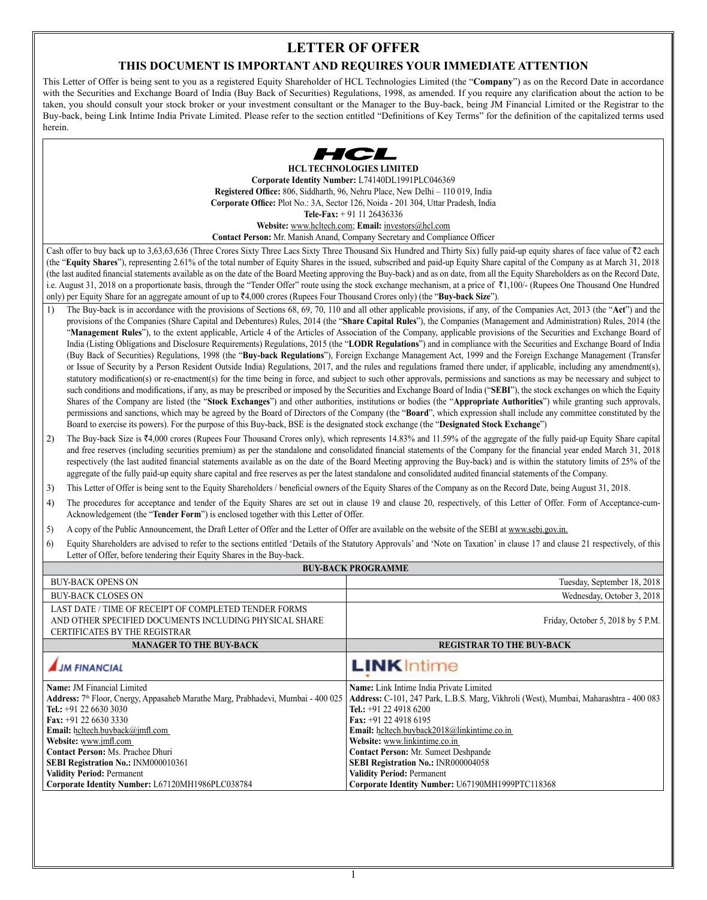# LETTER OF OFFER

## THIS DOCUMENT IS IMPORTANT AND REQUIRES YOUR IMMEDIATE ATTENTION

This Letter of Offer is being sent to you as a registered Equity Shareholder of HCL Technologies Limited (the "**Company**") as on the Record Date in accordance with the Securities and Exchange Board of India (Buy Back of Securities) Regulations, 1998, as amended. If you require any clarification about the action to be taken, you should consult your stock broker or your investment consultant or the Manager to the Buy-back, being JM Financial Limited or the Registrar to the Buy-back, being Link Intime India Private Limited. Please refer to the section entitled "Definitions of Key Terms" for the definition of the capitalized terms used herein.

**HCL TECHNOLOGIES LIMITED**

**Corporate Identity Number:** L74140DL1991PLC046369

**Registered Office:** 806, Siddharth, 96, Nehru Place, New Delhi – 110 019, India

**Corporate Office:** Plot No.: 3A, Sector 126, Noida - 201 304, Uttar Pradesh, India

**Tele-Fax:** + 91 11 26436336

**Website:** www.hcltech.com; **Email:** investors@hcl.com

**Contact Person:** Mr. Manish Anand, Company Secretary and Compliance Officer

Cash offer to buy back up to 3,63,63,636 (Three Crores Sixty Three Lacs Sixty Three Thousand Six Hundred and Thirty Six) fully paid-up equity shares of face value of ₹2 each (the "**Equity Shares**"), representing 2.61% of the total number of Equity Shares in the issued, subscribed and paid-up Equity Share capital of the Company as at March 31, 2018 (the last audited financial statements available as on the date of the Board Meeting approving the Buy-back) and as on date, from all the Equity Shareholders as on the Record Date, i.e. August 31, 2018 on a proportionate basis, through the "Tender Offer" route using the stock exchange mechanism, at a price of ₹1,100/- (Rupees One Thousand One Hundred only) per Equity Share for an aggregate amount of up to ₹4,000 crores (Rupees Four Thousand Crores only) (the "**Buy-back Size**").

1) The Buy-back is in accordance with the provisions of Sections 68, 69, 70, 110 and all other applicable provisions, if any, of the Companies Act, 2013 (the "**Act**") and the provisions of the Companies (Share Capital and Debentures) Rules, 2014 (the "**Share Capital Rules**"), the Companies (Management and Administration) Rules, 2014 (the "**Management Rules**"), to the extent applicable, Article 4 of the Articles of Association of the Company, applicable provisions of the Securities and Exchange Board of India (Listing Obligations and Disclosure Requirements) Regulations, 2015 (the "**LODR Regulations**") and in compliance with the Securities and Exchange Board of India (Buy Back of Securities) Regulations, 1998 (the "**Buy-back Regulations**"), Foreign Exchange Management Act, 1999 and the Foreign Exchange Management (Transfer or Issue of Security by a Person Resident Outside India) Regulations, 2017, and the rules and regulations framed there under, if applicable, including any amendment(s), statutory modification(s) or re-enactment(s) for the time being in force, and subject to such other approvals, permissions and sanctions as may be necessary and subject to such conditions and modifications, if any, as may be prescribed or imposed by the Securities and Exchange Board of India ("**SEBI**"), the stock exchanges on which the Equity Shares of the Company are listed (the "**Stock Exchanges**") and other authorities, institutions or bodies (the "**Appropriate Authorities**") while granting such approvals, permissions and sanctions, which may be agreed by the Board of Directors of the Company (the "**Board**", which expression shall include any committee constituted by the Board to exercise its powers). For the purpose of this Buy-back, BSE is the designated stock exchange (the "**Designated Stock Exchange**")
2) The Buy-back Size is ₹4,000 crores (Rupees Four Thousand Crores only), which represents 14.83% and 11.59% of the aggregate of the fully paid-up Equity Share capital and free reserves (including securities premium) as per the standalone and consolidated financial statements of the Company for the financial year ended March 31, 2018 respectively (the last audited financial statements available as on the date of the Board Meeting approving the Buy-back) and is within the statutory limits of 25% of the aggregate of the fully paid-up equity share capital and free reserves as per the latest standalone and consolidated audited financial statements of the Company.
3) This Letter of Offer is being sent to the Equity Shareholders / beneficial owners of the Equity Shares of the Company as on the Record Date, being August 31, 2018.
4) The procedures for acceptance and tender of the Equity Shares are set out in clause 19 and clause 20, respectively, of this Letter of Offer. Form of Acceptance-cum-Acknowledgement (the "**Tender Form**") is enclosed together with this Letter of Offer.
5) A copy of the Public Announcement, the Draft Letter of Offer and the Letter of Offer are available on the website of the SEBI at www.sebi.gov.in.
6) Equity Shareholders are advised to refer to the sections entitled 'Details of the Statutory Approvals' and 'Note on Taxation' in clause 17 and clause 21 respectively, of this Letter of Offer, before tendering their Equity Shares in the Buy-back.

| BUY-BACK PROGRAMME | |
|---|---|
| BUY-BACK OPENS ON | Tuesday, September 18, 2018 |
| BUY-BACK CLOSES ON | Wednesday, October 3, 2018 |
| LAST DATE / TIME OF RECEIPT OF COMPLETED TENDER FORMS AND OTHER SPECIFIED DOCUMENTS INCLUDING PHYSICAL SHARE CERTIFICATES BY THE REGISTRAR | Friday, October 5, 2018 by 5 P.M. |

| MANAGER TO THE BUY-BACK | REGISTRAR TO THE BUY-BACK |
|---|---|
| JM FINANCIAL | LINKIntime |
| **Name:** JM Financial Limited | **Name:** Link Intime India Private Limited |
| **Address:** 7th Floor, Cnergy, Appasaheb Marathe Marg, Prabhadevi, Mumbai - 400 025 | **Address:** C-101, 247 Park, L.B.S. Marg, Vikhroli (West), Mumbai, Maharashtra - 400 083 |
| **Tel.:** +91 22 6630 3030 | **Tel.:** +91 22 4918 6200 |
| **Fax:** +91 22 6630 3330 | **Fax:** +91 22 4918 6195 |
| **Email:** hcltech.buyback@jmfl.com | **Email:** hcltech.buyback2018@linkintime.co.in |
| **Website:** www.jmfl.com | **Website:** www.linkintime.co.in |
| **Contact Person:** Ms. Prachee Dhuri | **Contact Person:** Mr. Sumeet Deshpande |
| **SEBI Registration No.:** INM000010361 | **SEBI Registration No.:** INR000004058 |
| **Validity Period:** Permanent | **Validity Period:** Permanent |
| **Corporate Identity Number:** L67120MH1986PLC038784 | **Corporate Identity Number:** U67190MH1999PTC118368 |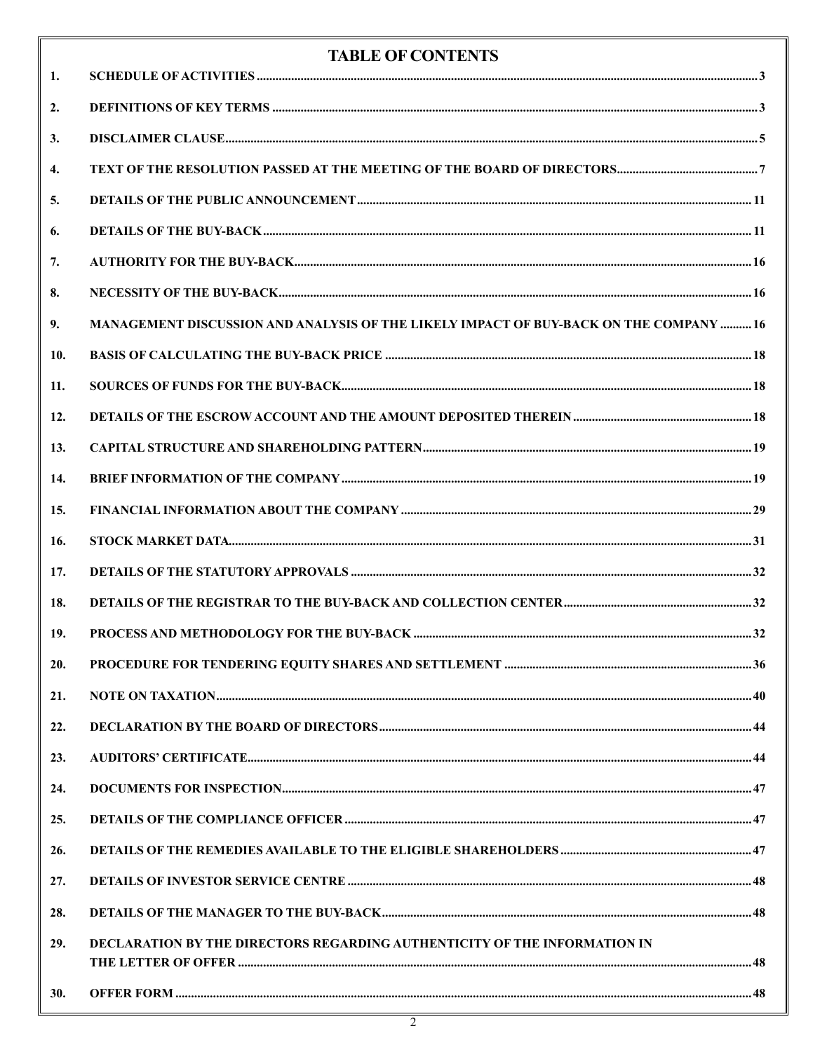# TABLE OF CONTENTS

| | | |
|---|---|---|
| 1. | SCHEDULE OF ACTIVITIES | 3 |
| 2. | DEFINITIONS OF KEY TERMS | 3 |
| 3. | DISCLAIMER CLAUSE | 5 |
| 4. | TEXT OF THE RESOLUTION PASSED AT THE MEETING OF THE BOARD OF DIRECTORS | 7 |
| 5. | DETAILS OF THE PUBLIC ANNOUNCEMENT | 11 |
| 6. | DETAILS OF THE BUY-BACK | 11 |
| 7. | AUTHORITY FOR THE BUY-BACK | 16 |
| 8. | NECESSITY OF THE BUY-BACK | 16 |
| 9. | MANAGEMENT DISCUSSION AND ANALYSIS OF THE LIKELY IMPACT OF BUY-BACK ON THE COMPANY | 16 |
| 10. | BASIS OF CALCULATING THE BUY-BACK PRICE | 18 |
| 11. | SOURCES OF FUNDS FOR THE BUY-BACK | 18 |
| 12. | DETAILS OF THE ESCROW ACCOUNT AND THE AMOUNT DEPOSITED THEREIN | 18 |
| 13. | CAPITAL STRUCTURE AND SHAREHOLDING PATTERN | 19 |
| 14. | BRIEF INFORMATION OF THE COMPANY | 19 |
| 15. | FINANCIAL INFORMATION ABOUT THE COMPANY | 29 |
| 16. | STOCK MARKET DATA | 31 |
| 17. | DETAILS OF THE STATUTORY APPROVALS | 32 |
| 18. | DETAILS OF THE REGISTRAR TO THE BUY-BACK AND COLLECTION CENTER | 32 |
| 19. | PROCESS AND METHODOLOGY FOR THE BUY-BACK | 32 |
| 20. | PROCEDURE FOR TENDERING EQUITY SHARES AND SETTLEMENT | 36 |
| 21. | NOTE ON TAXATION | 40 |
| 22. | DECLARATION BY THE BOARD OF DIRECTORS | 44 |
| 23. | AUDITORS' CERTIFICATE | 44 |
| 24. | DOCUMENTS FOR INSPECTION | 47 |
| 25. | DETAILS OF THE COMPLIANCE OFFICER | 47 |
| 26. | DETAILS OF THE REMEDIES AVAILABLE TO THE ELIGIBLE SHAREHOLDERS | 47 |
| 27. | DETAILS OF INVESTOR SERVICE CENTRE | 48 |
| 28. | DETAILS OF THE MANAGER TO THE BUY-BACK | 48 |
| 29. | DECLARATION BY THE DIRECTORS REGARDING AUTHENTICITY OF THE INFORMATION IN THE LETTER OF OFFER | 48 |
| 30. | OFFER FORM | 48 |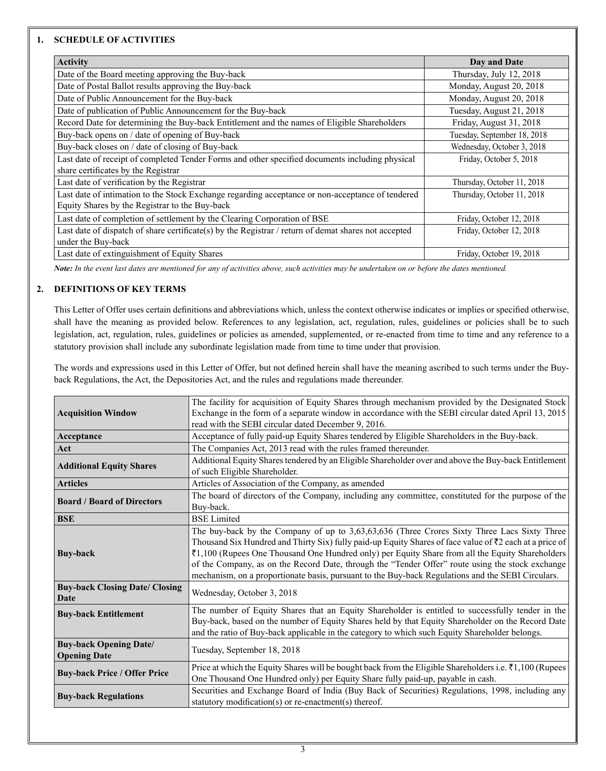## 1. SCHEDULE OF ACTIVITIES

| Activity | Day and Date |
|---|---|
| Date of the Board meeting approving the Buy-back | Thursday, July 12, 2018 |
| Date of Postal Ballot results approving the Buy-back | Monday, August 20, 2018 |
| Date of Public Announcement for the Buy-back | Monday, August 20, 2018 |
| Date of publication of Public Announcement for the Buy-back | Tuesday, August 21, 2018 |
| Record Date for determining the Buy-back Entitlement and the names of Eligible Shareholders | Friday, August 31, 2018 |
| Buy-back opens on / date of opening of Buy-back | Tuesday, September 18, 2018 |
| Buy-back closes on / date of closing of Buy-back | Wednesday, October 3, 2018 |
| Last date of receipt of completed Tender Forms and other specified documents including physical share certificates by the Registrar | Friday, October 5, 2018 |
| Last date of verification by the Registrar | Thursday, October 11, 2018 |
| Last date of intimation to the Stock Exchange regarding acceptance or non-acceptance of tendered Equity Shares by the Registrar to the Buy-back | Thursday, October 11, 2018 |
| Last date of completion of settlement by the Clearing Corporation of BSE | Friday, October 12, 2018 |
| Last date of dispatch of share certificate(s) by the Registrar / return of demat shares not accepted under the Buy-back | Friday, October 12, 2018 |
| Last date of extinguishment of Equity Shares | Friday, October 19, 2018 |

*Note: In the event last dates are mentioned for any of activities above, such activities may be undertaken on or before the dates mentioned.*

## 2. DEFINITIONS OF KEY TERMS

This Letter of Offer uses certain definitions and abbreviations which, unless the context otherwise indicates or implies or specified otherwise, shall have the meaning as provided below. References to any legislation, act, regulation, rules, guidelines or policies shall be to such legislation, act, regulation, rules, guidelines or policies as amended, supplemented, or re-enacted from time to time and any reference to a statutory provision shall include any subordinate legislation made from time to time under that provision.

The words and expressions used in this Letter of Offer, but not defined herein shall have the meaning ascribed to such terms under the Buy-back Regulations, the Act, the Depositories Act, and the rules and regulations made thereunder.

| Term | Definition |
|---|---|
| **Acquisition Window** | The facility for acquisition of Equity Shares through mechanism provided by the Designated Stock Exchange in the form of a separate window in accordance with the SEBI circular dated April 13, 2015 read with the SEBI circular dated December 9, 2016. |
| **Acceptance** | Acceptance of fully paid-up Equity Shares tendered by Eligible Shareholders in the Buy-back. |
| **Act** | The Companies Act, 2013 read with the rules framed thereunder. |
| **Additional Equity Shares** | Additional Equity Shares tendered by an Eligible Shareholder over and above the Buy-back Entitlement of such Eligible Shareholder. |
| **Articles** | Articles of Association of the Company, as amended |
| **Board / Board of Directors** | The board of directors of the Company, including any committee, constituted for the purpose of the Buy-back. |
| **BSE** | BSE Limited |
| **Buy-back** | The buy-back by the Company of up to 3,63,63,636 (Three Crores Sixty Three Lacs Sixty Three Thousand Six Hundred and Thirty Six) fully paid-up Equity Shares of face value of ₹2 each at a price of ₹1,100 (Rupees One Thousand One Hundred only) per Equity Share from all the Equity Shareholders of the Company, as on the Record Date, through the "Tender Offer" route using the stock exchange mechanism, on a proportionate basis, pursuant to the Buy-back Regulations and the SEBI Circulars. |
| **Buy-back Closing Date/ Closing Date** | Wednesday, October 3, 2018 |
| **Buy-back Entitlement** | The number of Equity Shares that an Equity Shareholder is entitled to successfully tender in the Buy-back, based on the number of Equity Shares held by that Equity Shareholder on the Record Date and the ratio of Buy-back applicable in the category to which such Equity Shareholder belongs. |
| **Buy-back Opening Date/ Opening Date** | Tuesday, September 18, 2018 |
| **Buy-back Price / Offer Price** | Price at which the Equity Shares will be bought back from the Eligible Shareholders i.e. ₹1,100 (Rupees One Thousand One Hundred only) per Equity Share fully paid-up, payable in cash. |
| **Buy-back Regulations** | Securities and Exchange Board of India (Buy Back of Securities) Regulations, 1998, including any statutory modification(s) or re-enactment(s) thereof. |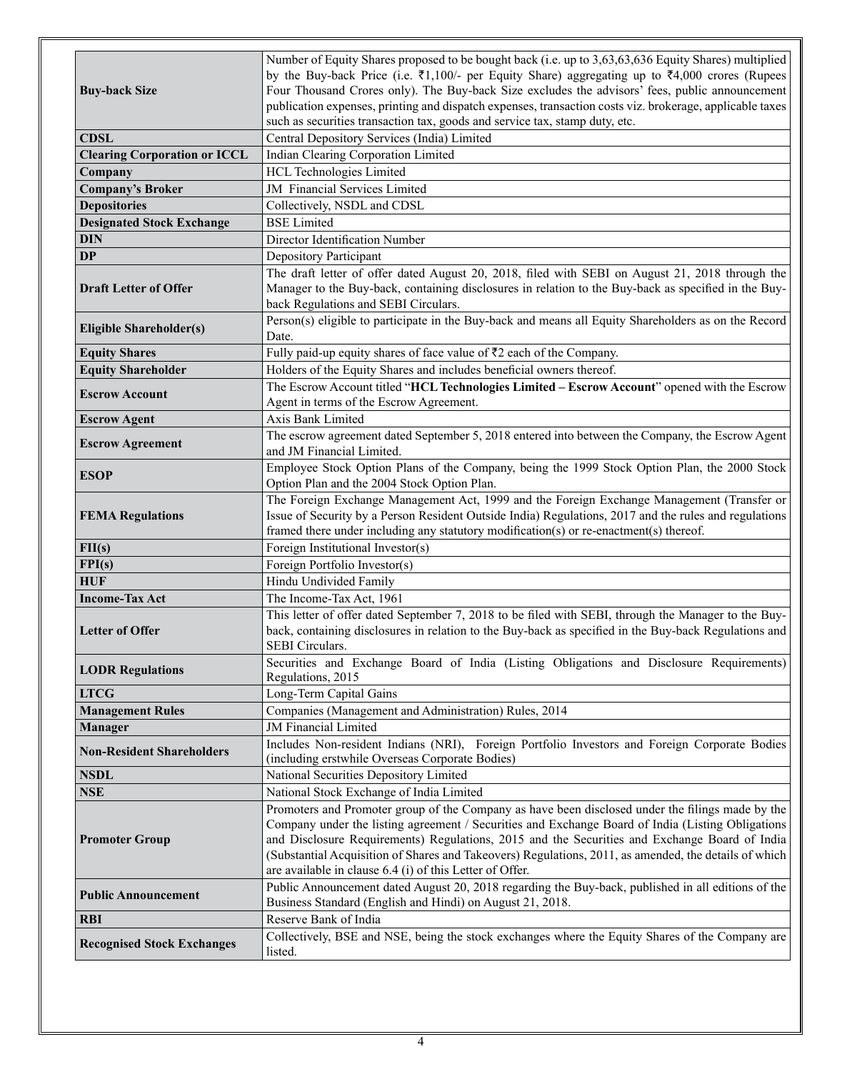| | |
|---|---|
| **Buy-back Size** | Number of Equity Shares proposed to be bought back (i.e. up to 3,63,63,636 Equity Shares) multiplied by the Buy-back Price (i.e. ₹1,100/- per Equity Share) aggregating up to ₹4,000 crores (Rupees Four Thousand Crores only). The Buy-back Size excludes the advisors' fees, public announcement publication expenses, printing and dispatch expenses, transaction costs viz. brokerage, applicable taxes such as securities transaction tax, goods and service tax, stamp duty, etc. |
| **CDSL** | Central Depository Services (India) Limited |
| **Clearing Corporation or ICCL** | Indian Clearing Corporation Limited |
| **Company** | HCL Technologies Limited |
| **Company's Broker** | JM Financial Services Limited |
| **Depositories** | Collectively, NSDL and CDSL |
| **Designated Stock Exchange** | BSE Limited |
| **DIN** | Director Identification Number |
| **DP** | Depository Participant |
| **Draft Letter of Offer** | The draft letter of offer dated August 20, 2018, filed with SEBI on August 21, 2018 through the Manager to the Buy-back, containing disclosures in relation to the Buy-back as specified in the Buy-back Regulations and SEBI Circulars. |
| **Eligible Shareholder(s)** | Person(s) eligible to participate in the Buy-back and means all Equity Shareholders as on the Record Date. |
| **Equity Shares** | Fully paid-up equity shares of face value of ₹2 each of the Company. |
| **Equity Shareholder** | Holders of the Equity Shares and includes beneficial owners thereof. |
| **Escrow Account** | The Escrow Account titled "**HCL Technologies Limited – Escrow Account**" opened with the Escrow Agent in terms of the Escrow Agreement. |
| **Escrow Agent** | Axis Bank Limited |
| **Escrow Agreement** | The escrow agreement dated September 5, 2018 entered into between the Company, the Escrow Agent and JM Financial Limited. |
| **ESOP** | Employee Stock Option Plans of the Company, being the 1999 Stock Option Plan, the 2000 Stock Option Plan and the 2004 Stock Option Plan. |
| **FEMA Regulations** | The Foreign Exchange Management Act, 1999 and the Foreign Exchange Management (Transfer or Issue of Security by a Person Resident Outside India) Regulations, 2017 and the rules and regulations framed there under including any statutory modification(s) or re-enactment(s) thereof. |
| **FII(s)** | Foreign Institutional Investor(s) |
| **FPI(s)** | Foreign Portfolio Investor(s) |
| **HUF** | Hindu Undivided Family |
| **Income-Tax Act** | The Income-Tax Act, 1961 |
| **Letter of Offer** | This letter of offer dated September 7, 2018 to be filed with SEBI, through the Manager to the Buy-back, containing disclosures in relation to the Buy-back as specified in the Buy-back Regulations and SEBI Circulars. |
| **LODR Regulations** | Securities and Exchange Board of India (Listing Obligations and Disclosure Requirements) Regulations, 2015 |
| **LTCG** | Long-Term Capital Gains |
| **Management Rules** | Companies (Management and Administration) Rules, 2014 |
| **Manager** | JM Financial Limited |
| **Non-Resident Shareholders** | Includes Non-resident Indians (NRI), Foreign Portfolio Investors and Foreign Corporate Bodies (including erstwhile Overseas Corporate Bodies) |
| **NSDL** | National Securities Depository Limited |
| **NSE** | National Stock Exchange of India Limited |
| **Promoter Group** | Promoters and Promoter group of the Company as have been disclosed under the filings made by the Company under the listing agreement / Securities and Exchange Board of India (Listing Obligations and Disclosure Requirements) Regulations, 2015 and the Securities and Exchange Board of India (Substantial Acquisition of Shares and Takeovers) Regulations, 2011, as amended, the details of which are available in clause 6.4 (i) of this Letter of Offer. |
| **Public Announcement** | Public Announcement dated August 20, 2018 regarding the Buy-back, published in all editions of the Business Standard (English and Hindi) on August 21, 2018. |
| **RBI** | Reserve Bank of India |
| **Recognised Stock Exchanges** | Collectively, BSE and NSE, being the stock exchanges where the Equity Shares of the Company are listed. |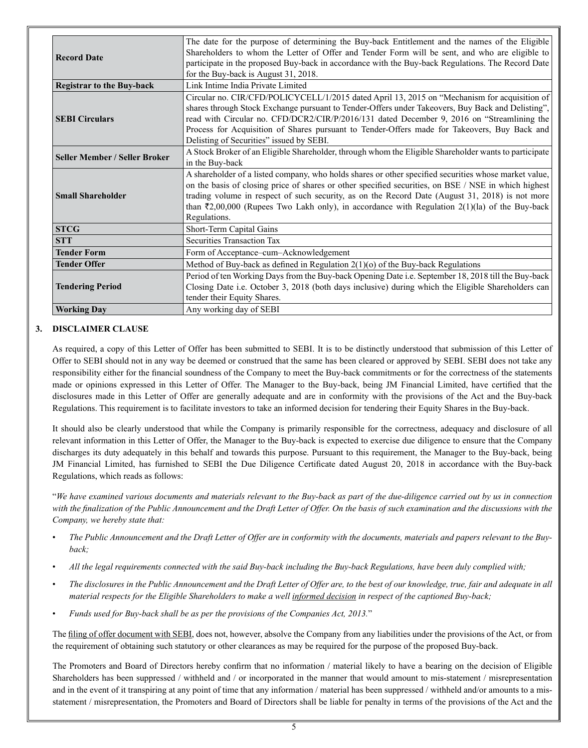| | |
|---|---|
| **Record Date** | The date for the purpose of determining the Buy-back Entitlement and the names of the Eligible Shareholders to whom the Letter of Offer and Tender Form will be sent, and who are eligible to participate in the proposed Buy-back in accordance with the Buy-back Regulations. The Record Date for the Buy-back is August 31, 2018. |
| **Registrar to the Buy-back** | Link Intime India Private Limited |
| **SEBI Circulars** | Circular no. CIR/CFD/POLICYCELL/1/2015 dated April 13, 2015 on "Mechanism for acquisition of shares through Stock Exchange pursuant to Tender-Offers under Takeovers, Buy Back and Delisting", read with Circular no. CFD/DCR2/CIR/P/2016/131 dated December 9, 2016 on "Streamlining the Process for Acquisition of Shares pursuant to Tender-Offers made for Takeovers, Buy Back and Delisting of Securities" issued by SEBI. |
| **Seller Member / Seller Broker** | A Stock Broker of an Eligible Shareholder, through whom the Eligible Shareholder wants to participate in the Buy-back |
| **Small Shareholder** | A shareholder of a listed company, who holds shares or other specified securities whose market value, on the basis of closing price of shares or other specified securities, on BSE / NSE in which highest trading volume in respect of such security, as on the Record Date (August 31, 2018) is not more than ₹2,00,000 (Rupees Two Lakh only), in accordance with Regulation 2(1)(la) of the Buy-back Regulations. |
| **STCG** | Short-Term Capital Gains |
| **STT** | Securities Transaction Tax |
| **Tender Form** | Form of Acceptance–cum–Acknowledgement |
| **Tender Offer** | Method of Buy-back as defined in Regulation 2(1)(o) of the Buy-back Regulations |
| **Tendering Period** | Period of ten Working Days from the Buy-back Opening Date i.e. September 18, 2018 till the Buy-back Closing Date i.e. October 3, 2018 (both days inclusive) during which the Eligible Shareholders can tender their Equity Shares. |
| **Working Day** | Any working day of SEBI |

## 3. DISCLAIMER CLAUSE

As required, a copy of this Letter of Offer has been submitted to SEBI. It is to be distinctly understood that submission of this Letter of Offer to SEBI should not in any way be deemed or construed that the same has been cleared or approved by SEBI. SEBI does not take any responsibility either for the financial soundness of the Company to meet the Buy-back commitments or for the correctness of the statements made or opinions expressed in this Letter of Offer. The Manager to the Buy-back, being JM Financial Limited, have certified that the disclosures made in this Letter of Offer are generally adequate and are in conformity with the provisions of the Act and the Buy-back Regulations. This requirement is to facilitate investors to take an informed decision for tendering their Equity Shares in the Buy-back.

It should also be clearly understood that while the Company is primarily responsible for the correctness, adequacy and disclosure of all relevant information in this Letter of Offer, the Manager to the Buy-back is expected to exercise due diligence to ensure that the Company discharges its duty adequately in this behalf and towards this purpose. Pursuant to this requirement, the Manager to the Buy-back, being JM Financial Limited, has furnished to SEBI the Due Diligence Certificate dated August 20, 2018 in accordance with the Buy-back Regulations, which reads as follows:

"*We have examined various documents and materials relevant to the Buy-back as part of the due-diligence carried out by us in connection with the finalization of the Public Announcement and the Draft Letter of Offer. On the basis of such examination and the discussions with the Company, we hereby state that:*

- *The Public Announcement and the Draft Letter of Offer are in conformity with the documents, materials and papers relevant to the Buy-back;*
- *All the legal requirements connected with the said Buy-back including the Buy-back Regulations, have been duly complied with;*
- *The disclosures in the Public Announcement and the Draft Letter of Offer are, to the best of our knowledge, true, fair and adequate in all material respects for the Eligible Shareholders to make a well informed decision in respect of the captioned Buy-back;*
- *Funds used for Buy-back shall be as per the provisions of the Companies Act, 2013.*"

The filing of offer document with SEBI, does not, however, absolve the Company from any liabilities under the provisions of the Act, or from the requirement of obtaining such statutory or other clearances as may be required for the purpose of the proposed Buy-back.

The Promoters and Board of Directors hereby confirm that no information / material likely to have a bearing on the decision of Eligible Shareholders has been suppressed / withheld and / or incorporated in the manner that would amount to mis-statement / misrepresentation and in the event of it transpiring at any point of time that any information / material has been suppressed / withheld and/or amounts to a mis-statement / misrepresentation, the Promoters and Board of Directors shall be liable for penalty in terms of the provisions of the Act and the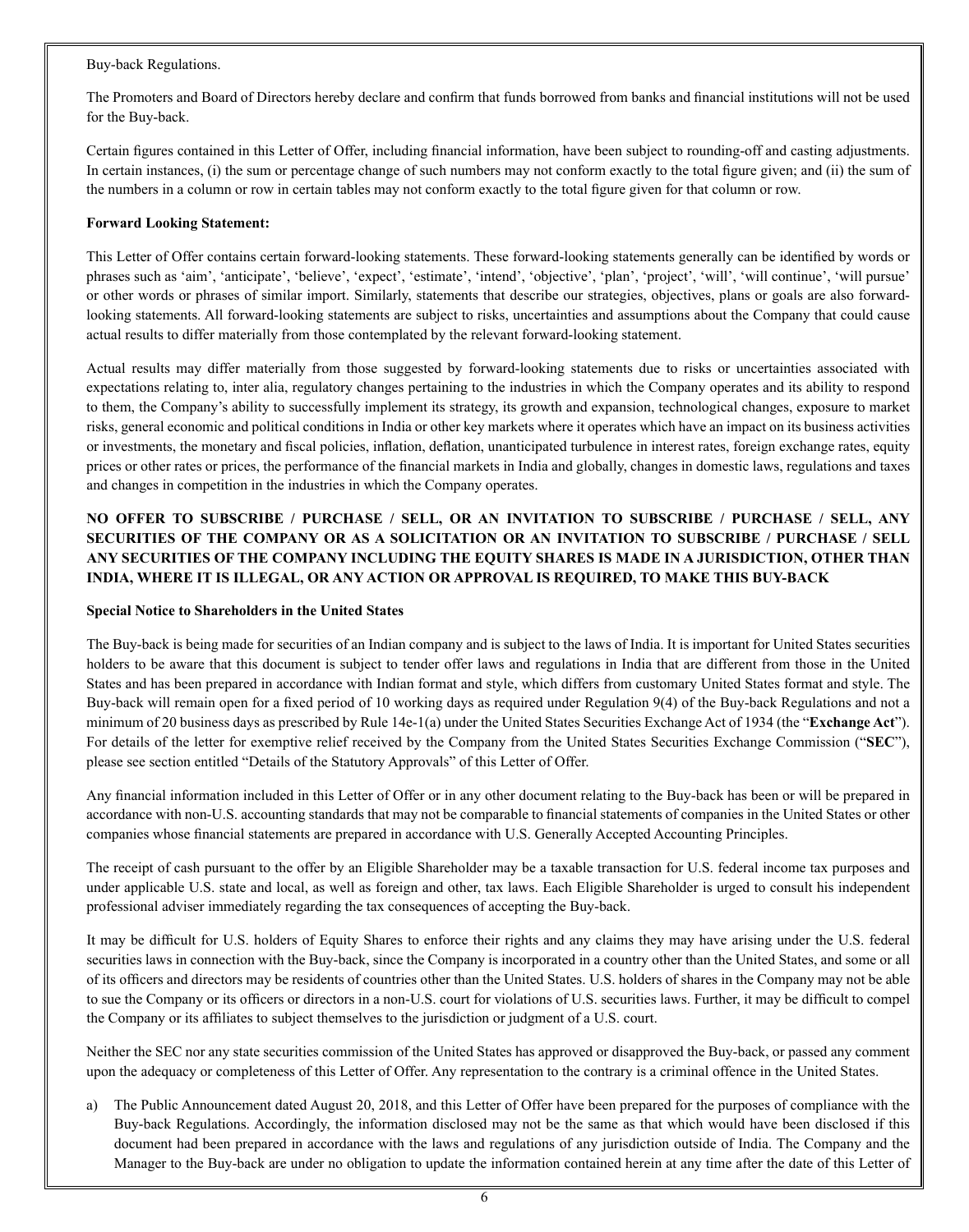Buy-back Regulations.

The Promoters and Board of Directors hereby declare and confirm that funds borrowed from banks and financial institutions will not be used for the Buy-back.

Certain figures contained in this Letter of Offer, including financial information, have been subject to rounding-off and casting adjustments. In certain instances, (i) the sum or percentage change of such numbers may not conform exactly to the total figure given; and (ii) the sum of the numbers in a column or row in certain tables may not conform exactly to the total figure given for that column or row.

**Forward Looking Statement:**

This Letter of Offer contains certain forward-looking statements. These forward-looking statements generally can be identified by words or phrases such as 'aim', 'anticipate', 'believe', 'expect', 'estimate', 'intend', 'objective', 'plan', 'project', 'will', 'will continue', 'will pursue' or other words or phrases of similar import. Similarly, statements that describe our strategies, objectives, plans or goals are also forward-looking statements. All forward-looking statements are subject to risks, uncertainties and assumptions about the Company that could cause actual results to differ materially from those contemplated by the relevant forward-looking statement.

Actual results may differ materially from those suggested by forward-looking statements due to risks or uncertainties associated with expectations relating to, inter alia, regulatory changes pertaining to the industries in which the Company operates and its ability to respond to them, the Company's ability to successfully implement its strategy, its growth and expansion, technological changes, exposure to market risks, general economic and political conditions in India or other key markets where it operates which have an impact on its business activities or investments, the monetary and fiscal policies, inflation, deflation, unanticipated turbulence in interest rates, foreign exchange rates, equity prices or other rates or prices, the performance of the financial markets in India and globally, changes in domestic laws, regulations and taxes and changes in competition in the industries in which the Company operates.

**NO OFFER TO SUBSCRIBE / PURCHASE / SELL, OR AN INVITATION TO SUBSCRIBE / PURCHASE / SELL, ANY SECURITIES OF THE COMPANY OR AS A SOLICITATION OR AN INVITATION TO SUBSCRIBE / PURCHASE / SELL ANY SECURITIES OF THE COMPANY INCLUDING THE EQUITY SHARES IS MADE IN A JURISDICTION, OTHER THAN INDIA, WHERE IT IS ILLEGAL, OR ANY ACTION OR APPROVAL IS REQUIRED, TO MAKE THIS BUY-BACK**

**Special Notice to Shareholders in the United States**

The Buy-back is being made for securities of an Indian company and is subject to the laws of India. It is important for United States securities holders to be aware that this document is subject to tender offer laws and regulations in India that are different from those in the United States and has been prepared in accordance with Indian format and style, which differs from customary United States format and style. The Buy-back will remain open for a fixed period of 10 working days as required under Regulation 9(4) of the Buy-back Regulations and not a minimum of 20 business days as prescribed by Rule 14e-1(a) under the United States Securities Exchange Act of 1934 (the "**Exchange Act**"). For details of the letter for exemptive relief received by the Company from the United States Securities Exchange Commission ("**SEC**"), please see section entitled "Details of the Statutory Approvals" of this Letter of Offer.

Any financial information included in this Letter of Offer or in any other document relating to the Buy-back has been or will be prepared in accordance with non-U.S. accounting standards that may not be comparable to financial statements of companies in the United States or other companies whose financial statements are prepared in accordance with U.S. Generally Accepted Accounting Principles.

The receipt of cash pursuant to the offer by an Eligible Shareholder may be a taxable transaction for U.S. federal income tax purposes and under applicable U.S. state and local, as well as foreign and other, tax laws. Each Eligible Shareholder is urged to consult his independent professional adviser immediately regarding the tax consequences of accepting the Buy-back.

It may be difficult for U.S. holders of Equity Shares to enforce their rights and any claims they may have arising under the U.S. federal securities laws in connection with the Buy-back, since the Company is incorporated in a country other than the United States, and some or all of its officers and directors may be residents of countries other than the United States. U.S. holders of shares in the Company may not be able to sue the Company or its officers or directors in a non-U.S. court for violations of U.S. securities laws. Further, it may be difficult to compel the Company or its affiliates to subject themselves to the jurisdiction or judgment of a U.S. court.

Neither the SEC nor any state securities commission of the United States has approved or disapproved the Buy-back, or passed any comment upon the adequacy or completeness of this Letter of Offer. Any representation to the contrary is a criminal offence in the United States.

a) The Public Announcement dated August 20, 2018, and this Letter of Offer have been prepared for the purposes of compliance with the Buy-back Regulations. Accordingly, the information disclosed may not be the same as that which would have been disclosed if this document had been prepared in accordance with the laws and regulations of any jurisdiction outside of India. The Company and the Manager to the Buy-back are under no obligation to update the information contained herein at any time after the date of this Letter of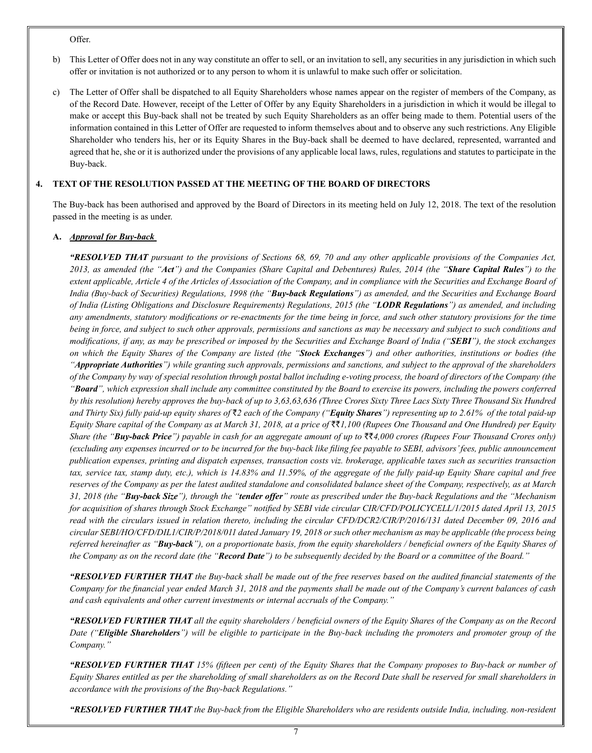Offer.

b) This Letter of Offer does not in any way constitute an offer to sell, or an invitation to sell, any securities in any jurisdiction in which such offer or invitation is not authorized or to any person to whom it is unlawful to make such offer or solicitation.

c) The Letter of Offer shall be dispatched to all Equity Shareholders whose names appear on the register of members of the Company, as of the Record Date. However, receipt of the Letter of Offer by any Equity Shareholders in a jurisdiction in which it would be illegal to make or accept this Buy-back shall not be treated by such Equity Shareholders as an offer being made to them. Potential users of the information contained in this Letter of Offer are requested to inform themselves about and to observe any such restrictions. Any Eligible Shareholder who tenders his, her or its Equity Shares in the Buy-back shall be deemed to have declared, represented, warranted and agreed that he, she or it is authorized under the provisions of any applicable local laws, rules, regulations and statutes to participate in the Buy-back.

## 4. TEXT OF THE RESOLUTION PASSED AT THE MEETING OF THE BOARD OF DIRECTORS

The Buy-back has been authorised and approved by the Board of Directors in its meeting held on July 12, 2018. The text of the resolution passed in the meeting is as under.

**A. *Approval for Buy-back***

***"RESOLVED THAT*** *pursuant to the provisions of Sections 68, 69, 70 and any other applicable provisions of the Companies Act, 2013, as amended (the "**Act**") and the Companies (Share Capital and Debentures) Rules, 2014 (the "**Share Capital Rules**") to the extent applicable, Article 4 of the Articles of Association of the Company, and in compliance with the Securities and Exchange Board of India (Buy-back of Securities) Regulations, 1998 (the "**Buy-back Regulations**") as amended, and the Securities and Exchange Board of India (Listing Obligations and Disclosure Requirements) Regulations, 2015 (the "**LODR Regulations**") as amended, and including any amendments, statutory modifications or re-enactments for the time being in force, and such other statutory provisions for the time being in force, and subject to such other approvals, permissions and sanctions as may be necessary and subject to such conditions and modifications, if any, as may be prescribed or imposed by the Securities and Exchange Board of India ("**SEBI**"), the stock exchanges on which the Equity Shares of the Company are listed (the "**Stock Exchanges**") and other authorities, institutions or bodies (the "**Appropriate Authorities**") while granting such approvals, permissions and sanctions, and subject to the approval of the shareholders of the Company by way of special resolution through postal ballot including e-voting process, the board of directors of the Company (the "**Board**", which expression shall include any committee constituted by the Board to exercise its powers, including the powers conferred by this resolution) hereby approves the buy-back of up to 3,63,63,636 (Three Crores Sixty Three Lacs Sixty Three Thousand Six Hundred and Thirty Six) fully paid-up equity shares of ₹2 each of the Company ("**Equity Shares**") representing up to 2.61% of the total paid-up Equity Share capital of the Company as at March 31, 2018, at a price of ₹₹1,100 (Rupees One Thousand and One Hundred) per Equity Share (the "**Buy-back Price**") payable in cash for an aggregate amount of up to ₹₹4,000 crores (Rupees Four Thousand Crores only) (excluding any expenses incurred or to be incurred for the buy-back like filing fee payable to SEBI, advisors' fees, public announcement publication expenses, printing and dispatch expenses, transaction costs viz. brokerage, applicable taxes such as securities transaction tax, service tax, stamp duty, etc.), which is 14.83% and 11.59%, of the aggregate of the fully paid-up Equity Share capital and free reserves of the Company as per the latest audited standalone and consolidated balance sheet of the Company, respectively, as at March 31, 2018 (the "**Buy-back Size**"), through the "**tender offer**" route as prescribed under the Buy-back Regulations and the "Mechanism for acquisition of shares through Stock Exchange" notified by SEBI vide circular CIR/CFD/POLICYCELL/1/2015 dated April 13, 2015 read with the circulars issued in relation thereto, including the circular CFD/DCR2/CIR/P/2016/131 dated December 09, 2016 and circular SEBI/HO/CFD/DIL1/CIR/P/2018/011 dated January 19, 2018 or such other mechanism as may be applicable (the process being referred hereinafter as "**Buy-back**"), on a proportionate basis, from the equity shareholders / beneficial owners of the Equity Shares of the Company as on the record date (the "**Record Date**") to be subsequently decided by the Board or a committee of the Board."*

***"RESOLVED FURTHER THAT*** *the Buy-back shall be made out of the free reserves based on the audited financial statements of the Company for the financial year ended March 31, 2018 and the payments shall be made out of the Company's current balances of cash and cash equivalents and other current investments or internal accruals of the Company."*

***"RESOLVED FURTHER THAT*** *all the equity shareholders / beneficial owners of the Equity Shares of the Company as on the Record Date ("**Eligible Shareholders**") will be eligible to participate in the Buy-back including the promoters and promoter group of the Company."*

***"RESOLVED FURTHER THAT*** *15% (fifteen per cent) of the Equity Shares that the Company proposes to Buy-back or number of Equity Shares entitled as per the shareholding of small shareholders as on the Record Date shall be reserved for small shareholders in accordance with the provisions of the Buy-back Regulations."*

***"RESOLVED FURTHER THAT*** *the Buy-back from the Eligible Shareholders who are residents outside India, including. non-resident*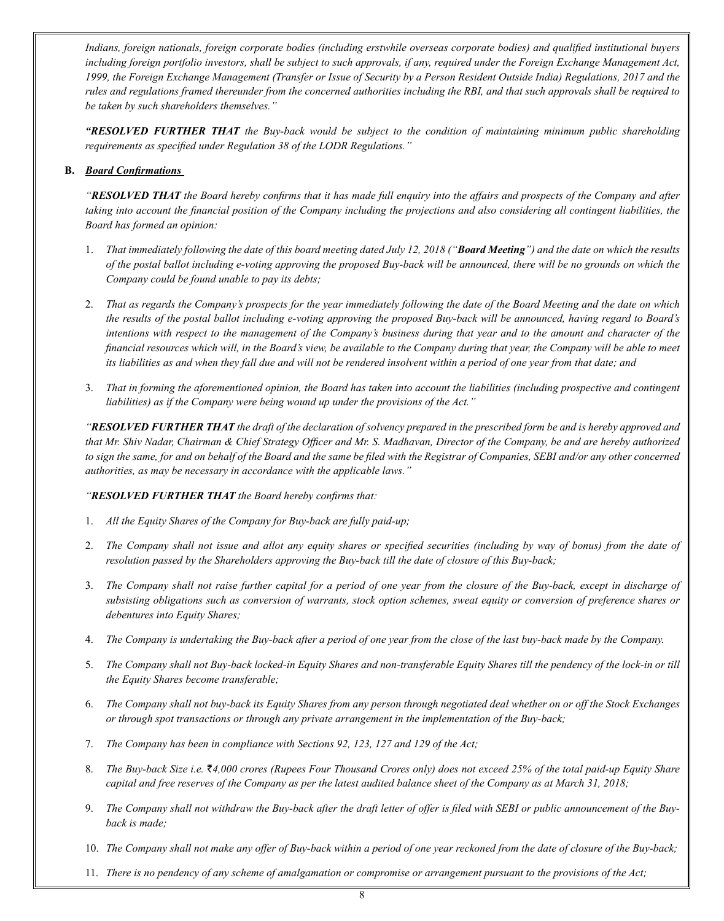*Indians, foreign nationals, foreign corporate bodies (including erstwhile overseas corporate bodies) and qualified institutional buyers including foreign portfolio investors, shall be subject to such approvals, if any, required under the Foreign Exchange Management Act, 1999, the Foreign Exchange Management (Transfer or Issue of Security by a Person Resident Outside India) Regulations, 2017 and the rules and regulations framed thereunder from the concerned authorities including the RBI, and that such approvals shall be required to be taken by such shareholders themselves."*

***"RESOLVED FURTHER THAT** the Buy-back would be subject to the condition of maintaining minimum public shareholding requirements as specified under Regulation 38 of the LODR Regulations."*

**B. *Board Confirmations***

*"**RESOLVED THAT** the Board hereby confirms that it has made full enquiry into the affairs and prospects of the Company and after taking into account the financial position of the Company including the projections and also considering all contingent liabilities, the Board has formed an opinion:*

1. *That immediately following the date of this board meeting dated July 12, 2018 ("**Board Meeting**") and the date on which the results of the postal ballot including e-voting approving the proposed Buy-back will be announced, there will be no grounds on which the Company could be found unable to pay its debts;*
2. *That as regards the Company's prospects for the year immediately following the date of the Board Meeting and the date on which the results of the postal ballot including e-voting approving the proposed Buy-back will be announced, having regard to Board's intentions with respect to the management of the Company's business during that year and to the amount and character of the financial resources which will, in the Board's view, be available to the Company during that year, the Company will be able to meet its liabilities as and when they fall due and will not be rendered insolvent within a period of one year from that date; and*
3. *That in forming the aforementioned opinion, the Board has taken into account the liabilities (including prospective and contingent liabilities) as if the Company were being wound up under the provisions of the Act."*

*"**RESOLVED FURTHER THAT** the draft of the declaration of solvency prepared in the prescribed form be and is hereby approved and that Mr. Shiv Nadar, Chairman & Chief Strategy Officer and Mr. S. Madhavan, Director of the Company, be and are hereby authorized to sign the same, for and on behalf of the Board and the same be filed with the Registrar of Companies, SEBI and/or any other concerned authorities, as may be necessary in accordance with the applicable laws."*

*"**RESOLVED FURTHER THAT** the Board hereby confirms that:*

1. *All the Equity Shares of the Company for Buy-back are fully paid-up;*
2. *The Company shall not issue and allot any equity shares or specified securities (including by way of bonus) from the date of resolution passed by the Shareholders approving the Buy-back till the date of closure of this Buy-back;*
3. *The Company shall not raise further capital for a period of one year from the closure of the Buy-back, except in discharge of subsisting obligations such as conversion of warrants, stock option schemes, sweat equity or conversion of preference shares or debentures into Equity Shares;*
4. *The Company is undertaking the Buy-back after a period of one year from the close of the last buy-back made by the Company.*
5. *The Company shall not Buy-back locked-in Equity Shares and non-transferable Equity Shares till the pendency of the lock-in or till the Equity Shares become transferable;*
6. *The Company shall not buy-back its Equity Shares from any person through negotiated deal whether on or off the Stock Exchanges or through spot transactions or through any private arrangement in the implementation of the Buy-back;*
7. *The Company has been in compliance with Sections 92, 123, 127 and 129 of the Act;*
8. *The Buy-back Size i.e. ₹4,000 crores (Rupees Four Thousand Crores only) does not exceed 25% of the total paid-up Equity Share capital and free reserves of the Company as per the latest audited balance sheet of the Company as at March 31, 2018;*
9. *The Company shall not withdraw the Buy-back after the draft letter of offer is filed with SEBI or public announcement of the Buy-back is made;*
10. *The Company shall not make any offer of Buy-back within a period of one year reckoned from the date of closure of the Buy-back;*
11. *There is no pendency of any scheme of amalgamation or compromise or arrangement pursuant to the provisions of the Act;*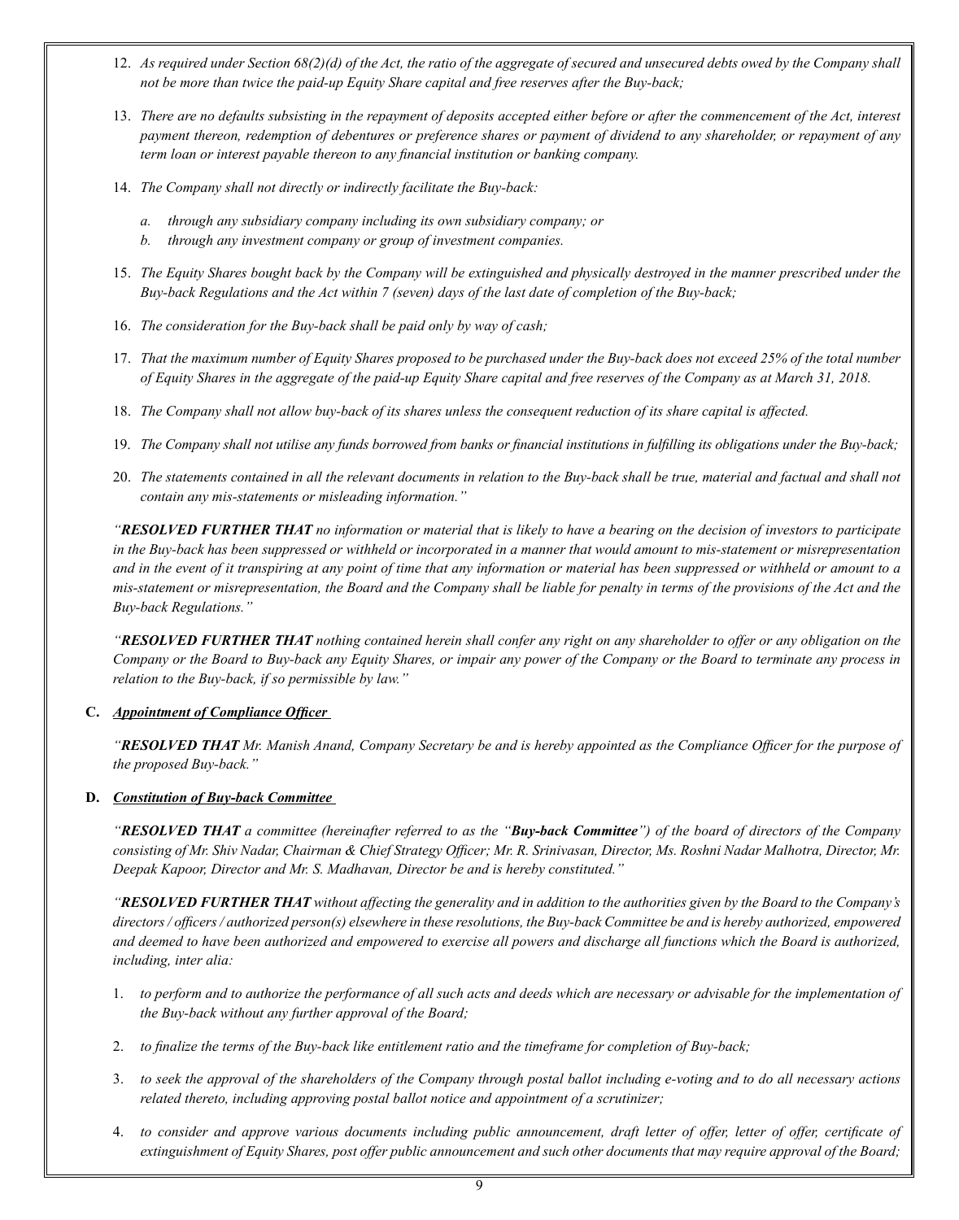12. *As required under Section 68(2)(d) of the Act, the ratio of the aggregate of secured and unsecured debts owed by the Company shall not be more than twice the paid-up Equity Share capital and free reserves after the Buy-back;*

13. *There are no defaults subsisting in the repayment of deposits accepted either before or after the commencement of the Act, interest payment thereon, redemption of debentures or preference shares or payment of dividend to any shareholder, or repayment of any term loan or interest payable thereon to any financial institution or banking company.*

14. *The Company shall not directly or indirectly facilitate the Buy-back:*

    a. *through any subsidiary company including its own subsidiary company; or*
    b. *through any investment company or group of investment companies.*

15. *The Equity Shares bought back by the Company will be extinguished and physically destroyed in the manner prescribed under the Buy-back Regulations and the Act within 7 (seven) days of the last date of completion of the Buy-back;*

16. *The consideration for the Buy-back shall be paid only by way of cash;*

17. *That the maximum number of Equity Shares proposed to be purchased under the Buy-back does not exceed 25% of the total number of Equity Shares in the aggregate of the paid-up Equity Share capital and free reserves of the Company as at March 31, 2018.*

18. *The Company shall not allow buy-back of its shares unless the consequent reduction of its share capital is affected.*

19. *The Company shall not utilise any funds borrowed from banks or financial institutions in fulfilling its obligations under the Buy-back;*

20. *The statements contained in all the relevant documents in relation to the Buy-back shall be true, material and factual and shall not contain any mis-statements or misleading information."*

*"**RESOLVED FURTHER THAT** no information or material that is likely to have a bearing on the decision of investors to participate in the Buy-back has been suppressed or withheld or incorporated in a manner that would amount to mis-statement or misrepresentation and in the event of it transpiring at any point of time that any information or material has been suppressed or withheld or amount to a mis-statement or misrepresentation, the Board and the Company shall be liable for penalty in terms of the provisions of the Act and the Buy-back Regulations."*

*"**RESOLVED FURTHER THAT** nothing contained herein shall confer any right on any shareholder to offer or any obligation on the Company or the Board to Buy-back any Equity Shares, or impair any power of the Company or the Board to terminate any process in relation to the Buy-back, if so permissible by law."*

**C.** ***Appointment of Compliance Officer***

*"**RESOLVED THAT** Mr. Manish Anand, Company Secretary be and is hereby appointed as the Compliance Officer for the purpose of the proposed Buy-back."*

**D.** ***Constitution of Buy-back Committee***

*"**RESOLVED THAT** a committee (hereinafter referred to as the "**Buy-back Committee**") of the board of directors of the Company consisting of Mr. Shiv Nadar, Chairman & Chief Strategy Officer; Mr. R. Srinivasan, Director, Ms. Roshni Nadar Malhotra, Director, Mr. Deepak Kapoor, Director and Mr. S. Madhavan, Director be and is hereby constituted."*

*"**RESOLVED FURTHER THAT** without affecting the generality and in addition to the authorities given by the Board to the Company's directors / officers / authorized person(s) elsewhere in these resolutions, the Buy-back Committee be and is hereby authorized, empowered and deemed to have been authorized and empowered to exercise all powers and discharge all functions which the Board is authorized, including, inter alia:*

1. *to perform and to authorize the performance of all such acts and deeds which are necessary or advisable for the implementation of the Buy-back without any further approval of the Board;*

2. *to finalize the terms of the Buy-back like entitlement ratio and the timeframe for completion of Buy-back;*

3. *to seek the approval of the shareholders of the Company through postal ballot including e-voting and to do all necessary actions related thereto, including approving postal ballot notice and appointment of a scrutinizer;*

4. *to consider and approve various documents including public announcement, draft letter of offer, letter of offer, certificate of extinguishment of Equity Shares, post offer public announcement and such other documents that may require approval of the Board;*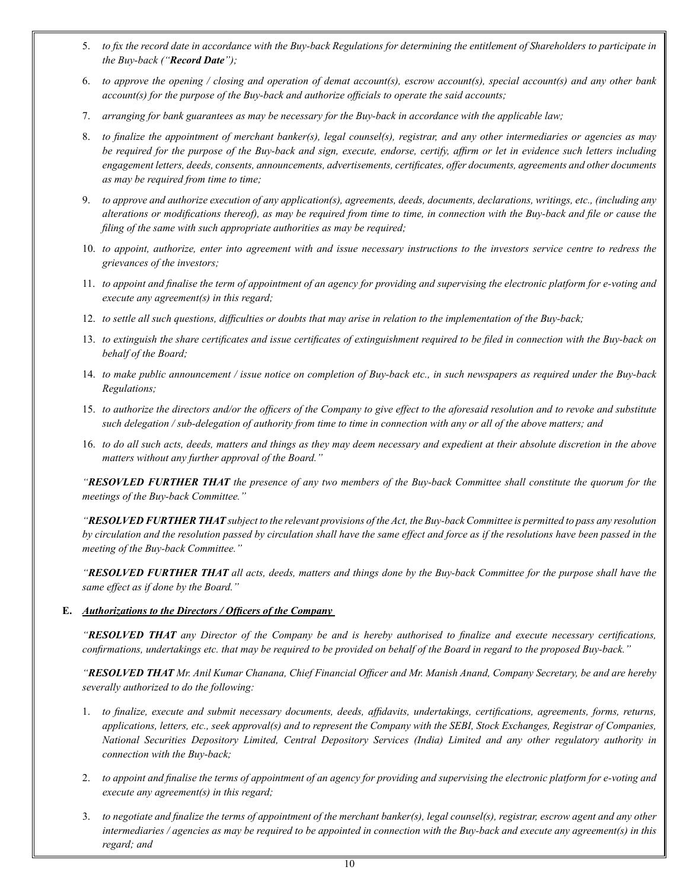5. *to fix the record date in accordance with the Buy-back Regulations for determining the entitlement of Shareholders to participate in the Buy-back ("**Record Date**");*

6. *to approve the opening / closing and operation of demat account(s), escrow account(s), special account(s) and any other bank account(s) for the purpose of the Buy-back and authorize officials to operate the said accounts;*

7. *arranging for bank guarantees as may be necessary for the Buy-back in accordance with the applicable law;*

8. *to finalize the appointment of merchant banker(s), legal counsel(s), registrar, and any other intermediaries or agencies as may be required for the purpose of the Buy-back and sign, execute, endorse, certify, affirm or let in evidence such letters including engagement letters, deeds, consents, announcements, advertisements, certificates, offer documents, agreements and other documents as may be required from time to time;*

9. *to approve and authorize execution of any application(s), agreements, deeds, documents, declarations, writings, etc., (including any alterations or modifications thereof), as may be required from time to time, in connection with the Buy-back and file or cause the filing of the same with such appropriate authorities as may be required;*

10. *to appoint, authorize, enter into agreement with and issue necessary instructions to the investors service centre to redress the grievances of the investors;*

11. *to appoint and finalise the term of appointment of an agency for providing and supervising the electronic platform for e-voting and execute any agreement(s) in this regard;*

12. *to settle all such questions, difficulties or doubts that may arise in relation to the implementation of the Buy-back;*

13. *to extinguish the share certificates and issue certificates of extinguishment required to be filed in connection with the Buy-back on behalf of the Board;*

14. *to make public announcement / issue notice on completion of Buy-back etc., in such newspapers as required under the Buy-back Regulations;*

15. *to authorize the directors and/or the officers of the Company to give effect to the aforesaid resolution and to revoke and substitute such delegation / sub-delegation of authority from time to time in connection with any or all of the above matters; and*

16. *to do all such acts, deeds, matters and things as they may deem necessary and expedient at their absolute discretion in the above matters without any further approval of the Board."*

*"**RESOVLED FURTHER THAT** the presence of any two members of the Buy-back Committee shall constitute the quorum for the meetings of the Buy-back Committee."*

*"**RESOLVED FURTHER THAT** subject to the relevant provisions of the Act, the Buy-back Committee is permitted to pass any resolution by circulation and the resolution passed by circulation shall have the same effect and force as if the resolutions have been passed in the meeting of the Buy-back Committee."*

*"**RESOLVED FURTHER THAT** all acts, deeds, matters and things done by the Buy-back Committee for the purpose shall have the same effect as if done by the Board."*

**E.** ***Authorizations to the Directors / Officers of the Company***

*"**RESOLVED THAT** any Director of the Company be and is hereby authorised to finalize and execute necessary certifications, confirmations, undertakings etc. that may be required to be provided on behalf of the Board in regard to the proposed Buy-back."*

*"**RESOLVED THAT** Mr. Anil Kumar Chanana, Chief Financial Officer and Mr. Manish Anand, Company Secretary, be and are hereby severally authorized to do the following:*

1. *to finalize, execute and submit necessary documents, deeds, affidavits, undertakings, certifications, agreements, forms, returns, applications, letters, etc., seek approval(s) and to represent the Company with the SEBI, Stock Exchanges, Registrar of Companies, National Securities Depository Limited, Central Depository Services (India) Limited and any other regulatory authority in connection with the Buy-back;*

2. *to appoint and finalise the terms of appointment of an agency for providing and supervising the electronic platform for e-voting and execute any agreement(s) in this regard;*

3. *to negotiate and finalize the terms of appointment of the merchant banker(s), legal counsel(s), registrar, escrow agent and any other intermediaries / agencies as may be required to be appointed in connection with the Buy-back and execute any agreement(s) in this regard; and*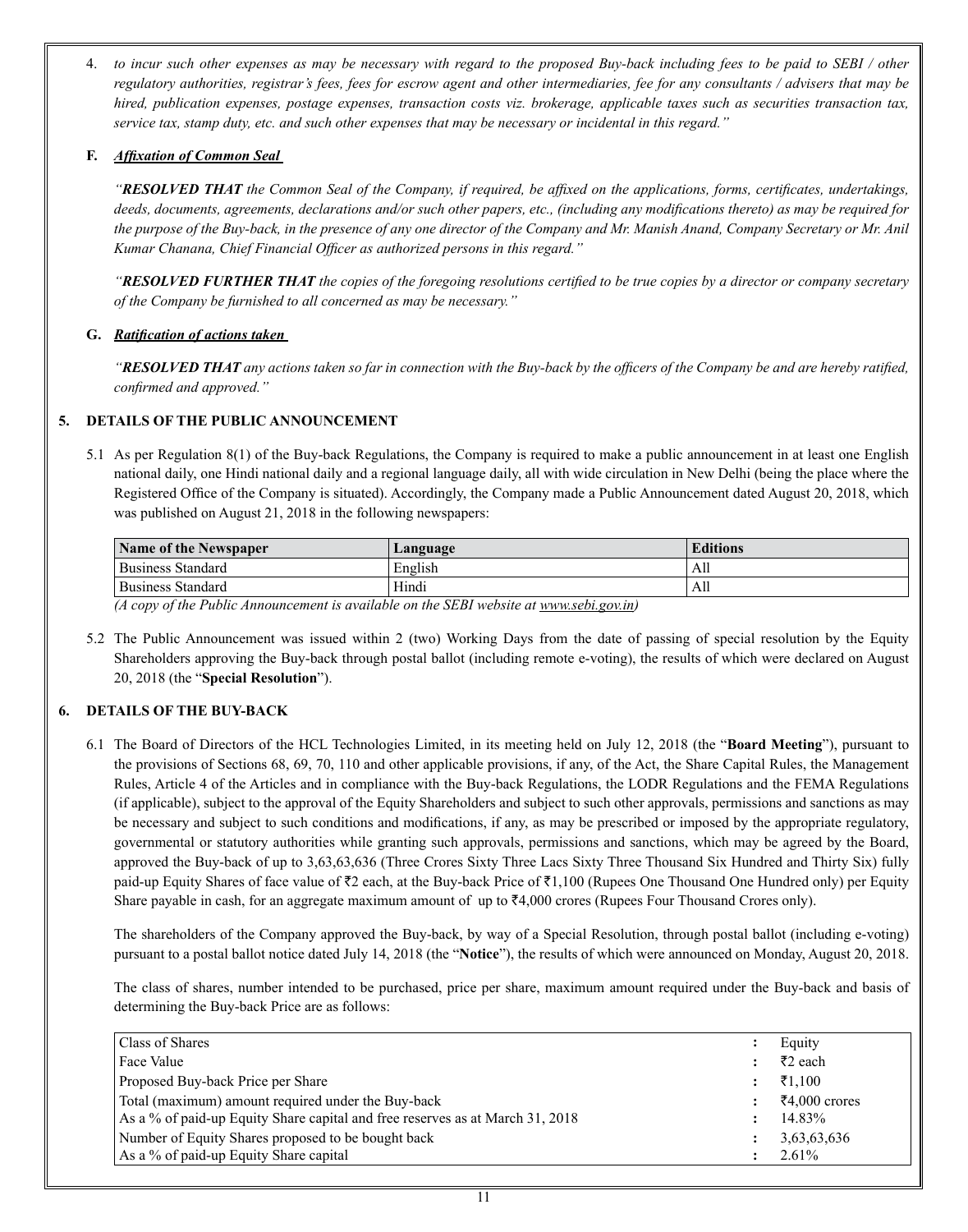4. *to incur such other expenses as may be necessary with regard to the proposed Buy-back including fees to be paid to SEBI / other regulatory authorities, registrar's fees, fees for escrow agent and other intermediaries, fee for any consultants / advisers that may be hired, publication expenses, postage expenses, transaction costs viz. brokerage, applicable taxes such as securities transaction tax, service tax, stamp duty, etc. and such other expenses that may be necessary or incidental in this regard."*

**F.** ***Affixation of Common Seal***

*"**RESOLVED THAT** the Common Seal of the Company, if required, be affixed on the applications, forms, certificates, undertakings, deeds, documents, agreements, declarations and/or such other papers, etc., (including any modifications thereto) as may be required for the purpose of the Buy-back, in the presence of any one director of the Company and Mr. Manish Anand, Company Secretary or Mr. Anil Kumar Chanana, Chief Financial Officer as authorized persons in this regard."*

*"**RESOLVED FURTHER THAT** the copies of the foregoing resolutions certified to be true copies by a director or company secretary of the Company be furnished to all concerned as may be necessary."*

**G.** ***Ratification of actions taken***

*"**RESOLVED THAT** any actions taken so far in connection with the Buy-back by the officers of the Company be and are hereby ratified, confirmed and approved."*

## 5. DETAILS OF THE PUBLIC ANNOUNCEMENT

5.1 As per Regulation 8(1) of the Buy-back Regulations, the Company is required to make a public announcement in at least one English national daily, one Hindi national daily and a regional language daily, all with wide circulation in New Delhi (being the place where the Registered Office of the Company is situated). Accordingly, the Company made a Public Announcement dated August 20, 2018, which was published on August 21, 2018 in the following newspapers:

| Name of the Newspaper | Language | Editions |
|---|---|---|
| Business Standard | English | All |
| Business Standard | Hindi | All |

*(A copy of the Public Announcement is available on the SEBI website at www.sebi.gov.in)*

5.2 The Public Announcement was issued within 2 (two) Working Days from the date of passing of special resolution by the Equity Shareholders approving the Buy-back through postal ballot (including remote e-voting), the results of which were declared on August 20, 2018 (the "**Special Resolution**").

## 6. DETAILS OF THE BUY-BACK

6.1 The Board of Directors of the HCL Technologies Limited, in its meeting held on July 12, 2018 (the "**Board Meeting**"), pursuant to the provisions of Sections 68, 69, 70, 110 and other applicable provisions, if any, of the Act, the Share Capital Rules, the Management Rules, Article 4 of the Articles and in compliance with the Buy-back Regulations, the LODR Regulations and the FEMA Regulations (if applicable), subject to the approval of the Equity Shareholders and subject to such other approvals, permissions and sanctions as may be necessary and subject to such conditions and modifications, if any, as may be prescribed or imposed by the appropriate regulatory, governmental or statutory authorities while granting such approvals, permissions and sanctions, which may be agreed by the Board, approved the Buy-back of up to 3,63,63,636 (Three Crores Sixty Three Lacs Sixty Three Thousand Six Hundred and Thirty Six) fully paid-up Equity Shares of face value of ₹2 each, at the Buy-back Price of ₹1,100 (Rupees One Thousand One Hundred only) per Equity Share payable in cash, for an aggregate maximum amount of up to ₹4,000 crores (Rupees Four Thousand Crores only).

The shareholders of the Company approved the Buy-back, by way of a Special Resolution, through postal ballot (including e-voting) pursuant to a postal ballot notice dated July 14, 2018 (the "**Notice**"), the results of which were announced on Monday, August 20, 2018.

The class of shares, number intended to be purchased, price per share, maximum amount required under the Buy-back and basis of determining the Buy-back Price are as follows:

| | | |
|---|---|---|
| Class of Shares | : | Equity |
| Face Value | : | ₹2 each |
| Proposed Buy-back Price per Share | : | ₹1,100 |
| Total (maximum) amount required under the Buy-back | : | ₹4,000 crores |
| As a % of paid-up Equity Share capital and free reserves as at March 31, 2018 | : | 14.83% |
| Number of Equity Shares proposed to be bought back | : | 3,63,63,636 |
| As a % of paid-up Equity Share capital | : | 2.61% |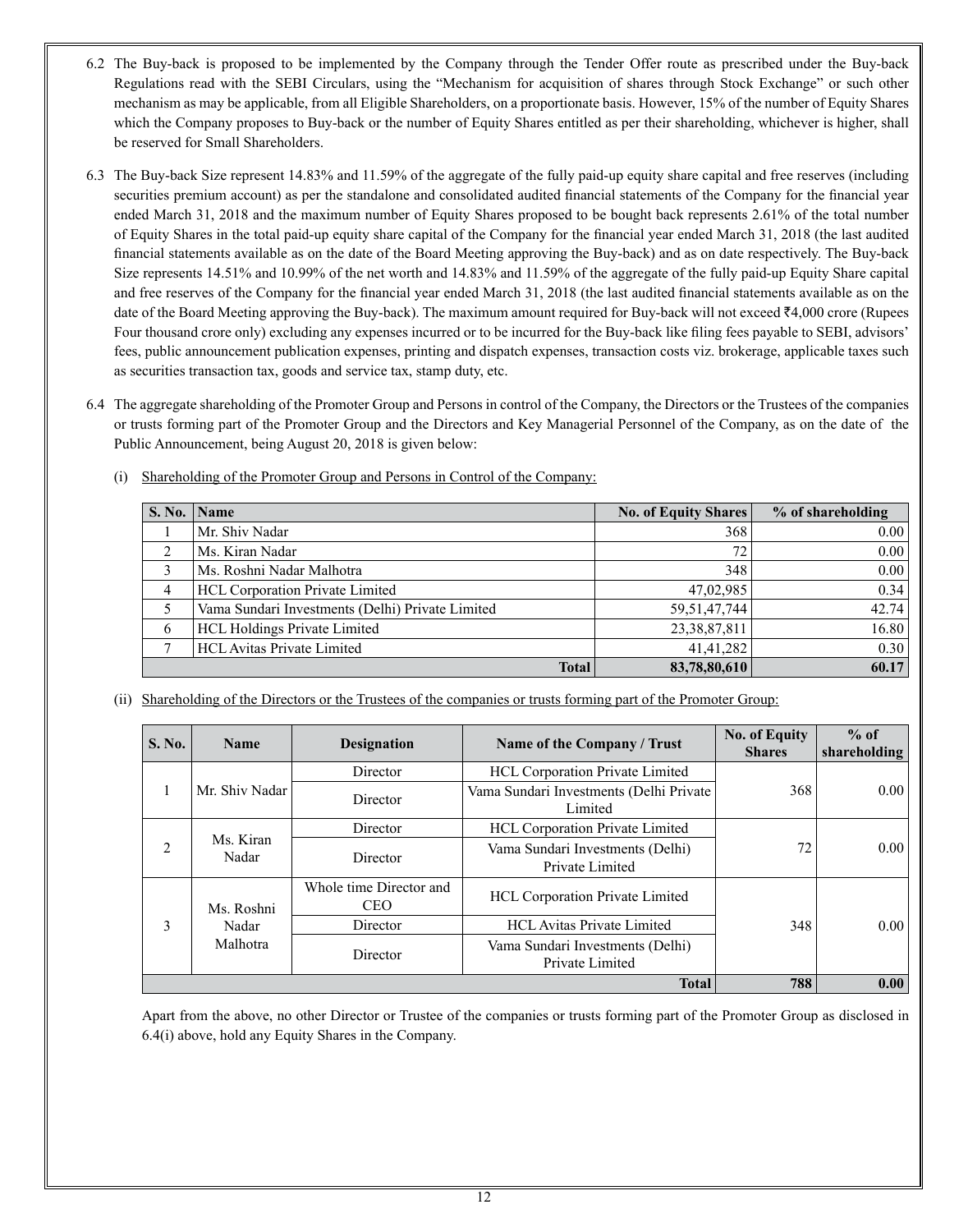6.2 The Buy-back is proposed to be implemented by the Company through the Tender Offer route as prescribed under the Buy-back Regulations read with the SEBI Circulars, using the "Mechanism for acquisition of shares through Stock Exchange" or such other mechanism as may be applicable, from all Eligible Shareholders, on a proportionate basis. However, 15% of the number of Equity Shares which the Company proposes to Buy-back or the number of Equity Shares entitled as per their shareholding, whichever is higher, shall be reserved for Small Shareholders.

6.3 The Buy-back Size represent 14.83% and 11.59% of the aggregate of the fully paid-up equity share capital and free reserves (including securities premium account) as per the standalone and consolidated audited financial statements of the Company for the financial year ended March 31, 2018 and the maximum number of Equity Shares proposed to be bought back represents 2.61% of the total number of Equity Shares in the total paid-up equity share capital of the Company for the financial year ended March 31, 2018 (the last audited financial statements available as on the date of the Board Meeting approving the Buy-back) and as on date respectively. The Buy-back Size represents 14.51% and 10.99% of the net worth and 14.83% and 11.59% of the aggregate of the fully paid-up Equity Share capital and free reserves of the Company for the financial year ended March 31, 2018 (the last audited financial statements available as on the date of the Board Meeting approving the Buy-back). The maximum amount required for Buy-back will not exceed ₹4,000 crore (Rupees Four thousand crore only) excluding any expenses incurred or to be incurred for the Buy-back like filing fees payable to SEBI, advisors' fees, public announcement publication expenses, printing and dispatch expenses, transaction costs viz. brokerage, applicable taxes such as securities transaction tax, goods and service tax, stamp duty, etc.

6.4 The aggregate shareholding of the Promoter Group and Persons in control of the Company, the Directors or the Trustees of the companies or trusts forming part of the Promoter Group and the Directors and Key Managerial Personnel of the Company, as on the date of the Public Announcement, being August 20, 2018 is given below:

(i) Shareholding of the Promoter Group and Persons in Control of the Company:

| S. No. | Name | No. of Equity Shares | % of shareholding |
|---|---|---|---|
| 1 | Mr. Shiv Nadar | 368 | 0.00 |
| 2 | Ms. Kiran Nadar | 72 | 0.00 |
| 3 | Ms. Roshni Nadar Malhotra | 348 | 0.00 |
| 4 | HCL Corporation Private Limited | 47,02,985 | 0.34 |
| 5 | Vama Sundari Investments (Delhi) Private Limited | 59,51,47,744 | 42.74 |
| 6 | HCL Holdings Private Limited | 23,38,87,811 | 16.80 |
| 7 | HCL Avitas Private Limited | 41,41,282 | 0.30 |
| | **Total** | **83,78,80,610** | **60.17** |

(ii) Shareholding of the Directors or the Trustees of the companies or trusts forming part of the Promoter Group:

| S. No. | Name | Designation | Name of the Company / Trust | No. of Equity Shares | % of shareholding |
|---|---|---|---|---|---|
| 1 | Mr. Shiv Nadar | Director | HCL Corporation Private Limited | 368 | 0.00 |
| | | Director | Vama Sundari Investments (Delhi Private Limited | | |
| 2 | Ms. Kiran Nadar | Director | HCL Corporation Private Limited | 72 | 0.00 |
| | | Director | Vama Sundari Investments (Delhi) Private Limited | | |
| 3 | Ms. Roshni Nadar Malhotra | Whole time Director and CEO | HCL Corporation Private Limited | 348 | 0.00 |
| | | Director | HCL Avitas Private Limited | | |
| | | Director | Vama Sundari Investments (Delhi) Private Limited | | |
| | | | **Total** | **788** | **0.00** |

Apart from the above, no other Director or Trustee of the companies or trusts forming part of the Promoter Group as disclosed in 6.4(i) above, hold any Equity Shares in the Company.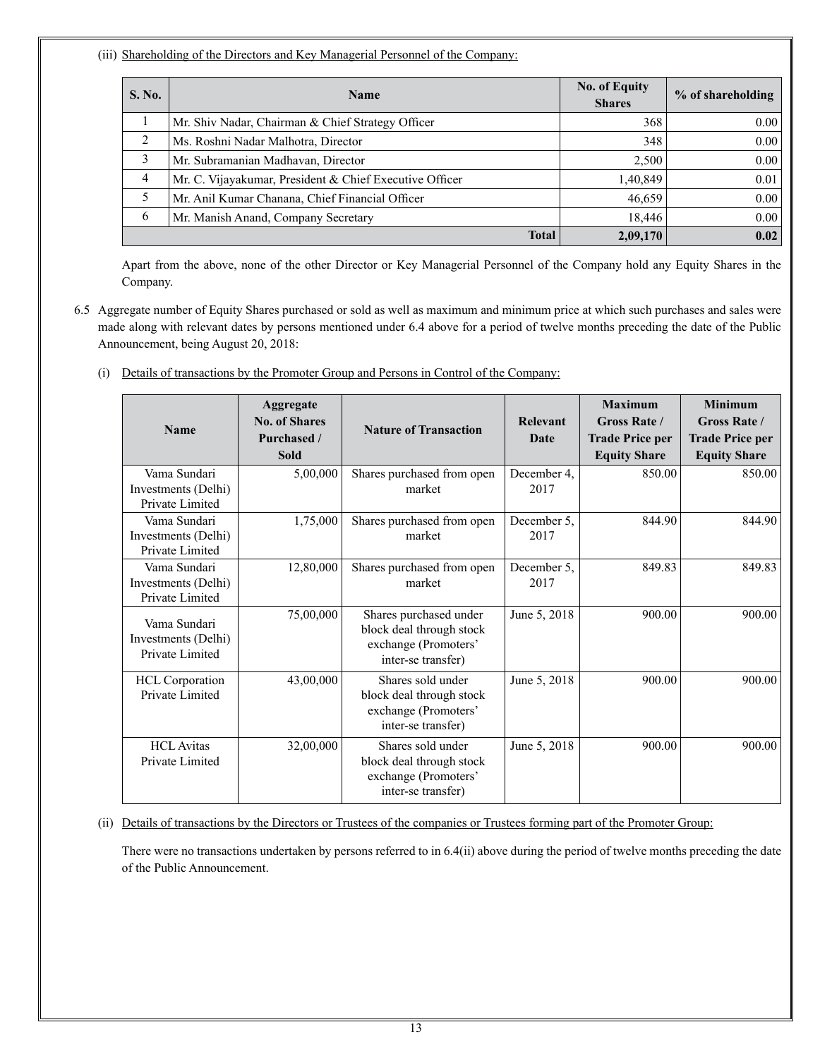(iii) Shareholding of the Directors and Key Managerial Personnel of the Company:

| S. No. | Name | No. of Equity Shares | % of shareholding |
|---|---|---|---|
| 1 | Mr. Shiv Nadar, Chairman & Chief Strategy Officer | 368 | 0.00 |
| 2 | Ms. Roshni Nadar Malhotra, Director | 348 | 0.00 |
| 3 | Mr. Subramanian Madhavan, Director | 2,500 | 0.00 |
| 4 | Mr. C. Vijayakumar, President & Chief Executive Officer | 1,40,849 | 0.01 |
| 5 | Mr. Anil Kumar Chanana, Chief Financial Officer | 46,659 | 0.00 |
| 6 | Mr. Manish Anand, Company Secretary | 18,446 | 0.00 |
| | **Total** | **2,09,170** | **0.02** |

Apart from the above, none of the other Director or Key Managerial Personnel of the Company hold any Equity Shares in the Company.

6.5 Aggregate number of Equity Shares purchased or sold as well as maximum and minimum price at which such purchases and sales were made along with relevant dates by persons mentioned under 6.4 above for a period of twelve months preceding the date of the Public Announcement, being August 20, 2018:

(i) Details of transactions by the Promoter Group and Persons in Control of the Company:

| Name | Aggregate No. of Shares Purchased / Sold | Nature of Transaction | Relevant Date | Maximum Gross Rate / Trade Price per Equity Share | Minimum Gross Rate / Trade Price per Equity Share |
|---|---|---|---|---|---|
| Vama Sundari Investments (Delhi) Private Limited | 5,00,000 | Shares purchased from open market | December 4, 2017 | 850.00 | 850.00 |
| Vama Sundari Investments (Delhi) Private Limited | 1,75,000 | Shares purchased from open market | December 5, 2017 | 844.90 | 844.90 |
| Vama Sundari Investments (Delhi) Private Limited | 12,80,000 | Shares purchased from open market | December 5, 2017 | 849.83 | 849.83 |
| Vama Sundari Investments (Delhi) Private Limited | 75,00,000 | Shares purchased under block deal through stock exchange (Promoters' inter-se transfer) | June 5, 2018 | 900.00 | 900.00 |
| HCL Corporation Private Limited | 43,00,000 | Shares sold under block deal through stock exchange (Promoters' inter-se transfer) | June 5, 2018 | 900.00 | 900.00 |
| HCL Avitas Private Limited | 32,00,000 | Shares sold under block deal through stock exchange (Promoters' inter-se transfer) | June 5, 2018 | 900.00 | 900.00 |

(ii) Details of transactions by the Directors or Trustees of the companies or Trustees forming part of the Promoter Group:

There were no transactions undertaken by persons referred to in 6.4(ii) above during the period of twelve months preceding the date of the Public Announcement.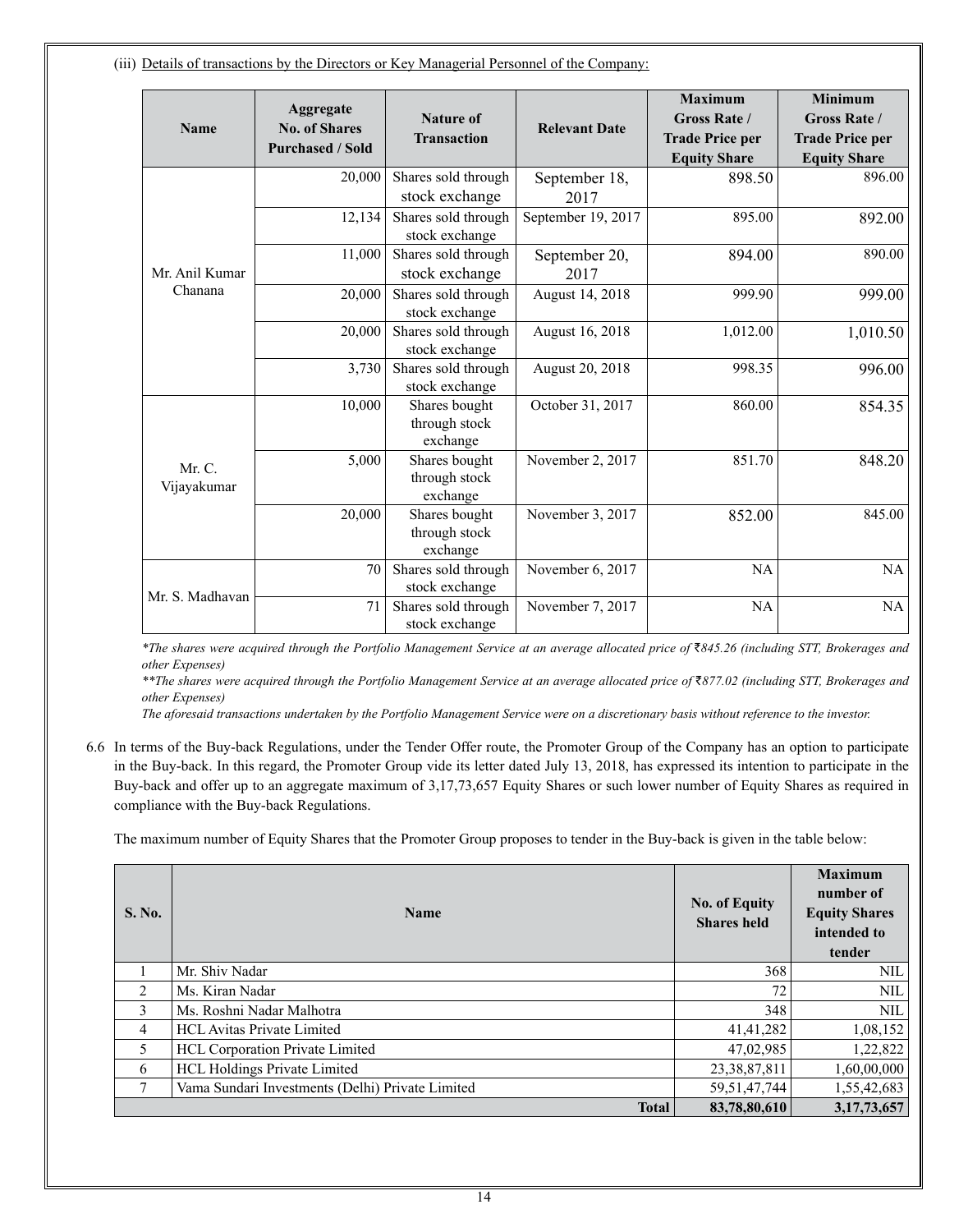(iii) Details of transactions by the Directors or Key Managerial Personnel of the Company:

| Name | Aggregate No. of Shares Purchased / Sold | Nature of Transaction | Relevant Date | Maximum Gross Rate / Trade Price per Equity Share | Minimum Gross Rate / Trade Price per Equity Share |
|---|---|---|---|---|---|
| Mr. Anil Kumar Chanana | 20,000 | Shares sold through stock exchange | September 18, 2017 | 898.50 | 896.00 |
| | 12,134 | Shares sold through stock exchange | September 19, 2017 | 895.00 | 892.00 |
| | 11,000 | Shares sold through stock exchange | September 20, 2017 | 894.00 | 890.00 |
| | 20,000 | Shares sold through stock exchange | August 14, 2018 | 999.90 | 999.00 |
| | 20,000 | Shares sold through stock exchange | August 16, 2018 | 1,012.00 | 1,010.50 |
| | 3,730 | Shares sold through stock exchange | August 20, 2018 | 998.35 | 996.00 |
| Mr. C. Vijayakumar | 10,000 | Shares bought through stock exchange | October 31, 2017 | 860.00 | 854.35 |
| | 5,000 | Shares bought through stock exchange | November 2, 2017 | 851.70 | 848.20 |
| | 20,000 | Shares bought through stock exchange | November 3, 2017 | 852.00 | 845.00 |
| Mr. S. Madhavan | 70 | Shares sold through stock exchange | November 6, 2017 | NA | NA |
| | 71 | Shares sold through stock exchange | November 7, 2017 | NA | NA |

*\*The shares were acquired through the Portfolio Management Service at an average allocated price of ₹845.26 (including STT, Brokerages and other Expenses)*

*\*\*The shares were acquired through the Portfolio Management Service at an average allocated price of ₹877.02 (including STT, Brokerages and other Expenses)*

*The aforesaid transactions undertaken by the Portfolio Management Service were on a discretionary basis without reference to the investor.*

6.6 In terms of the Buy-back Regulations, under the Tender Offer route, the Promoter Group of the Company has an option to participate in the Buy-back. In this regard, the Promoter Group vide its letter dated July 13, 2018, has expressed its intention to participate in the Buy-back and offer up to an aggregate maximum of 3,17,73,657 Equity Shares or such lower number of Equity Shares as required in compliance with the Buy-back Regulations.

The maximum number of Equity Shares that the Promoter Group proposes to tender in the Buy-back is given in the table below:

| S. No. | Name | No. of Equity Shares held | Maximum number of Equity Shares intended to tender |
|---|---|---|---|
| 1 | Mr. Shiv Nadar | 368 | NIL |
| 2 | Ms. Kiran Nadar | 72 | NIL |
| 3 | Ms. Roshni Nadar Malhotra | 348 | NIL |
| 4 | HCL Avitas Private Limited | 41,41,282 | 1,08,152 |
| 5 | HCL Corporation Private Limited | 47,02,985 | 1,22,822 |
| 6 | HCL Holdings Private Limited | 23,38,87,811 | 1,60,00,000 |
| 7 | Vama Sundari Investments (Delhi) Private Limited | 59,51,47,744 | 1,55,42,683 |
| | **Total** | **83,78,80,610** | **3,17,73,657** |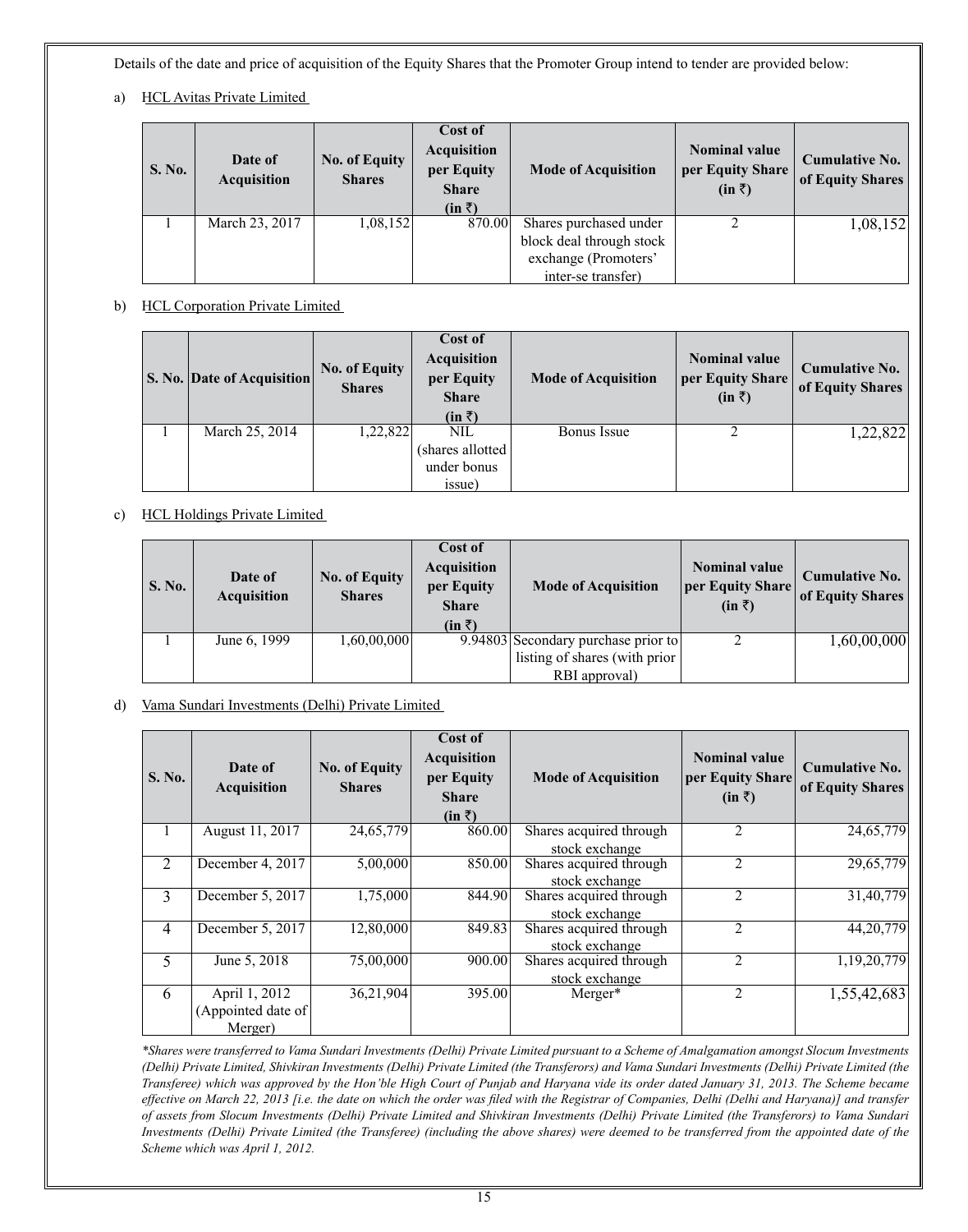Details of the date and price of acquisition of the Equity Shares that the Promoter Group intend to tender are provided below:

a) HCL Avitas Private Limited

| S. No. | Date of Acquisition | No. of Equity Shares | Cost of Acquisition per Equity Share (in ₹) | Mode of Acquisition | Nominal value per Equity Share (in ₹) | Cumulative No. of Equity Shares |
|---|---|---|---|---|---|---|
| 1 | March 23, 2017 | 1,08,152 | 870.00 | Shares purchased under block deal through stock exchange (Promoters' inter-se transfer) | 2 | 1,08,152 |

b) HCL Corporation Private Limited

| S. No. | Date of Acquisition | No. of Equity Shares | Cost of Acquisition per Equity Share (in ₹) | Mode of Acquisition | Nominal value per Equity Share (in ₹) | Cumulative No. of Equity Shares |
|---|---|---|---|---|---|---|
| 1 | March 25, 2014 | 1,22,822 | NIL (shares allotted under bonus issue) | Bonus Issue | 2 | 1,22,822 |

c) HCL Holdings Private Limited

| S. No. | Date of Acquisition | No. of Equity Shares | Cost of Acquisition per Equity Share (in ₹) | Mode of Acquisition | Nominal value per Equity Share (in ₹) | Cumulative No. of Equity Shares |
|---|---|---|---|---|---|---|
| 1 | June 6, 1999 | 1,60,00,000 | 9.94803 | Secondary purchase prior to listing of shares (with prior RBI approval) | 2 | 1,60,00,000 |

d) Vama Sundari Investments (Delhi) Private Limited

| S. No. | Date of Acquisition | No. of Equity Shares | Cost of Acquisition per Equity Share (in ₹) | Mode of Acquisition | Nominal value per Equity Share (in ₹) | Cumulative No. of Equity Shares |
|---|---|---|---|---|---|---|
| 1 | August 11, 2017 | 24,65,779 | 860.00 | Shares acquired through stock exchange | 2 | 24,65,779 |
| 2 | December 4, 2017 | 5,00,000 | 850.00 | Shares acquired through stock exchange | 2 | 29,65,779 |
| 3 | December 5, 2017 | 1,75,000 | 844.90 | Shares acquired through stock exchange | 2 | 31,40,779 |
| 4 | December 5, 2017 | 12,80,000 | 849.83 | Shares acquired through stock exchange | 2 | 44,20,779 |
| 5 | June 5, 2018 | 75,00,000 | 900.00 | Shares acquired through stock exchange | 2 | 1,19,20,779 |
| 6 | April 1, 2012 (Appointed date of Merger) | 36,21,904 | 395.00 | Merger* | 2 | 1,55,42,683 |

*\*Shares were transferred to Vama Sundari Investments (Delhi) Private Limited pursuant to a Scheme of Amalgamation amongst Slocum Investments (Delhi) Private Limited, Shivkiran Investments (Delhi) Private Limited (the Transferors) and Vama Sundari Investments (Delhi) Private Limited (the Transferee) which was approved by the Hon'ble High Court of Punjab and Haryana vide its order dated January 31, 2013. The Scheme became effective on March 22, 2013 [i.e. the date on which the order was filed with the Registrar of Companies, Delhi (Delhi and Haryana)] and transfer of assets from Slocum Investments (Delhi) Private Limited and Shivkiran Investments (Delhi) Private Limited (the Transferors) to Vama Sundari Investments (Delhi) Private Limited (the Transferee) (including the above shares) were deemed to be transferred from the appointed date of the Scheme which was April 1, 2012.*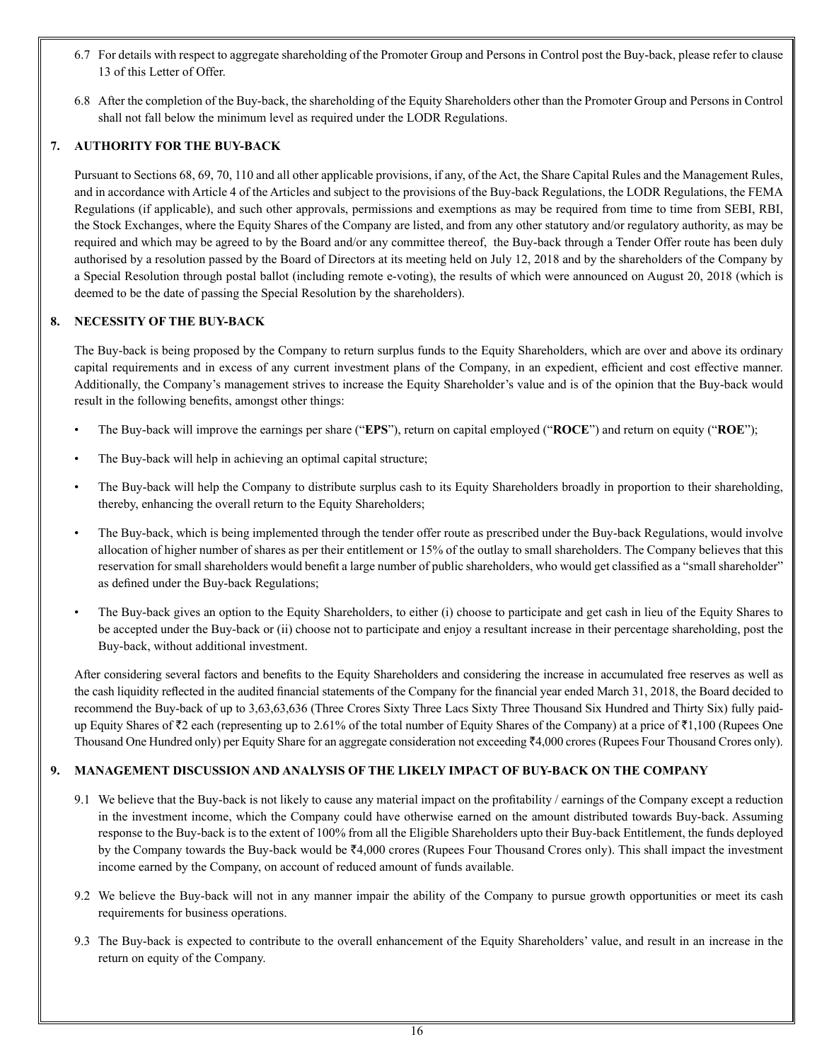6.7 For details with respect to aggregate shareholding of the Promoter Group and Persons in Control post the Buy-back, please refer to clause 13 of this Letter of Offer.

6.8 After the completion of the Buy-back, the shareholding of the Equity Shareholders other than the Promoter Group and Persons in Control shall not fall below the minimum level as required under the LODR Regulations.

## 7. AUTHORITY FOR THE BUY-BACK

Pursuant to Sections 68, 69, 70, 110 and all other applicable provisions, if any, of the Act, the Share Capital Rules and the Management Rules, and in accordance with Article 4 of the Articles and subject to the provisions of the Buy-back Regulations, the LODR Regulations, the FEMA Regulations (if applicable), and such other approvals, permissions and exemptions as may be required from time to time from SEBI, RBI, the Stock Exchanges, where the Equity Shares of the Company are listed, and from any other statutory and/or regulatory authority, as may be required and which may be agreed to by the Board and/or any committee thereof, the Buy-back through a Tender Offer route has been duly authorised by a resolution passed by the Board of Directors at its meeting held on July 12, 2018 and by the shareholders of the Company by a Special Resolution through postal ballot (including remote e-voting), the results of which were announced on August 20, 2018 (which is deemed to be the date of passing the Special Resolution by the shareholders).

## 8. NECESSITY OF THE BUY-BACK

The Buy-back is being proposed by the Company to return surplus funds to the Equity Shareholders, which are over and above its ordinary capital requirements and in excess of any current investment plans of the Company, in an expedient, efficient and cost effective manner. Additionally, the Company's management strives to increase the Equity Shareholder's value and is of the opinion that the Buy-back would result in the following benefits, amongst other things:

- The Buy-back will improve the earnings per share ("**EPS**"), return on capital employed ("**ROCE**") and return on equity ("**ROE**");
- The Buy-back will help in achieving an optimal capital structure;
- The Buy-back will help the Company to distribute surplus cash to its Equity Shareholders broadly in proportion to their shareholding, thereby, enhancing the overall return to the Equity Shareholders;
- The Buy-back, which is being implemented through the tender offer route as prescribed under the Buy-back Regulations, would involve allocation of higher number of shares as per their entitlement or 15% of the outlay to small shareholders. The Company believes that this reservation for small shareholders would benefit a large number of public shareholders, who would get classified as a "small shareholder" as defined under the Buy-back Regulations;
- The Buy-back gives an option to the Equity Shareholders, to either (i) choose to participate and get cash in lieu of the Equity Shares to be accepted under the Buy-back or (ii) choose not to participate and enjoy a resultant increase in their percentage shareholding, post the Buy-back, without additional investment.

After considering several factors and benefits to the Equity Shareholders and considering the increase in accumulated free reserves as well as the cash liquidity reflected in the audited financial statements of the Company for the financial year ended March 31, 2018, the Board decided to recommend the Buy-back of up to 3,63,63,636 (Three Crores Sixty Three Lacs Sixty Three Thousand Six Hundred and Thirty Six) fully paid-up Equity Shares of ₹2 each (representing up to 2.61% of the total number of Equity Shares of the Company) at a price of ₹1,100 (Rupees One Thousand One Hundred only) per Equity Share for an aggregate consideration not exceeding ₹4,000 crores (Rupees Four Thousand Crores only).

## 9. MANAGEMENT DISCUSSION AND ANALYSIS OF THE LIKELY IMPACT OF BUY-BACK ON THE COMPANY

9.1 We believe that the Buy-back is not likely to cause any material impact on the profitability / earnings of the Company except a reduction in the investment income, which the Company could have otherwise earned on the amount distributed towards Buy-back. Assuming response to the Buy-back is to the extent of 100% from all the Eligible Shareholders upto their Buy-back Entitlement, the funds deployed by the Company towards the Buy-back would be ₹4,000 crores (Rupees Four Thousand Crores only). This shall impact the investment income earned by the Company, on account of reduced amount of funds available.

9.2 We believe the Buy-back will not in any manner impair the ability of the Company to pursue growth opportunities or meet its cash requirements for business operations.

9.3 The Buy-back is expected to contribute to the overall enhancement of the Equity Shareholders' value, and result in an increase in the return on equity of the Company.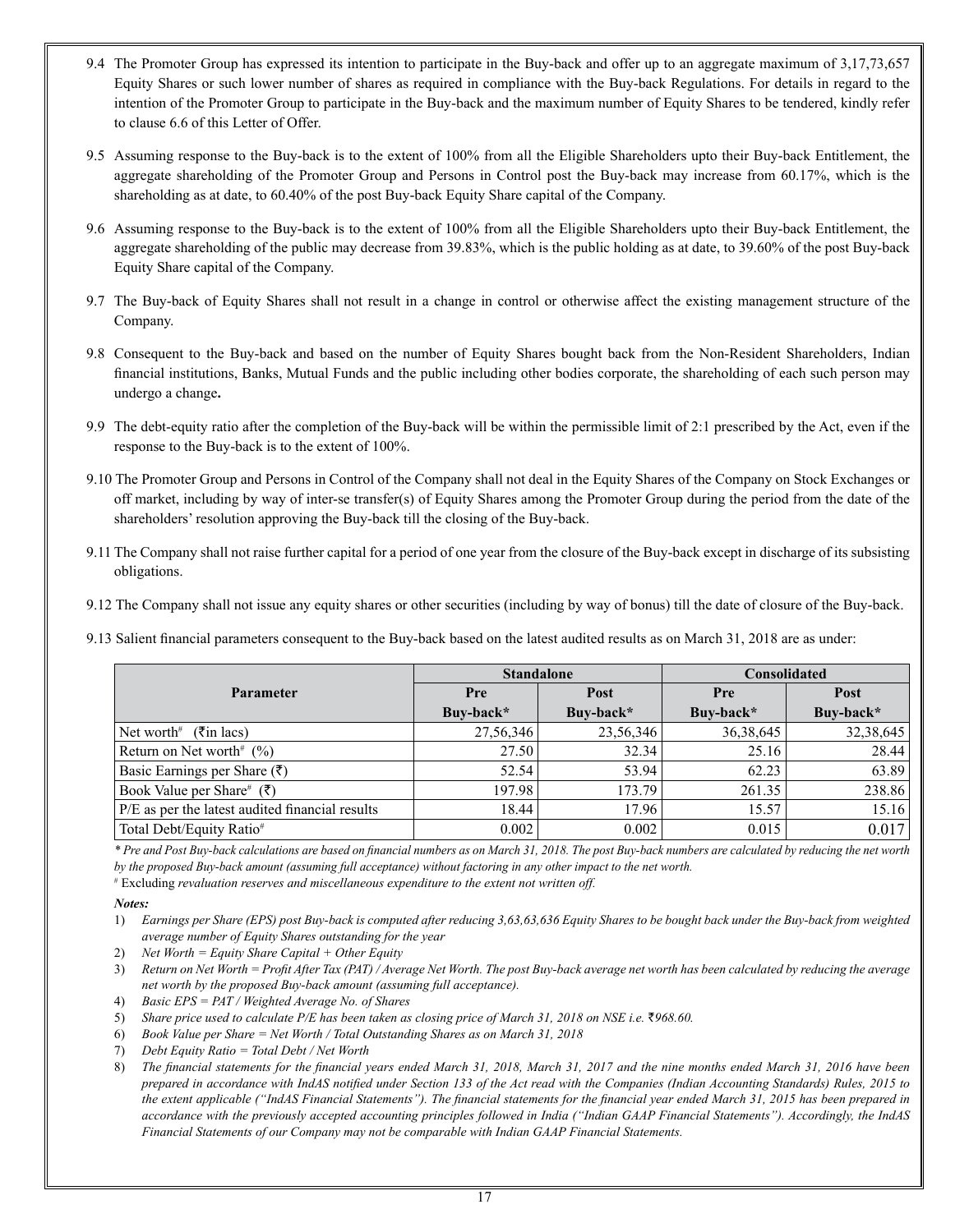9.4 The Promoter Group has expressed its intention to participate in the Buy-back and offer up to an aggregate maximum of 3,17,73,657 Equity Shares or such lower number of shares as required in compliance with the Buy-back Regulations. For details in regard to the intention of the Promoter Group to participate in the Buy-back and the maximum number of Equity Shares to be tendered, kindly refer to clause 6.6 of this Letter of Offer.

9.5 Assuming response to the Buy-back is to the extent of 100% from all the Eligible Shareholders upto their Buy-back Entitlement, the aggregate shareholding of the Promoter Group and Persons in Control post the Buy-back may increase from 60.17%, which is the shareholding as at date, to 60.40% of the post Buy-back Equity Share capital of the Company.

9.6 Assuming response to the Buy-back is to the extent of 100% from all the Eligible Shareholders upto their Buy-back Entitlement, the aggregate shareholding of the public may decrease from 39.83%, which is the public holding as at date, to 39.60% of the post Buy-back Equity Share capital of the Company.

9.7 The Buy-back of Equity Shares shall not result in a change in control or otherwise affect the existing management structure of the Company.

9.8 Consequent to the Buy-back and based on the number of Equity Shares bought back from the Non-Resident Shareholders, Indian financial institutions, Banks, Mutual Funds and the public including other bodies corporate, the shareholding of each such person may undergo a change**.**

9.9 The debt-equity ratio after the completion of the Buy-back will be within the permissible limit of 2:1 prescribed by the Act, even if the response to the Buy-back is to the extent of 100%.

9.10 The Promoter Group and Persons in Control of the Company shall not deal in the Equity Shares of the Company on Stock Exchanges or off market, including by way of inter-se transfer(s) of Equity Shares among the Promoter Group during the period from the date of the shareholders' resolution approving the Buy-back till the closing of the Buy-back.

9.11 The Company shall not raise further capital for a period of one year from the closure of the Buy-back except in discharge of its subsisting obligations.

9.12 The Company shall not issue any equity shares or other securities (including by way of bonus) till the date of closure of the Buy-back.

9.13 Salient financial parameters consequent to the Buy-back based on the latest audited results as on March 31, 2018 are as under:

| Parameter | Standalone | | Consolidated | |
|---|---|---|---|---|
| | Pre Buy-back* | Post Buy-back* | Pre Buy-back* | Post Buy-back* |
| Net worth# (₹in lacs) | 27,56,346 | 23,56,346 | 36,38,645 | 32,38,645 |
| Return on Net worth# (%) | 27.50 | 32.34 | 25.16 | 28.44 |
| Basic Earnings per Share (₹) | 52.54 | 53.94 | 62.23 | 63.89 |
| Book Value per Share# (₹) | 197.98 | 173.79 | 261.35 | 238.86 |
| P/E as per the latest audited financial results | 18.44 | 17.96 | 15.57 | 15.16 |
| Total Debt/Equity Ratio# | 0.002 | 0.002 | 0.015 | 0.017 |

*\* Pre and Post Buy-back calculations are based on financial numbers as on March 31, 2018. The post Buy-back numbers are calculated by reducing the net worth by the proposed Buy-back amount (assuming full acceptance) without factoring in any other impact to the net worth.*

\# Excluding *revaluation reserves and miscellaneous expenditure to the extent not written off.*

***Notes:***

1) *Earnings per Share (EPS) post Buy-back is computed after reducing 3,63,63,636 Equity Shares to be bought back under the Buy-back from weighted average number of Equity Shares outstanding for the year*
2) *Net Worth = Equity Share Capital + Other Equity*
3) *Return on Net Worth = Profit After Tax (PAT) / Average Net Worth. The post Buy-back average net worth has been calculated by reducing the average net worth by the proposed Buy-back amount (assuming full acceptance).*
4) *Basic EPS = PAT / Weighted Average No. of Shares*
5) *Share price used to calculate P/E has been taken as closing price of March 31, 2018 on NSE i.e. ₹968.60.*
6) *Book Value per Share = Net Worth / Total Outstanding Shares as on March 31, 2018*
7) *Debt Equity Ratio = Total Debt / Net Worth*
8) *The financial statements for the financial years ended March 31, 2018, March 31, 2017 and the nine months ended March 31, 2016 have been prepared in accordance with IndAS notified under Section 133 of the Act read with the Companies (Indian Accounting Standards) Rules, 2015 to the extent applicable ("IndAS Financial Statements"). The financial statements for the financial year ended March 31, 2015 has been prepared in accordance with the previously accepted accounting principles followed in India ("Indian GAAP Financial Statements"). Accordingly, the IndAS Financial Statements of our Company may not be comparable with Indian GAAP Financial Statements.*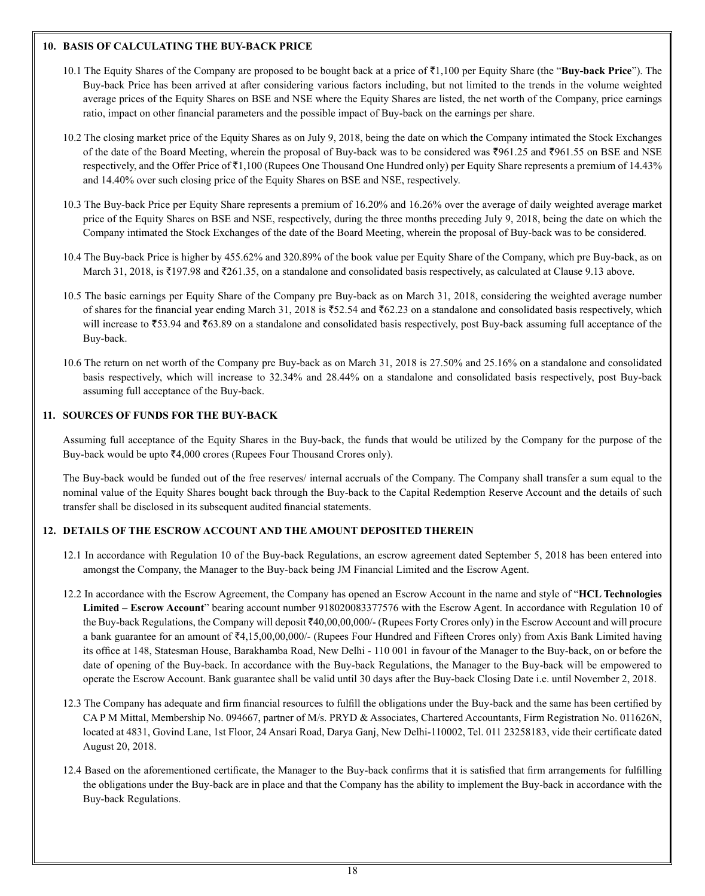## 10. BASIS OF CALCULATING THE BUY-BACK PRICE

10.1 The Equity Shares of the Company are proposed to be bought back at a price of ₹1,100 per Equity Share (the "**Buy-back Price**"). The Buy-back Price has been arrived at after considering various factors including, but not limited to the trends in the volume weighted average prices of the Equity Shares on BSE and NSE where the Equity Shares are listed, the net worth of the Company, price earnings ratio, impact on other financial parameters and the possible impact of Buy-back on the earnings per share.

10.2 The closing market price of the Equity Shares as on July 9, 2018, being the date on which the Company intimated the Stock Exchanges of the date of the Board Meeting, wherein the proposal of Buy-back was to be considered was ₹961.25 and ₹961.55 on BSE and NSE respectively, and the Offer Price of ₹1,100 (Rupees One Thousand One Hundred only) per Equity Share represents a premium of 14.43% and 14.40% over such closing price of the Equity Shares on BSE and NSE, respectively.

10.3 The Buy-back Price per Equity Share represents a premium of 16.20% and 16.26% over the average of daily weighted average market price of the Equity Shares on BSE and NSE, respectively, during the three months preceding July 9, 2018, being the date on which the Company intimated the Stock Exchanges of the date of the Board Meeting, wherein the proposal of Buy-back was to be considered.

10.4 The Buy-back Price is higher by 455.62% and 320.89% of the book value per Equity Share of the Company, which pre Buy-back, as on March 31, 2018, is ₹197.98 and ₹261.35, on a standalone and consolidated basis respectively, as calculated at Clause 9.13 above.

10.5 The basic earnings per Equity Share of the Company pre Buy-back as on March 31, 2018, considering the weighted average number of shares for the financial year ending March 31, 2018 is ₹52.54 and ₹62.23 on a standalone and consolidated basis respectively, which will increase to ₹53.94 and ₹63.89 on a standalone and consolidated basis respectively, post Buy-back assuming full acceptance of the Buy-back.

10.6 The return on net worth of the Company pre Buy-back as on March 31, 2018 is 27.50% and 25.16% on a standalone and consolidated basis respectively, which will increase to 32.34% and 28.44% on a standalone and consolidated basis respectively, post Buy-back assuming full acceptance of the Buy-back.

## 11. SOURCES OF FUNDS FOR THE BUY-BACK

Assuming full acceptance of the Equity Shares in the Buy-back, the funds that would be utilized by the Company for the purpose of the Buy-back would be upto ₹4,000 crores (Rupees Four Thousand Crores only).

The Buy-back would be funded out of the free reserves/ internal accruals of the Company. The Company shall transfer a sum equal to the nominal value of the Equity Shares bought back through the Buy-back to the Capital Redemption Reserve Account and the details of such transfer shall be disclosed in its subsequent audited financial statements.

## 12. DETAILS OF THE ESCROW ACCOUNT AND THE AMOUNT DEPOSITED THEREIN

12.1 In accordance with Regulation 10 of the Buy-back Regulations, an escrow agreement dated September 5, 2018 has been entered into amongst the Company, the Manager to the Buy-back being JM Financial Limited and the Escrow Agent.

12.2 In accordance with the Escrow Agreement, the Company has opened an Escrow Account in the name and style of "**HCL Technologies Limited – Escrow Account**" bearing account number 918020083377576 with the Escrow Agent. In accordance with Regulation 10 of the Buy-back Regulations, the Company will deposit ₹40,00,00,000/- (Rupees Forty Crores only) in the Escrow Account and will procure a bank guarantee for an amount of ₹4,15,00,00,000/- (Rupees Four Hundred and Fifteen Crores only) from Axis Bank Limited having its office at 148, Statesman House, Barakhamba Road, New Delhi - 110 001 in favour of the Manager to the Buy-back, on or before the date of opening of the Buy-back. In accordance with the Buy-back Regulations, the Manager to the Buy-back will be empowered to operate the Escrow Account. Bank guarantee shall be valid until 30 days after the Buy-back Closing Date i.e. until November 2, 2018.

12.3 The Company has adequate and firm financial resources to fulfill the obligations under the Buy-back and the same has been certified by CA P M Mittal, Membership No. 094667, partner of M/s. PRYD & Associates, Chartered Accountants, Firm Registration No. 011626N, located at 4831, Govind Lane, 1st Floor, 24 Ansari Road, Darya Ganj, New Delhi-110002, Tel. 011 23258183, vide their certificate dated August 20, 2018.

12.4 Based on the aforementioned certificate, the Manager to the Buy-back confirms that it is satisfied that firm arrangements for fulfilling the obligations under the Buy-back are in place and that the Company has the ability to implement the Buy-back in accordance with the Buy-back Regulations.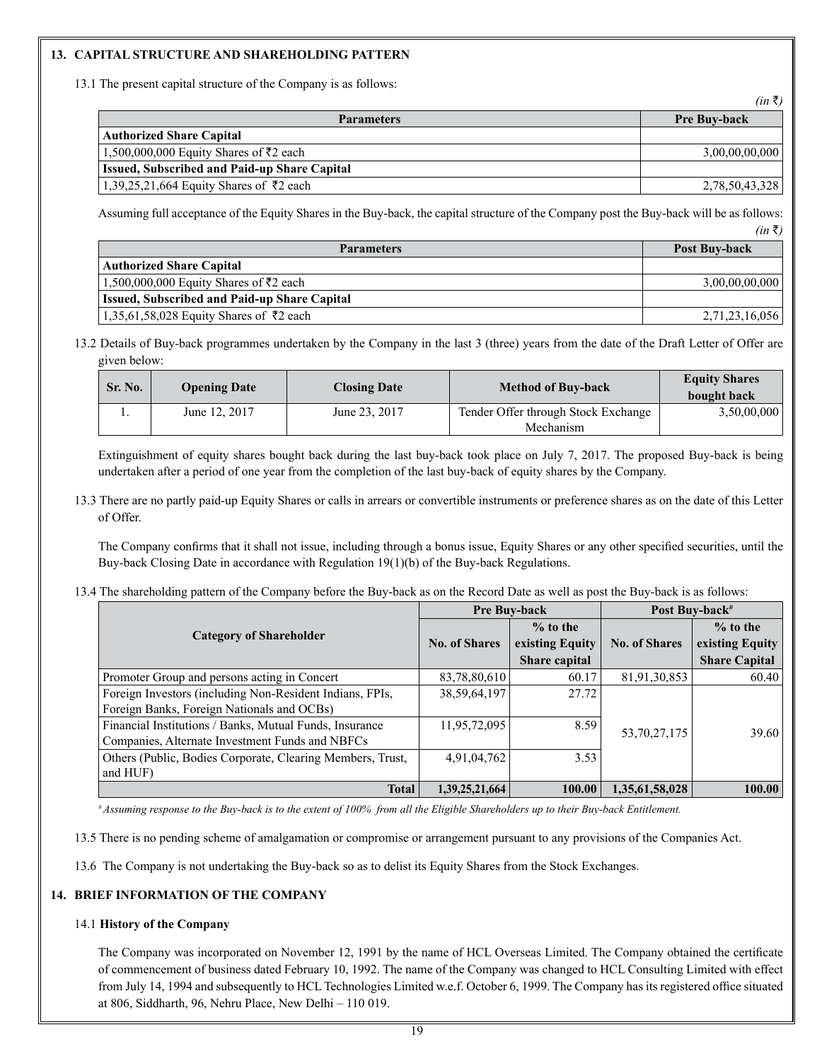## 13. CAPITAL STRUCTURE AND SHAREHOLDING PATTERN

13.1 The present capital structure of the Company is as follows:

*(in ₹)*

| Parameters | Pre Buy-back |
|---|---|
| **Authorized Share Capital** | |
| 1,500,000,000 Equity Shares of ₹2 each | 3,00,00,00,000 |
| **Issued, Subscribed and Paid-up Share Capital** | |
| 1,39,25,21,664 Equity Shares of ₹2 each | 2,78,50,43,328 |

Assuming full acceptance of the Equity Shares in the Buy-back, the capital structure of the Company post the Buy-back will be as follows:

*(in ₹)*

| Parameters | Post Buy-back |
|---|---|
| **Authorized Share Capital** | |
| 1,500,000,000 Equity Shares of ₹2 each | 3,00,00,00,000 |
| **Issued, Subscribed and Paid-up Share Capital** | |
| 1,35,61,58,028 Equity Shares of ₹2 each | 2,71,23,16,056 |

13.2 Details of Buy-back programmes undertaken by the Company in the last 3 (three) years from the date of the Draft Letter of Offer are given below:

| Sr. No. | Opening Date | Closing Date | Method of Buy-back | Equity Shares bought back |
|---|---|---|---|---|
| 1. | June 12, 2017 | June 23, 2017 | Tender Offer through Stock Exchange Mechanism | 3,50,00,000 |

Extinguishment of equity shares bought back during the last buy-back took place on July 7, 2017. The proposed Buy-back is being undertaken after a period of one year from the completion of the last buy-back of equity shares by the Company.

13.3 There are no partly paid-up Equity Shares or calls in arrears or convertible instruments or preference shares as on the date of this Letter of Offer.

The Company confirms that it shall not issue, including through a bonus issue, Equity Shares or any other specified securities, until the Buy-back Closing Date in accordance with Regulation 19(1)(b) of the Buy-back Regulations.

13.4 The shareholding pattern of the Company before the Buy-back as on the Record Date as well as post the Buy-back is as follows:

| Category of Shareholder | Pre Buy-back | | Post Buy-back# | |
|---|---|---|---|---|
| | No. of Shares | % to the existing Equity Share capital | No. of Shares | % to the existing Equity Share Capital |
| Promoter Group and persons acting in Concert | 83,78,80,610 | 60.17 | 81,91,30,853 | 60.40 |
| Foreign Investors (including Non-Resident Indians, FPIs, Foreign Banks, Foreign Nationals and OCBs) | 38,59,64,197 | 27.72 | 53,70,27,175 | 39.60 |
| Financial Institutions / Banks, Mutual Funds, Insurance Companies, Alternate Investment Funds and NBFCs | 11,95,72,095 | 8.59 | | |
| Others (Public, Bodies Corporate, Clearing Members, Trust, and HUF) | 4,91,04,762 | 3.53 | | |
| **Total** | **1,39,25,21,664** | **100.00** | **1,35,61,58,028** | **100.00** |

*# Assuming response to the Buy-back is to the extent of 100% from all the Eligible Shareholders up to their Buy-back Entitlement.*

13.5 There is no pending scheme of amalgamation or compromise or arrangement pursuant to any provisions of the Companies Act.

13.6 The Company is not undertaking the Buy-back so as to delist its Equity Shares from the Stock Exchanges.

## 14. BRIEF INFORMATION OF THE COMPANY

### 14.1 History of the Company

The Company was incorporated on November 12, 1991 by the name of HCL Overseas Limited. The Company obtained the certificate of commencement of business dated February 10, 1992. The name of the Company was changed to HCL Consulting Limited with effect from July 14, 1994 and subsequently to HCL Technologies Limited w.e.f. October 6, 1999. The Company has its registered office situated at 806, Siddharth, 96, Nehru Place, New Delhi – 110 019.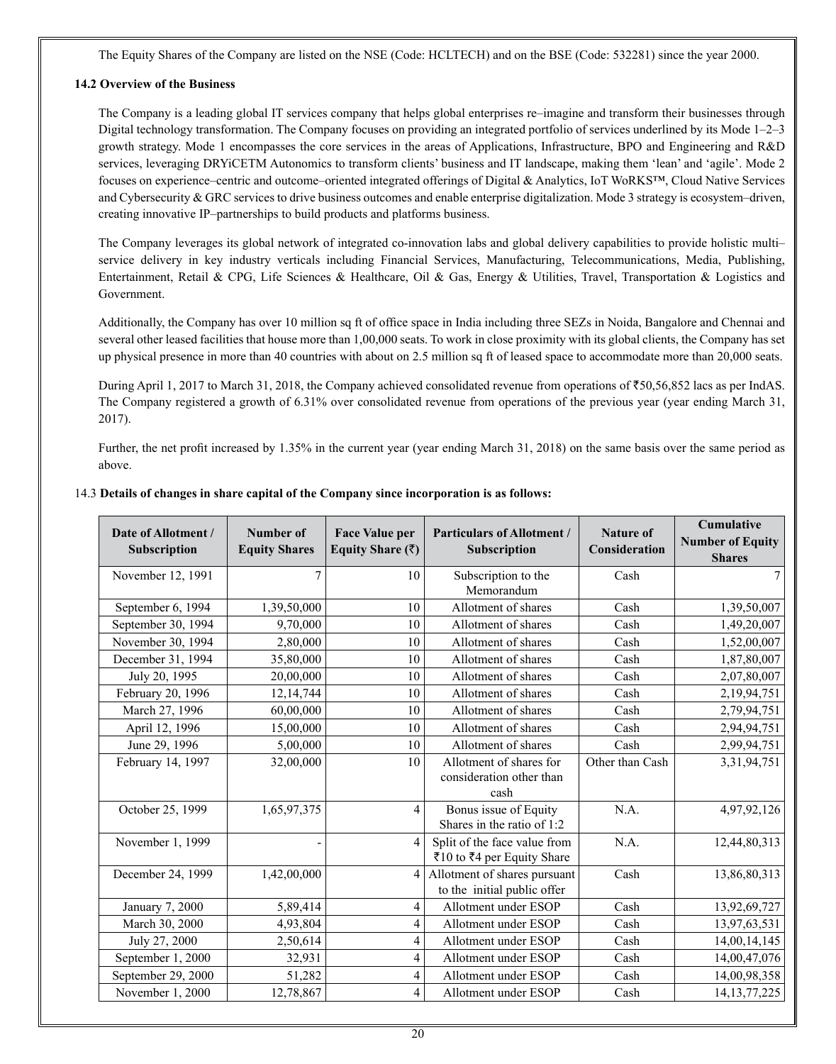The Equity Shares of the Company are listed on the NSE (Code: HCLTECH) and on the BSE (Code: 532281) since the year 2000.

**14.2 Overview of the Business**

The Company is a leading global IT services company that helps global enterprises re–imagine and transform their businesses through Digital technology transformation. The Company focuses on providing an integrated portfolio of services underlined by its Mode 1–2–3 growth strategy. Mode 1 encompasses the core services in the areas of Applications, Infrastructure, BPO and Engineering and R&D services, leveraging DRYiCETM Autonomics to transform clients' business and IT landscape, making them 'lean' and 'agile'. Mode 2 focuses on experience–centric and outcome–oriented integrated offerings of Digital & Analytics, IoT WoRKS™, Cloud Native Services and Cybersecurity & GRC services to drive business outcomes and enable enterprise digitalization. Mode 3 strategy is ecosystem–driven, creating innovative IP–partnerships to build products and platforms business.

The Company leverages its global network of integrated co-innovation labs and global delivery capabilities to provide holistic multi–service delivery in key industry verticals including Financial Services, Manufacturing, Telecommunications, Media, Publishing, Entertainment, Retail & CPG, Life Sciences & Healthcare, Oil & Gas, Energy & Utilities, Travel, Transportation & Logistics and Government.

Additionally, the Company has over 10 million sq ft of office space in India including three SEZs in Noida, Bangalore and Chennai and several other leased facilities that house more than 1,00,000 seats. To work in close proximity with its global clients, the Company has set up physical presence in more than 40 countries with about on 2.5 million sq ft of leased space to accommodate more than 20,000 seats.

During April 1, 2017 to March 31, 2018, the Company achieved consolidated revenue from operations of ₹50,56,852 lacs as per IndAS. The Company registered a growth of 6.31% over consolidated revenue from operations of the previous year (year ending March 31, 2017).

Further, the net profit increased by 1.35% in the current year (year ending March 31, 2018) on the same basis over the same period as above.

14.3 **Details of changes in share capital of the Company since incorporation is as follows:**

| Date of Allotment / Subscription | Number of Equity Shares | Face Value per Equity Share (₹) | Particulars of Allotment / Subscription | Nature of Consideration | Cumulative Number of Equity Shares |
|---|---|---|---|---|---|
| November 12, 1991 | 7 | 10 | Subscription to the Memorandum | Cash | 7 |
| September 6, 1994 | 1,39,50,000 | 10 | Allotment of shares | Cash | 1,39,50,007 |
| September 30, 1994 | 9,70,000 | 10 | Allotment of shares | Cash | 1,49,20,007 |
| November 30, 1994 | 2,80,000 | 10 | Allotment of shares | Cash | 1,52,00,007 |
| December 31, 1994 | 35,80,000 | 10 | Allotment of shares | Cash | 1,87,80,007 |
| July 20, 1995 | 20,00,000 | 10 | Allotment of shares | Cash | 2,07,80,007 |
| February 20, 1996 | 12,14,744 | 10 | Allotment of shares | Cash | 2,19,94,751 |
| March 27, 1996 | 60,00,000 | 10 | Allotment of shares | Cash | 2,79,94,751 |
| April 12, 1996 | 15,00,000 | 10 | Allotment of shares | Cash | 2,94,94,751 |
| June 29, 1996 | 5,00,000 | 10 | Allotment of shares | Cash | 2,99,94,751 |
| February 14, 1997 | 32,00,000 | 10 | Allotment of shares for consideration other than cash | Other than Cash | 3,31,94,751 |
| October 25, 1999 | 1,65,97,375 | 4 | Bonus issue of Equity Shares in the ratio of 1:2 | N.A. | 4,97,92,126 |
| November 1, 1999 | - | 4 | Split of the face value from ₹10 to ₹4 per Equity Share | N.A. | 12,44,80,313 |
| December 24, 1999 | 1,42,00,000 | 4 | Allotment of shares pursuant to the initial public offer | Cash | 13,86,80,313 |
| January 7, 2000 | 5,89,414 | 4 | Allotment under ESOP | Cash | 13,92,69,727 |
| March 30, 2000 | 4,93,804 | 4 | Allotment under ESOP | Cash | 13,97,63,531 |
| July 27, 2000 | 2,50,614 | 4 | Allotment under ESOP | Cash | 14,00,14,145 |
| September 1, 2000 | 32,931 | 4 | Allotment under ESOP | Cash | 14,00,47,076 |
| September 29, 2000 | 51,282 | 4 | Allotment under ESOP | Cash | 14,00,98,358 |
| November 1, 2000 | 12,78,867 | 4 | Allotment under ESOP | Cash | 14,13,77,225 |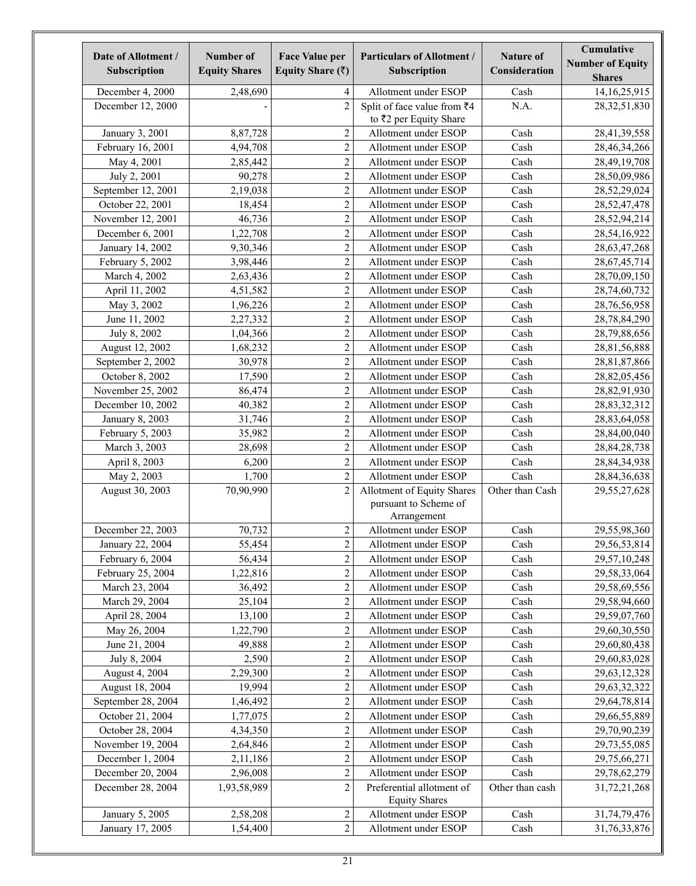| Date of Allotment / Subscription | Number of Equity Shares | Face Value per Equity Share (₹) | Particulars of Allotment / Subscription | Nature of Consideration | Cumulative Number of Equity Shares |
|---|---|---|---|---|---|
| December 4, 2000 | 2,48,690 | 4 | Allotment under ESOP | Cash | 14,16,25,915 |
| December 12, 2000 | - | 2 | Split of face value from ₹4 to ₹2 per Equity Share | N.A. | 28,32,51,830 |
| January 3, 2001 | 8,87,728 | 2 | Allotment under ESOP | Cash | 28,41,39,558 |
| February 16, 2001 | 4,94,708 | 2 | Allotment under ESOP | Cash | 28,46,34,266 |
| May 4, 2001 | 2,85,442 | 2 | Allotment under ESOP | Cash | 28,49,19,708 |
| July 2, 2001 | 90,278 | 2 | Allotment under ESOP | Cash | 28,50,09,986 |
| September 12, 2001 | 2,19,038 | 2 | Allotment under ESOP | Cash | 28,52,29,024 |
| October 22, 2001 | 18,454 | 2 | Allotment under ESOP | Cash | 28,52,47,478 |
| November 12, 2001 | 46,736 | 2 | Allotment under ESOP | Cash | 28,52,94,214 |
| December 6, 2001 | 1,22,708 | 2 | Allotment under ESOP | Cash | 28,54,16,922 |
| January 14, 2002 | 9,30,346 | 2 | Allotment under ESOP | Cash | 28,63,47,268 |
| February 5, 2002 | 3,98,446 | 2 | Allotment under ESOP | Cash | 28,67,45,714 |
| March 4, 2002 | 2,63,436 | 2 | Allotment under ESOP | Cash | 28,70,09,150 |
| April 11, 2002 | 4,51,582 | 2 | Allotment under ESOP | Cash | 28,74,60,732 |
| May 3, 2002 | 1,96,226 | 2 | Allotment under ESOP | Cash | 28,76,56,958 |
| June 11, 2002 | 2,27,332 | 2 | Allotment under ESOP | Cash | 28,78,84,290 |
| July 8, 2002 | 1,04,366 | 2 | Allotment under ESOP | Cash | 28,79,88,656 |
| August 12, 2002 | 1,68,232 | 2 | Allotment under ESOP | Cash | 28,81,56,888 |
| September 2, 2002 | 30,978 | 2 | Allotment under ESOP | Cash | 28,81,87,866 |
| October 8, 2002 | 17,590 | 2 | Allotment under ESOP | Cash | 28,82,05,456 |
| November 25, 2002 | 86,474 | 2 | Allotment under ESOP | Cash | 28,82,91,930 |
| December 10, 2002 | 40,382 | 2 | Allotment under ESOP | Cash | 28,83,32,312 |
| January 8, 2003 | 31,746 | 2 | Allotment under ESOP | Cash | 28,83,64,058 |
| February 5, 2003 | 35,982 | 2 | Allotment under ESOP | Cash | 28,84,00,040 |
| March 3, 2003 | 28,698 | 2 | Allotment under ESOP | Cash | 28,84,28,738 |
| April 8, 2003 | 6,200 | 2 | Allotment under ESOP | Cash | 28,84,34,938 |
| May 2, 2003 | 1,700 | 2 | Allotment under ESOP | Cash | 28,84,36,638 |
| August 30, 2003 | 70,90,990 | 2 | Allotment of Equity Shares pursuant to Scheme of Arrangement | Other than Cash | 29,55,27,628 |
| December 22, 2003 | 70,732 | 2 | Allotment under ESOP | Cash | 29,55,98,360 |
| January 22, 2004 | 55,454 | 2 | Allotment under ESOP | Cash | 29,56,53,814 |
| February 6, 2004 | 56,434 | 2 | Allotment under ESOP | Cash | 29,57,10,248 |
| February 25, 2004 | 1,22,816 | 2 | Allotment under ESOP | Cash | 29,58,33,064 |
| March 23, 2004 | 36,492 | 2 | Allotment under ESOP | Cash | 29,58,69,556 |
| March 29, 2004 | 25,104 | 2 | Allotment under ESOP | Cash | 29,58,94,660 |
| April 28, 2004 | 13,100 | 2 | Allotment under ESOP | Cash | 29,59,07,760 |
| May 26, 2004 | 1,22,790 | 2 | Allotment under ESOP | Cash | 29,60,30,550 |
| June 21, 2004 | 49,888 | 2 | Allotment under ESOP | Cash | 29,60,80,438 |
| July 8, 2004 | 2,590 | 2 | Allotment under ESOP | Cash | 29,60,83,028 |
| August 4, 2004 | 2,29,300 | 2 | Allotment under ESOP | Cash | 29,63,12,328 |
| August 18, 2004 | 19,994 | 2 | Allotment under ESOP | Cash | 29,63,32,322 |
| September 28, 2004 | 1,46,492 | 2 | Allotment under ESOP | Cash | 29,64,78,814 |
| October 21, 2004 | 1,77,075 | 2 | Allotment under ESOP | Cash | 29,66,55,889 |
| October 28, 2004 | 4,34,350 | 2 | Allotment under ESOP | Cash | 29,70,90,239 |
| November 19, 2004 | 2,64,846 | 2 | Allotment under ESOP | Cash | 29,73,55,085 |
| December 1, 2004 | 2,11,186 | 2 | Allotment under ESOP | Cash | 29,75,66,271 |
| December 20, 2004 | 2,96,008 | 2 | Allotment under ESOP | Cash | 29,78,62,279 |
| December 28, 2004 | 1,93,58,989 | 2 | Preferential allotment of Equity Shares | Other than cash | 31,72,21,268 |
| January 5, 2005 | 2,58,208 | 2 | Allotment under ESOP | Cash | 31,74,79,476 |
| January 17, 2005 | 1,54,400 | 2 | Allotment under ESOP | Cash | 31,76,33,876 |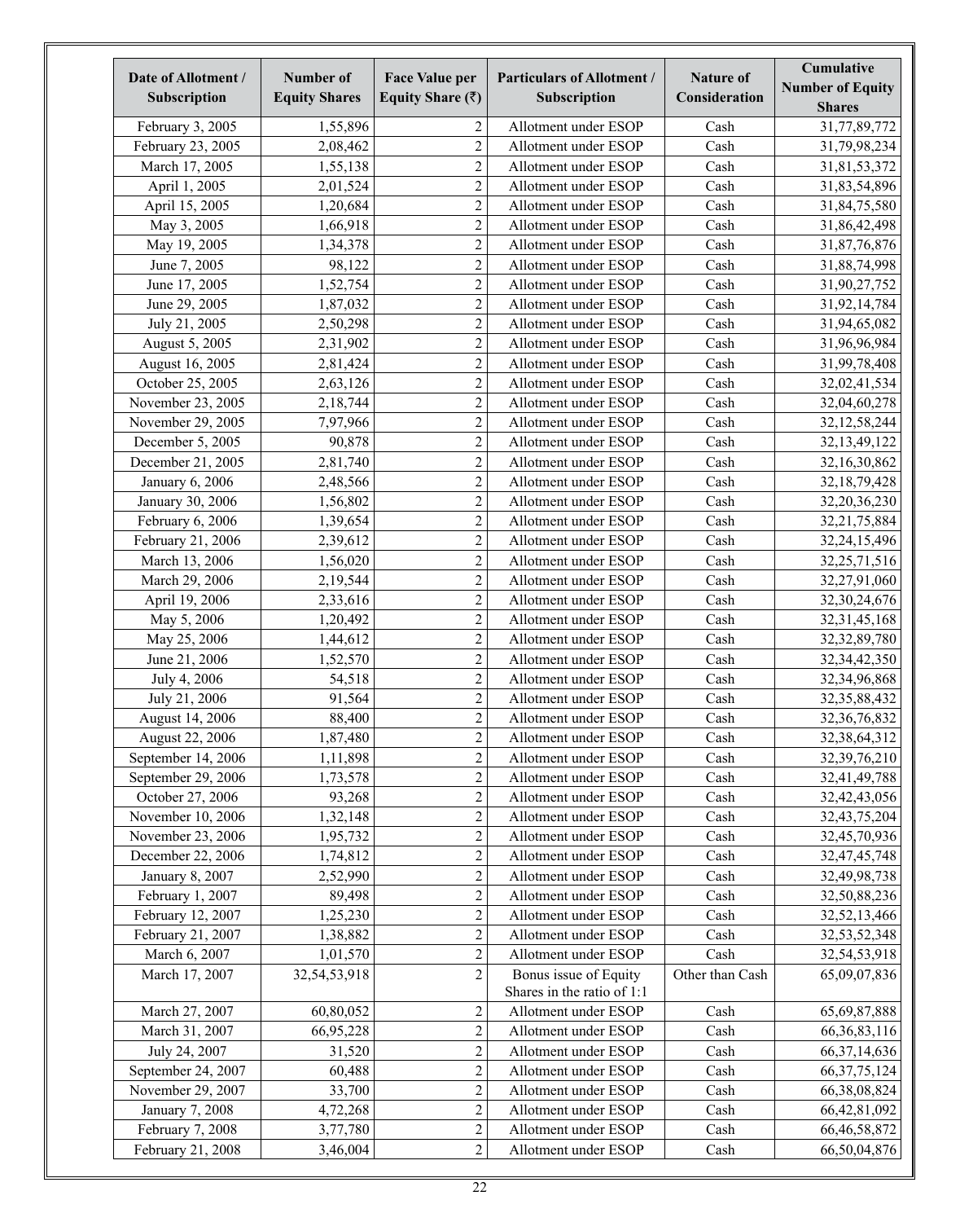| Date of Allotment / Subscription | Number of Equity Shares | Face Value per Equity Share (₹) | Particulars of Allotment / Subscription | Nature of Consideration | Cumulative Number of Equity Shares |
|---|---|---|---|---|---|
| February 3, 2005 | 1,55,896 | 2 | Allotment under ESOP | Cash | 31,77,89,772 |
| February 23, 2005 | 2,08,462 | 2 | Allotment under ESOP | Cash | 31,79,98,234 |
| March 17, 2005 | 1,55,138 | 2 | Allotment under ESOP | Cash | 31,81,53,372 |
| April 1, 2005 | 2,01,524 | 2 | Allotment under ESOP | Cash | 31,83,54,896 |
| April 15, 2005 | 1,20,684 | 2 | Allotment under ESOP | Cash | 31,84,75,580 |
| May 3, 2005 | 1,66,918 | 2 | Allotment under ESOP | Cash | 31,86,42,498 |
| May 19, 2005 | 1,34,378 | 2 | Allotment under ESOP | Cash | 31,87,76,876 |
| June 7, 2005 | 98,122 | 2 | Allotment under ESOP | Cash | 31,88,74,998 |
| June 17, 2005 | 1,52,754 | 2 | Allotment under ESOP | Cash | 31,90,27,752 |
| June 29, 2005 | 1,87,032 | 2 | Allotment under ESOP | Cash | 31,92,14,784 |
| July 21, 2005 | 2,50,298 | 2 | Allotment under ESOP | Cash | 31,94,65,082 |
| August 5, 2005 | 2,31,902 | 2 | Allotment under ESOP | Cash | 31,96,96,984 |
| August 16, 2005 | 2,81,424 | 2 | Allotment under ESOP | Cash | 31,99,78,408 |
| October 25, 2005 | 2,63,126 | 2 | Allotment under ESOP | Cash | 32,02,41,534 |
| November 23, 2005 | 2,18,744 | 2 | Allotment under ESOP | Cash | 32,04,60,278 |
| November 29, 2005 | 7,97,966 | 2 | Allotment under ESOP | Cash | 32,12,58,244 |
| December 5, 2005 | 90,878 | 2 | Allotment under ESOP | Cash | 32,13,49,122 |
| December 21, 2005 | 2,81,740 | 2 | Allotment under ESOP | Cash | 32,16,30,862 |
| January 6, 2006 | 2,48,566 | 2 | Allotment under ESOP | Cash | 32,18,79,428 |
| January 30, 2006 | 1,56,802 | 2 | Allotment under ESOP | Cash | 32,20,36,230 |
| February 6, 2006 | 1,39,654 | 2 | Allotment under ESOP | Cash | 32,21,75,884 |
| February 21, 2006 | 2,39,612 | 2 | Allotment under ESOP | Cash | 32,24,15,496 |
| March 13, 2006 | 1,56,020 | 2 | Allotment under ESOP | Cash | 32,25,71,516 |
| March 29, 2006 | 2,19,544 | 2 | Allotment under ESOP | Cash | 32,27,91,060 |
| April 19, 2006 | 2,33,616 | 2 | Allotment under ESOP | Cash | 32,30,24,676 |
| May 5, 2006 | 1,20,492 | 2 | Allotment under ESOP | Cash | 32,31,45,168 |
| May 25, 2006 | 1,44,612 | 2 | Allotment under ESOP | Cash | 32,32,89,780 |
| June 21, 2006 | 1,52,570 | 2 | Allotment under ESOP | Cash | 32,34,42,350 |
| July 4, 2006 | 54,518 | 2 | Allotment under ESOP | Cash | 32,34,96,868 |
| July 21, 2006 | 91,564 | 2 | Allotment under ESOP | Cash | 32,35,88,432 |
| August 14, 2006 | 88,400 | 2 | Allotment under ESOP | Cash | 32,36,76,832 |
| August 22, 2006 | 1,87,480 | 2 | Allotment under ESOP | Cash | 32,38,64,312 |
| September 14, 2006 | 1,11,898 | 2 | Allotment under ESOP | Cash | 32,39,76,210 |
| September 29, 2006 | 1,73,578 | 2 | Allotment under ESOP | Cash | 32,41,49,788 |
| October 27, 2006 | 93,268 | 2 | Allotment under ESOP | Cash | 32,42,43,056 |
| November 10, 2006 | 1,32,148 | 2 | Allotment under ESOP | Cash | 32,43,75,204 |
| November 23, 2006 | 1,95,732 | 2 | Allotment under ESOP | Cash | 32,45,70,936 |
| December 22, 2006 | 1,74,812 | 2 | Allotment under ESOP | Cash | 32,47,45,748 |
| January 8, 2007 | 2,52,990 | 2 | Allotment under ESOP | Cash | 32,49,98,738 |
| February 1, 2007 | 89,498 | 2 | Allotment under ESOP | Cash | 32,50,88,236 |
| February 12, 2007 | 1,25,230 | 2 | Allotment under ESOP | Cash | 32,52,13,466 |
| February 21, 2007 | 1,38,882 | 2 | Allotment under ESOP | Cash | 32,53,52,348 |
| March 6, 2007 | 1,01,570 | 2 | Allotment under ESOP | Cash | 32,54,53,918 |
| March 17, 2007 | 32,54,53,918 | 2 | Bonus issue of Equity Shares in the ratio of 1:1 | Other than Cash | 65,09,07,836 |
| March 27, 2007 | 60,80,052 | 2 | Allotment under ESOP | Cash | 65,69,87,888 |
| March 31, 2007 | 66,95,228 | 2 | Allotment under ESOP | Cash | 66,36,83,116 |
| July 24, 2007 | 31,520 | 2 | Allotment under ESOP | Cash | 66,37,14,636 |
| September 24, 2007 | 60,488 | 2 | Allotment under ESOP | Cash | 66,37,75,124 |
| November 29, 2007 | 33,700 | 2 | Allotment under ESOP | Cash | 66,38,08,824 |
| January 7, 2008 | 4,72,268 | 2 | Allotment under ESOP | Cash | 66,42,81,092 |
| February 7, 2008 | 3,77,780 | 2 | Allotment under ESOP | Cash | 66,46,58,872 |
| February 21, 2008 | 3,46,004 | 2 | Allotment under ESOP | Cash | 66,50,04,876 |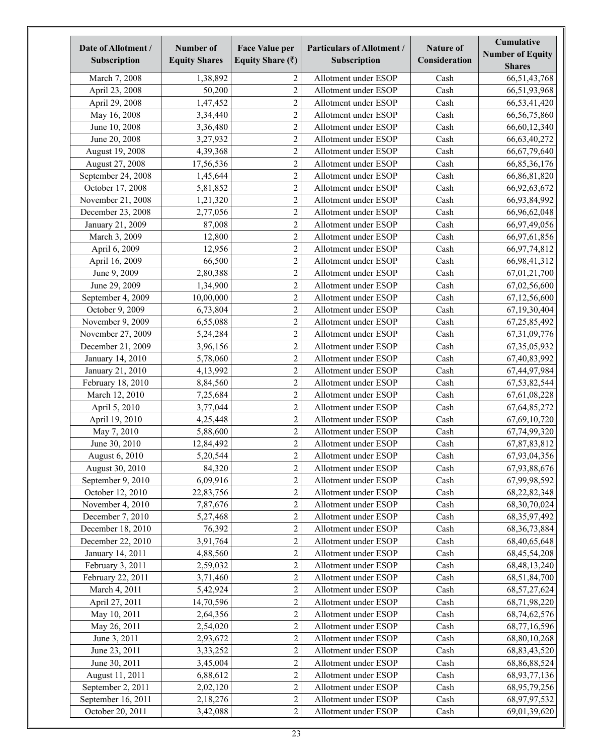| Date of Allotment / Subscription | Number of Equity Shares | Face Value per Equity Share (₹) | Particulars of Allotment / Subscription | Nature of Consideration | Cumulative Number of Equity Shares |
|---|---|---|---|---|---|
| March 7, 2008 | 1,38,892 | 2 | Allotment under ESOP | Cash | 66,51,43,768 |
| April 23, 2008 | 50,200 | 2 | Allotment under ESOP | Cash | 66,51,93,968 |
| April 29, 2008 | 1,47,452 | 2 | Allotment under ESOP | Cash | 66,53,41,420 |
| May 16, 2008 | 3,34,440 | 2 | Allotment under ESOP | Cash | 66,56,75,860 |
| June 10, 2008 | 3,36,480 | 2 | Allotment under ESOP | Cash | 66,60,12,340 |
| June 20, 2008 | 3,27,932 | 2 | Allotment under ESOP | Cash | 66,63,40,272 |
| August 19, 2008 | 4,39,368 | 2 | Allotment under ESOP | Cash | 66,67,79,640 |
| August 27, 2008 | 17,56,536 | 2 | Allotment under ESOP | Cash | 66,85,36,176 |
| September 24, 2008 | 1,45,644 | 2 | Allotment under ESOP | Cash | 66,86,81,820 |
| October 17, 2008 | 5,81,852 | 2 | Allotment under ESOP | Cash | 66,92,63,672 |
| November 21, 2008 | 1,21,320 | 2 | Allotment under ESOP | Cash | 66,93,84,992 |
| December 23, 2008 | 2,77,056 | 2 | Allotment under ESOP | Cash | 66,96,62,048 |
| January 21, 2009 | 87,008 | 2 | Allotment under ESOP | Cash | 66,97,49,056 |
| March 3, 2009 | 12,800 | 2 | Allotment under ESOP | Cash | 66,97,61,856 |
| April 6, 2009 | 12,956 | 2 | Allotment under ESOP | Cash | 66,97,74,812 |
| April 16, 2009 | 66,500 | 2 | Allotment under ESOP | Cash | 66,98,41,312 |
| June 9, 2009 | 2,80,388 | 2 | Allotment under ESOP | Cash | 67,01,21,700 |
| June 29, 2009 | 1,34,900 | 2 | Allotment under ESOP | Cash | 67,02,56,600 |
| September 4, 2009 | 10,00,000 | 2 | Allotment under ESOP | Cash | 67,12,56,600 |
| October 9, 2009 | 6,73,804 | 2 | Allotment under ESOP | Cash | 67,19,30,404 |
| November 9, 2009 | 6,55,088 | 2 | Allotment under ESOP | Cash | 67,25,85,492 |
| November 27, 2009 | 5,24,284 | 2 | Allotment under ESOP | Cash | 67,31,09,776 |
| December 21, 2009 | 3,96,156 | 2 | Allotment under ESOP | Cash | 67,35,05,932 |
| January 14, 2010 | 5,78,060 | 2 | Allotment under ESOP | Cash | 67,40,83,992 |
| January 21, 2010 | 4,13,992 | 2 | Allotment under ESOP | Cash | 67,44,97,984 |
| February 18, 2010 | 8,84,560 | 2 | Allotment under ESOP | Cash | 67,53,82,544 |
| March 12, 2010 | 7,25,684 | 2 | Allotment under ESOP | Cash | 67,61,08,228 |
| April 5, 2010 | 3,77,044 | 2 | Allotment under ESOP | Cash | 67,64,85,272 |
| April 19, 2010 | 4,25,448 | 2 | Allotment under ESOP | Cash | 67,69,10,720 |
| May 7, 2010 | 5,88,600 | 2 | Allotment under ESOP | Cash | 67,74,99,320 |
| June 30, 2010 | 12,84,492 | 2 | Allotment under ESOP | Cash | 67,87,83,812 |
| August 6, 2010 | 5,20,544 | 2 | Allotment under ESOP | Cash | 67,93,04,356 |
| August 30, 2010 | 84,320 | 2 | Allotment under ESOP | Cash | 67,93,88,676 |
| September 9, 2010 | 6,09,916 | 2 | Allotment under ESOP | Cash | 67,99,98,592 |
| October 12, 2010 | 22,83,756 | 2 | Allotment under ESOP | Cash | 68,22,82,348 |
| November 4, 2010 | 7,87,676 | 2 | Allotment under ESOP | Cash | 68,30,70,024 |
| December 7, 2010 | 5,27,468 | 2 | Allotment under ESOP | Cash | 68,35,97,492 |
| December 18, 2010 | 76,392 | 2 | Allotment under ESOP | Cash | 68,36,73,884 |
| December 22, 2010 | 3,91,764 | 2 | Allotment under ESOP | Cash | 68,40,65,648 |
| January 14, 2011 | 4,88,560 | 2 | Allotment under ESOP | Cash | 68,45,54,208 |
| February 3, 2011 | 2,59,032 | 2 | Allotment under ESOP | Cash | 68,48,13,240 |
| February 22, 2011 | 3,71,460 | 2 | Allotment under ESOP | Cash | 68,51,84,700 |
| March 4, 2011 | 5,42,924 | 2 | Allotment under ESOP | Cash | 68,57,27,624 |
| April 27, 2011 | 14,70,596 | 2 | Allotment under ESOP | Cash | 68,71,98,220 |
| May 10, 2011 | 2,64,356 | 2 | Allotment under ESOP | Cash | 68,74,62,576 |
| May 26, 2011 | 2,54,020 | 2 | Allotment under ESOP | Cash | 68,77,16,596 |
| June 3, 2011 | 2,93,672 | 2 | Allotment under ESOP | Cash | 68,80,10,268 |
| June 23, 2011 | 3,33,252 | 2 | Allotment under ESOP | Cash | 68,83,43,520 |
| June 30, 2011 | 3,45,004 | 2 | Allotment under ESOP | Cash | 68,86,88,524 |
| August 11, 2011 | 6,88,612 | 2 | Allotment under ESOP | Cash | 68,93,77,136 |
| September 2, 2011 | 2,02,120 | 2 | Allotment under ESOP | Cash | 68,95,79,256 |
| September 16, 2011 | 2,18,276 | 2 | Allotment under ESOP | Cash | 68,97,97,532 |
| October 20, 2011 | 3,42,088 | 2 | Allotment under ESOP | Cash | 69,01,39,620 |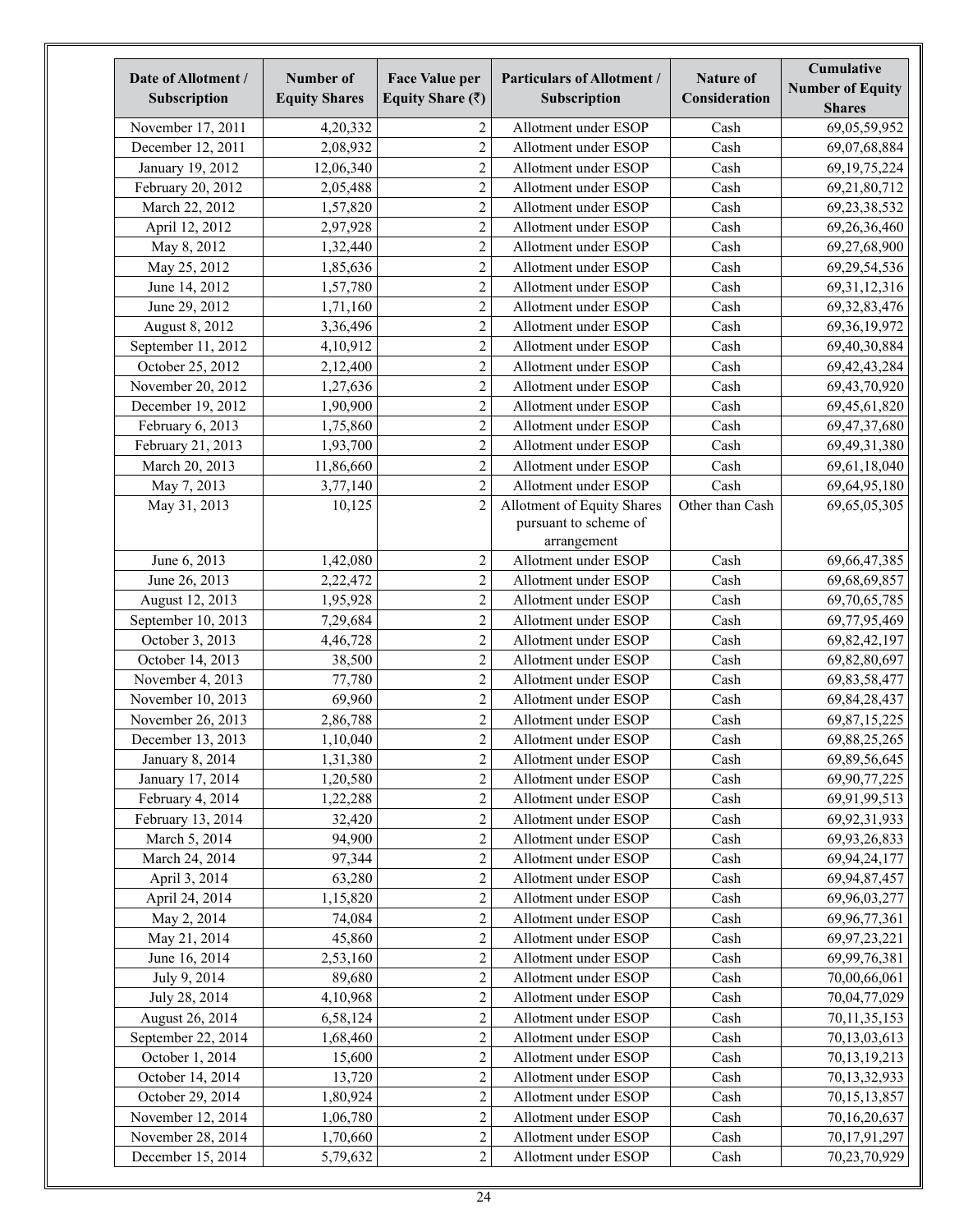| Date of Allotment / Subscription | Number of Equity Shares | Face Value per Equity Share (₹) | Particulars of Allotment / Subscription | Nature of Consideration | Cumulative Number of Equity Shares |
|---|---|---|---|---|---|
| November 17, 2011 | 4,20,332 | 2 | Allotment under ESOP | Cash | 69,05,59,952 |
| December 12, 2011 | 2,08,932 | 2 | Allotment under ESOP | Cash | 69,07,68,884 |
| January 19, 2012 | 12,06,340 | 2 | Allotment under ESOP | Cash | 69,19,75,224 |
| February 20, 2012 | 2,05,488 | 2 | Allotment under ESOP | Cash | 69,21,80,712 |
| March 22, 2012 | 1,57,820 | 2 | Allotment under ESOP | Cash | 69,23,38,532 |
| April 12, 2012 | 2,97,928 | 2 | Allotment under ESOP | Cash | 69,26,36,460 |
| May 8, 2012 | 1,32,440 | 2 | Allotment under ESOP | Cash | 69,27,68,900 |
| May 25, 2012 | 1,85,636 | 2 | Allotment under ESOP | Cash | 69,29,54,536 |
| June 14, 2012 | 1,57,780 | 2 | Allotment under ESOP | Cash | 69,31,12,316 |
| June 29, 2012 | 1,71,160 | 2 | Allotment under ESOP | Cash | 69,32,83,476 |
| August 8, 2012 | 3,36,496 | 2 | Allotment under ESOP | Cash | 69,36,19,972 |
| September 11, 2012 | 4,10,912 | 2 | Allotment under ESOP | Cash | 69,40,30,884 |
| October 25, 2012 | 2,12,400 | 2 | Allotment under ESOP | Cash | 69,42,43,284 |
| November 20, 2012 | 1,27,636 | 2 | Allotment under ESOP | Cash | 69,43,70,920 |
| December 19, 2012 | 1,90,900 | 2 | Allotment under ESOP | Cash | 69,45,61,820 |
| February 6, 2013 | 1,75,860 | 2 | Allotment under ESOP | Cash | 69,47,37,680 |
| February 21, 2013 | 1,93,700 | 2 | Allotment under ESOP | Cash | 69,49,31,380 |
| March 20, 2013 | 11,86,660 | 2 | Allotment under ESOP | Cash | 69,61,18,040 |
| May 7, 2013 | 3,77,140 | 2 | Allotment under ESOP | Cash | 69,64,95,180 |
| May 31, 2013 | 10,125 | 2 | Allotment of Equity Shares pursuant to scheme of arrangement | Other than Cash | 69,65,05,305 |
| June 6, 2013 | 1,42,080 | 2 | Allotment under ESOP | Cash | 69,66,47,385 |
| June 26, 2013 | 2,22,472 | 2 | Allotment under ESOP | Cash | 69,68,69,857 |
| August 12, 2013 | 1,95,928 | 2 | Allotment under ESOP | Cash | 69,70,65,785 |
| September 10, 2013 | 7,29,684 | 2 | Allotment under ESOP | Cash | 69,77,95,469 |
| October 3, 2013 | 4,46,728 | 2 | Allotment under ESOP | Cash | 69,82,42,197 |
| October 14, 2013 | 38,500 | 2 | Allotment under ESOP | Cash | 69,82,80,697 |
| November 4, 2013 | 77,780 | 2 | Allotment under ESOP | Cash | 69,83,58,477 |
| November 10, 2013 | 69,960 | 2 | Allotment under ESOP | Cash | 69,84,28,437 |
| November 26, 2013 | 2,86,788 | 2 | Allotment under ESOP | Cash | 69,87,15,225 |
| December 13, 2013 | 1,10,040 | 2 | Allotment under ESOP | Cash | 69,88,25,265 |
| January 8, 2014 | 1,31,380 | 2 | Allotment under ESOP | Cash | 69,89,56,645 |
| January 17, 2014 | 1,20,580 | 2 | Allotment under ESOP | Cash | 69,90,77,225 |
| February 4, 2014 | 1,22,288 | 2 | Allotment under ESOP | Cash | 69,91,99,513 |
| February 13, 2014 | 32,420 | 2 | Allotment under ESOP | Cash | 69,92,31,933 |
| March 5, 2014 | 94,900 | 2 | Allotment under ESOP | Cash | 69,93,26,833 |
| March 24, 2014 | 97,344 | 2 | Allotment under ESOP | Cash | 69,94,24,177 |
| April 3, 2014 | 63,280 | 2 | Allotment under ESOP | Cash | 69,94,87,457 |
| April 24, 2014 | 1,15,820 | 2 | Allotment under ESOP | Cash | 69,96,03,277 |
| May 2, 2014 | 74,084 | 2 | Allotment under ESOP | Cash | 69,96,77,361 |
| May 21, 2014 | 45,860 | 2 | Allotment under ESOP | Cash | 69,97,23,221 |
| June 16, 2014 | 2,53,160 | 2 | Allotment under ESOP | Cash | 69,99,76,381 |
| July 9, 2014 | 89,680 | 2 | Allotment under ESOP | Cash | 70,00,66,061 |
| July 28, 2014 | 4,10,968 | 2 | Allotment under ESOP | Cash | 70,04,77,029 |
| August 26, 2014 | 6,58,124 | 2 | Allotment under ESOP | Cash | 70,11,35,153 |
| September 22, 2014 | 1,68,460 | 2 | Allotment under ESOP | Cash | 70,13,03,613 |
| October 1, 2014 | 15,600 | 2 | Allotment under ESOP | Cash | 70,13,19,213 |
| October 14, 2014 | 13,720 | 2 | Allotment under ESOP | Cash | 70,13,32,933 |
| October 29, 2014 | 1,80,924 | 2 | Allotment under ESOP | Cash | 70,15,13,857 |
| November 12, 2014 | 1,06,780 | 2 | Allotment under ESOP | Cash | 70,16,20,637 |
| November 28, 2014 | 1,70,660 | 2 | Allotment under ESOP | Cash | 70,17,91,297 |
| December 15, 2014 | 5,79,632 | 2 | Allotment under ESOP | Cash | 70,23,70,929 |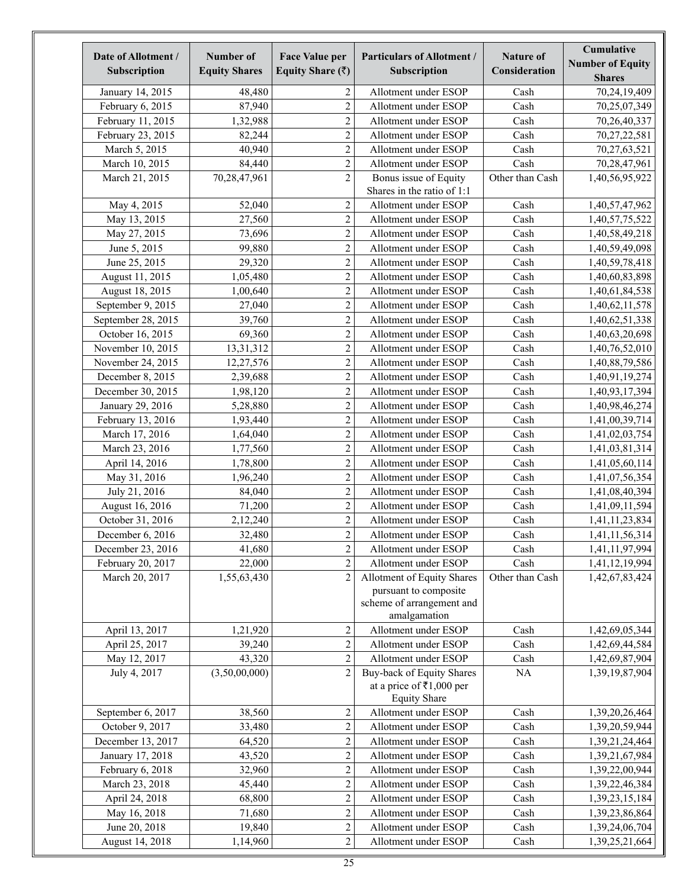| Date of Allotment / Subscription | Number of Equity Shares | Face Value per Equity Share (₹) | Particulars of Allotment / Subscription | Nature of Consideration | Cumulative Number of Equity Shares |
|---|---|---|---|---|---|
| January 14, 2015 | 48,480 | 2 | Allotment under ESOP | Cash | 70,24,19,409 |
| February 6, 2015 | 87,940 | 2 | Allotment under ESOP | Cash | 70,25,07,349 |
| February 11, 2015 | 1,32,988 | 2 | Allotment under ESOP | Cash | 70,26,40,337 |
| February 23, 2015 | 82,244 | 2 | Allotment under ESOP | Cash | 70,27,22,581 |
| March 5, 2015 | 40,940 | 2 | Allotment under ESOP | Cash | 70,27,63,521 |
| March 10, 2015 | 84,440 | 2 | Allotment under ESOP | Cash | 70,28,47,961 |
| March 21, 2015 | 70,28,47,961 | 2 | Bonus issue of Equity Shares in the ratio of 1:1 | Other than Cash | 1,40,56,95,922 |
| May 4, 2015 | 52,040 | 2 | Allotment under ESOP | Cash | 1,40,57,47,962 |
| May 13, 2015 | 27,560 | 2 | Allotment under ESOP | Cash | 1,40,57,75,522 |
| May 27, 2015 | 73,696 | 2 | Allotment under ESOP | Cash | 1,40,58,49,218 |
| June 5, 2015 | 99,880 | 2 | Allotment under ESOP | Cash | 1,40,59,49,098 |
| June 25, 2015 | 29,320 | 2 | Allotment under ESOP | Cash | 1,40,59,78,418 |
| August 11, 2015 | 1,05,480 | 2 | Allotment under ESOP | Cash | 1,40,60,83,898 |
| August 18, 2015 | 1,00,640 | 2 | Allotment under ESOP | Cash | 1,40,61,84,538 |
| September 9, 2015 | 27,040 | 2 | Allotment under ESOP | Cash | 1,40,62,11,578 |
| September 28, 2015 | 39,760 | 2 | Allotment under ESOP | Cash | 1,40,62,51,338 |
| October 16, 2015 | 69,360 | 2 | Allotment under ESOP | Cash | 1,40,63,20,698 |
| November 10, 2015 | 13,31,312 | 2 | Allotment under ESOP | Cash | 1,40,76,52,010 |
| November 24, 2015 | 12,27,576 | 2 | Allotment under ESOP | Cash | 1,40,88,79,586 |
| December 8, 2015 | 2,39,688 | 2 | Allotment under ESOP | Cash | 1,40,91,19,274 |
| December 30, 2015 | 1,98,120 | 2 | Allotment under ESOP | Cash | 1,40,93,17,394 |
| January 29, 2016 | 5,28,880 | 2 | Allotment under ESOP | Cash | 1,40,98,46,274 |
| February 13, 2016 | 1,93,440 | 2 | Allotment under ESOP | Cash | 1,41,00,39,714 |
| March 17, 2016 | 1,64,040 | 2 | Allotment under ESOP | Cash | 1,41,02,03,754 |
| March 23, 2016 | 1,77,560 | 2 | Allotment under ESOP | Cash | 1,41,03,81,314 |
| April 14, 2016 | 1,78,800 | 2 | Allotment under ESOP | Cash | 1,41,05,60,114 |
| May 31, 2016 | 1,96,240 | 2 | Allotment under ESOP | Cash | 1,41,07,56,354 |
| July 21, 2016 | 84,040 | 2 | Allotment under ESOP | Cash | 1,41,08,40,394 |
| August 16, 2016 | 71,200 | 2 | Allotment under ESOP | Cash | 1,41,09,11,594 |
| October 31, 2016 | 2,12,240 | 2 | Allotment under ESOP | Cash | 1,41,11,23,834 |
| December 6, 2016 | 32,480 | 2 | Allotment under ESOP | Cash | 1,41,11,56,314 |
| December 23, 2016 | 41,680 | 2 | Allotment under ESOP | Cash | 1,41,11,97,994 |
| February 20, 2017 | 22,000 | 2 | Allotment under ESOP | Cash | 1,41,12,19,994 |
| March 20, 2017 | 1,55,63,430 | 2 | Allotment of Equity Shares pursuant to composite scheme of arrangement and amalgamation | Other than Cash | 1,42,67,83,424 |
| April 13, 2017 | 1,21,920 | 2 | Allotment under ESOP | Cash | 1,42,69,05,344 |
| April 25, 2017 | 39,240 | 2 | Allotment under ESOP | Cash | 1,42,69,44,584 |
| May 12, 2017 | 43,320 | 2 | Allotment under ESOP | Cash | 1,42,69,87,904 |
| July 4, 2017 | (3,50,00,000) | 2 | Buy-back of Equity Shares at a price of ₹1,000 per Equity Share | NA | 1,39,19,87,904 |
| September 6, 2017 | 38,560 | 2 | Allotment under ESOP | Cash | 1,39,20,26,464 |
| October 9, 2017 | 33,480 | 2 | Allotment under ESOP | Cash | 1,39,20,59,944 |
| December 13, 2017 | 64,520 | 2 | Allotment under ESOP | Cash | 1,39,21,24,464 |
| January 17, 2018 | 43,520 | 2 | Allotment under ESOP | Cash | 1,39,21,67,984 |
| February 6, 2018 | 32,960 | 2 | Allotment under ESOP | Cash | 1,39,22,00,944 |
| March 23, 2018 | 45,440 | 2 | Allotment under ESOP | Cash | 1,39,22,46,384 |
| April 24, 2018 | 68,800 | 2 | Allotment under ESOP | Cash | 1,39,23,15,184 |
| May 16, 2018 | 71,680 | 2 | Allotment under ESOP | Cash | 1,39,23,86,864 |
| June 20, 2018 | 19,840 | 2 | Allotment under ESOP | Cash | 1,39,24,06,704 |
| August 14, 2018 | 1,14,960 | 2 | Allotment under ESOP | Cash | 1,39,25,21,664 |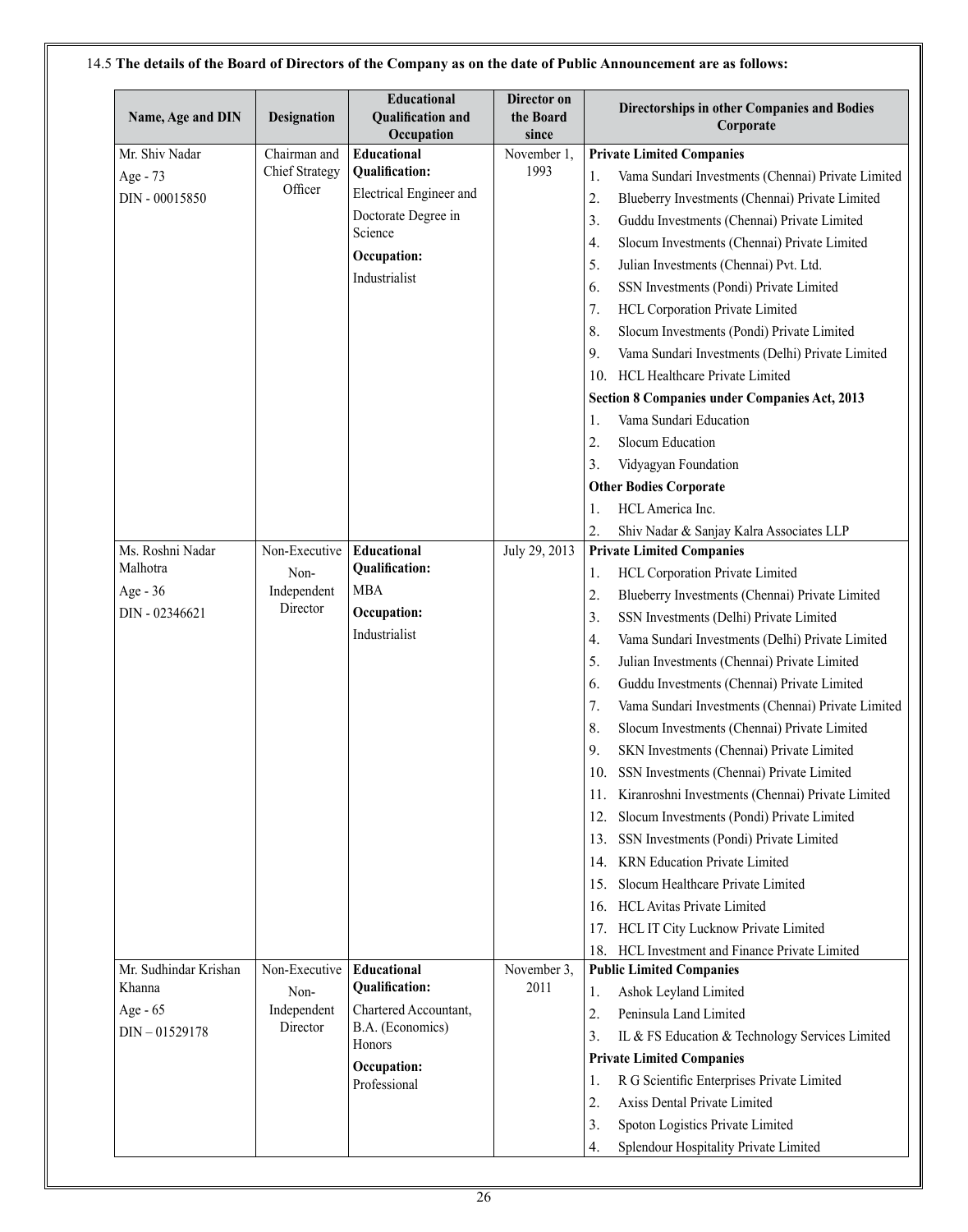14.5 **The details of the Board of Directors of the Company as on the date of Public Announcement are as follows:**

| Name, Age and DIN | Designation | Educational Qualification and Occupation | Director on the Board since | Directorships in other Companies and Bodies Corporate |
|---|---|---|---|---|
| Mr. Shiv Nadar<br>Age - 73<br>DIN - 00015850 | Chairman and Chief Strategy Officer | **Educational Qualification:**<br>Electrical Engineer and Doctorate Degree in Science<br>**Occupation:**<br>Industrialist | November 1, 1993 | **Private Limited Companies**<br>1. Vama Sundari Investments (Chennai) Private Limited<br>2. Blueberry Investments (Chennai) Private Limited<br>3. Guddu Investments (Chennai) Private Limited<br>4. Slocum Investments (Chennai) Private Limited<br>5. Julian Investments (Chennai) Pvt. Ltd.<br>6. SSN Investments (Pondi) Private Limited<br>7. HCL Corporation Private Limited<br>8. Slocum Investments (Pondi) Private Limited<br>9. Vama Sundari Investments (Delhi) Private Limited<br>10. HCL Healthcare Private Limited<br>**Section 8 Companies under Companies Act, 2013**<br>1. Vama Sundari Education<br>2. Slocum Education<br>3. Vidyagyan Foundation<br>**Other Bodies Corporate**<br>1. HCL America Inc.<br>2. Shiv Nadar & Sanjay Kalra Associates LLP |
| Ms. Roshni Nadar Malhotra<br>Age - 36<br>DIN - 02346621 | Non-Executive Non-Independent Director | **Educational Qualification:**<br>MBA<br>**Occupation:**<br>Industrialist | July 29, 2013 | **Private Limited Companies**<br>1. HCL Corporation Private Limited<br>2. Blueberry Investments (Chennai) Private Limited<br>3. SSN Investments (Delhi) Private Limited<br>4. Vama Sundari Investments (Delhi) Private Limited<br>5. Julian Investments (Chennai) Private Limited<br>6. Guddu Investments (Chennai) Private Limited<br>7. Vama Sundari Investments (Chennai) Private Limited<br>8. Slocum Investments (Chennai) Private Limited<br>9. SKN Investments (Chennai) Private Limited<br>10. SSN Investments (Chennai) Private Limited<br>11. Kiranroshni Investments (Chennai) Private Limited<br>12. Slocum Investments (Pondi) Private Limited<br>13. SSN Investments (Pondi) Private Limited<br>14. KRN Education Private Limited<br>15. Slocum Healthcare Private Limited<br>16. HCL Avitas Private Limited<br>17. HCL IT City Lucknow Private Limited<br>18. HCL Investment and Finance Private Limited |
| Mr. Sudhindar Krishan Khanna<br>Age - 65<br>DIN – 01529178 | Non-Executive Non-Independent Director | **Educational Qualification:**<br>Chartered Accountant, B.A. (Economics) Honors<br>**Occupation:**<br>Professional | November 3, 2011 | **Public Limited Companies**<br>1. Ashok Leyland Limited<br>2. Peninsula Land Limited<br>3. IL & FS Education & Technology Services Limited<br>**Private Limited Companies**<br>1. R G Scientific Enterprises Private Limited<br>2. Axiss Dental Private Limited<br>3. Spoton Logistics Private Limited<br>4. Splendour Hospitality Private Limited |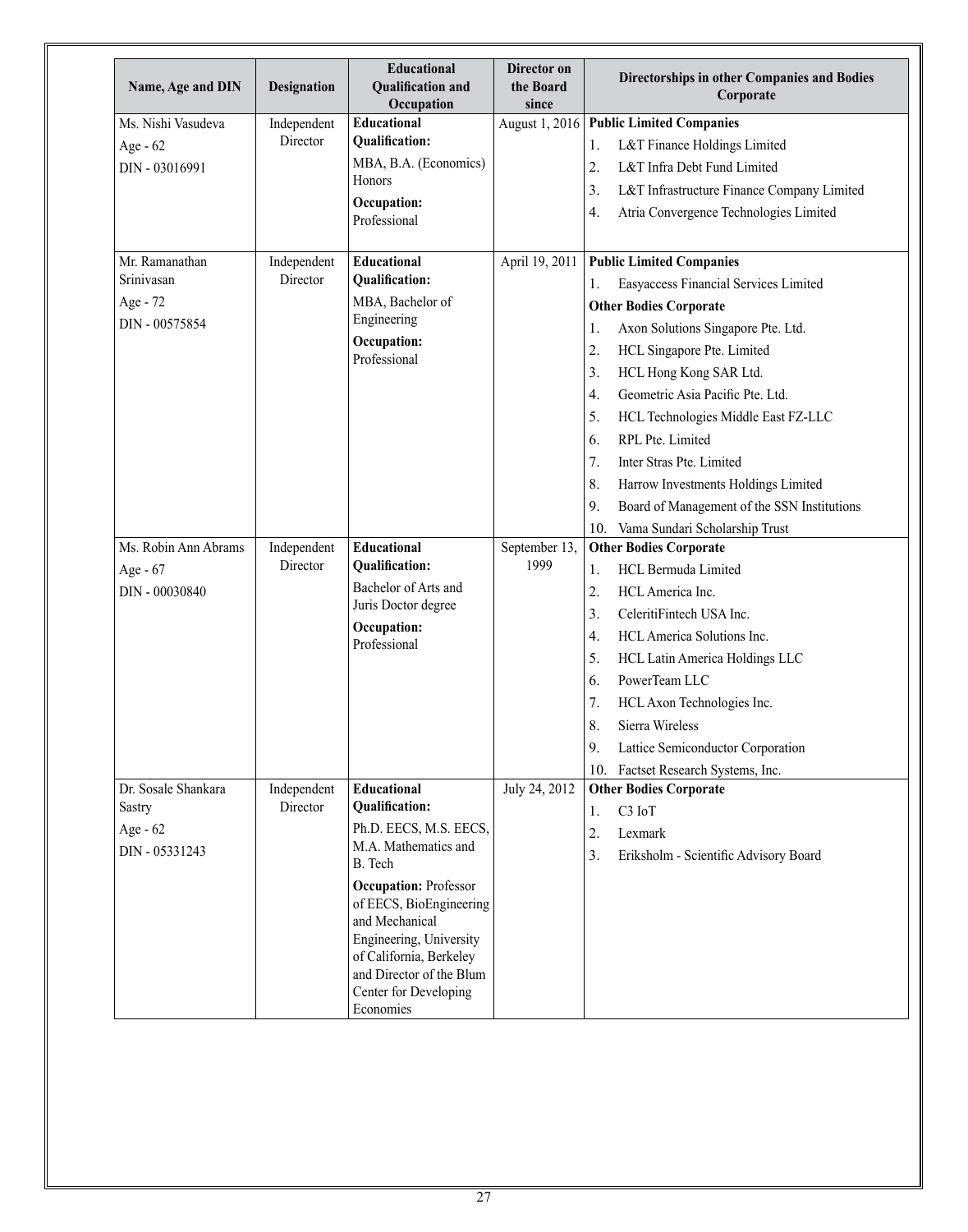| Name, Age and DIN | Designation | Educational Qualification and Occupation | Director on the Board since | Directorships in other Companies and Bodies Corporate |
|---|---|---|---|---|
| Ms. Nishi Vasudeva<br>Age - 62<br>DIN - 03016991 | Independent Director | **Educational Qualification:**<br>MBA, B.A. (Economics) Honors<br>**Occupation:**<br>Professional | August 1, 2016 | **Public Limited Companies**<br>1. L&T Finance Holdings Limited<br>2. L&T Infra Debt Fund Limited<br>3. L&T Infrastructure Finance Company Limited<br>4. Atria Convergence Technologies Limited |
| Mr. Ramanathan Srinivasan<br>Age - 72<br>DIN - 00575854 | Independent Director | **Educational Qualification:**<br>MBA, Bachelor of Engineering<br>**Occupation:**<br>Professional | April 19, 2011 | **Public Limited Companies**<br>1. Easyaccess Financial Services Limited<br>**Other Bodies Corporate**<br>1. Axon Solutions Singapore Pte. Ltd.<br>2. HCL Singapore Pte. Limited<br>3. HCL Hong Kong SAR Ltd.<br>4. Geometric Asia Pacific Pte. Ltd.<br>5. HCL Technologies Middle East FZ-LLC<br>6. RPL Pte. Limited<br>7. Inter Stras Pte. Limited<br>8. Harrow Investments Holdings Limited<br>9. Board of Management of the SSN Institutions<br>10. Vama Sundari Scholarship Trust |
| Ms. Robin Ann Abrams<br>Age - 67<br>DIN - 00030840 | Independent Director | **Educational Qualification:**<br>Bachelor of Arts and Juris Doctor degree<br>**Occupation:**<br>Professional | September 13, 1999 | **Other Bodies Corporate**<br>1. HCL Bermuda Limited<br>2. HCL America Inc.<br>3. CeleritiFintech USA Inc.<br>4. HCL America Solutions Inc.<br>5. HCL Latin America Holdings LLC<br>6. PowerTeam LLC<br>7. HCL Axon Technologies Inc.<br>8. Sierra Wireless<br>9. Lattice Semiconductor Corporation<br>10. Factset Research Systems, Inc. |
| Dr. Sosale Shankara Sastry<br>Age - 62<br>DIN - 05331243 | Independent Director | **Educational Qualification:**<br>Ph.D. EECS, M.S. EECS, M.A. Mathematics and B. Tech<br>**Occupation:** Professor of EECS, BioEngineering and Mechanical Engineering, University of California, Berkeley and Director of the Blum Center for Developing Economies | July 24, 2012 | **Other Bodies Corporate**<br>1. C3 IoT<br>2. Lexmark<br>3. Eriksholm - Scientific Advisory Board |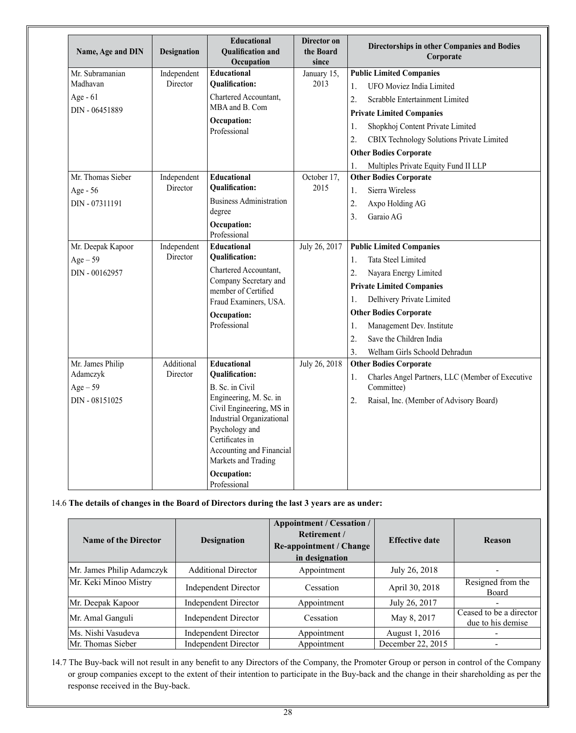| Name, Age and DIN | Designation | Educational Qualification and Occupation | Director on the Board since | Directorships in other Companies and Bodies Corporate |
|---|---|---|---|---|
| Mr. Subramanian Madhavan<br>Age - 61<br>DIN - 06451889 | Independent Director | **Educational Qualification:**<br>Chartered Accountant, MBA and B. Com<br>**Occupation:**<br>Professional | January 15, 2013 | **Public Limited Companies**<br>1. UFO Moviez India Limited<br>2. Scrabble Entertainment Limited<br>**Private Limited Companies**<br>1. Shopkhoj Content Private Limited<br>2. CBIX Technology Solutions Private Limited<br>**Other Bodies Corporate**<br>1. Multiples Private Equity Fund II LLP |
| Mr. Thomas Sieber<br>Age - 56<br>DIN - 07311191 | Independent Director | **Educational Qualification:**<br>Business Administration degree<br>**Occupation:**<br>Professional | October 17, 2015 | **Other Bodies Corporate**<br>1. Sierra Wireless<br>2. Axpo Holding AG<br>3. Garaio AG |
| Mr. Deepak Kapoor<br>Age – 59<br>DIN - 00162957 | Independent Director | **Educational Qualification:**<br>Chartered Accountant, Company Secretary and member of Certified Fraud Examiners, USA.<br>**Occupation:**<br>Professional | July 26, 2017 | **Public Limited Companies**<br>1. Tata Steel Limited<br>2. Nayara Energy Limited<br>**Private Limited Companies**<br>1. Delhivery Private Limited<br>**Other Bodies Corporate**<br>1. Management Dev. Institute<br>2. Save the Children India<br>3. Welham Girls Schoold Dehradun |
| Mr. James Philip Adamczyk<br>Age – 59<br>DIN - 08151025 | Additional Director | **Educational Qualification:**<br>B. Sc. in Civil Engineering, M. Sc. in Civil Engineering, MS in Industrial Organizational Psychology and Certificates in Accounting and Financial Markets and Trading<br>**Occupation:**<br>Professional | July 26, 2018 | **Other Bodies Corporate**<br>1. Charles Angel Partners, LLC (Member of Executive Committee)<br>2. Raisal, Inc. (Member of Advisory Board) |

14.6 **The details of changes in the Board of Directors during the last 3 years are as under:**

| Name of the Director | Designation | Appointment / Cessation / Retirement / Re-appointment / Change in designation | Effective date | Reason |
|---|---|---|---|---|
| Mr. James Philip Adamczyk | Additional Director | Appointment | July 26, 2018 | - |
| Mr. Keki Minoo Mistry | Independent Director | Cessation | April 30, 2018 | Resigned from the Board |
| Mr. Deepak Kapoor | Independent Director | Appointment | July 26, 2017 | - |
| Mr. Amal Ganguli | Independent Director | Cessation | May 8, 2017 | Ceased to be a director due to his demise |
| Ms. Nishi Vasudeva | Independent Director | Appointment | August 1, 2016 | - |
| Mr. Thomas Sieber | Independent Director | Appointment | December 22, 2015 | - |

14.7 The Buy-back will not result in any benefit to any Directors of the Company, the Promoter Group or person in control of the Company or group companies except to the extent of their intention to participate in the Buy-back and the change in their shareholding as per the response received in the Buy-back.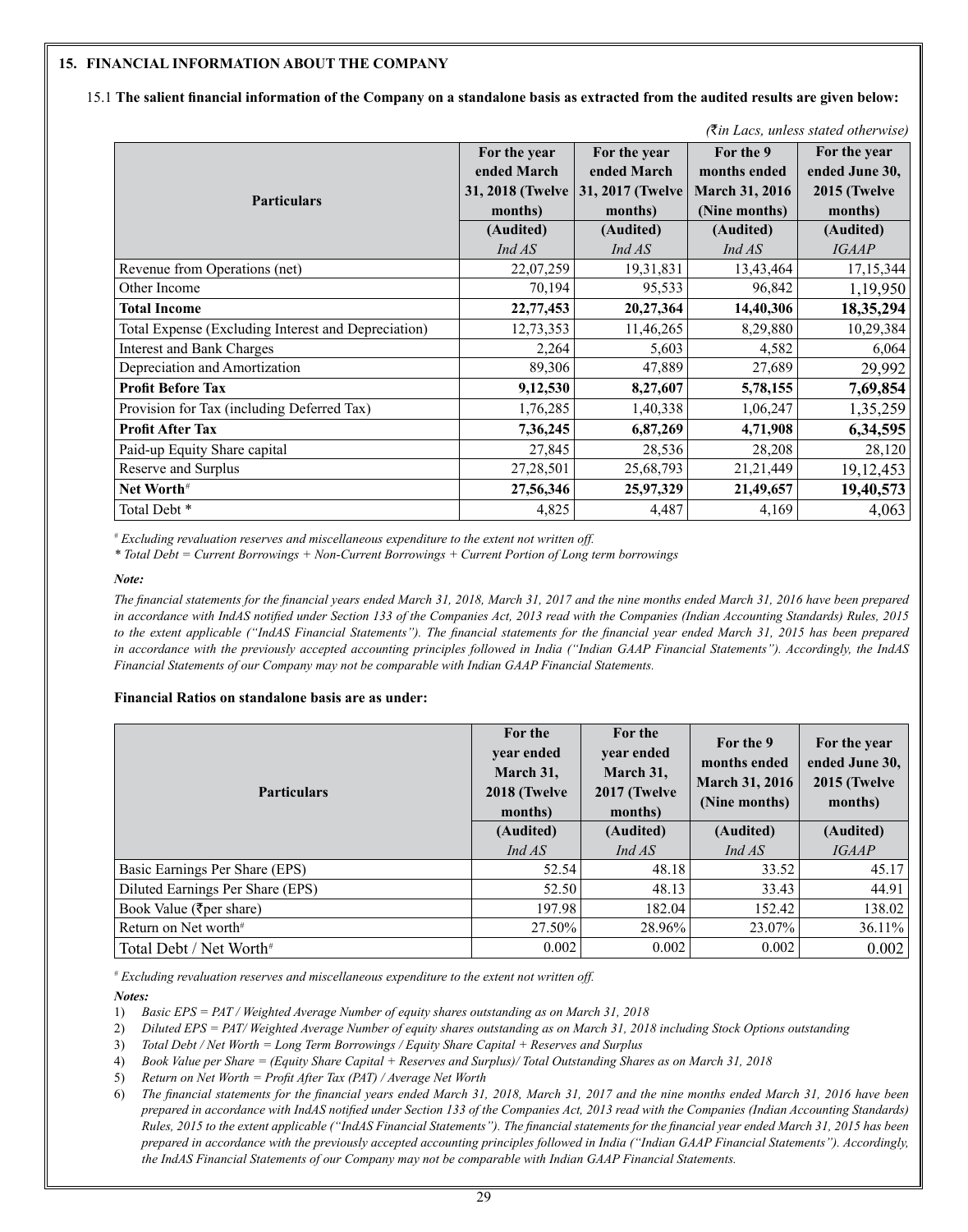## 15. FINANCIAL INFORMATION ABOUT THE COMPANY

15.1 **The salient financial information of the Company on a standalone basis as extracted from the audited results are given below:**

*(₹in Lacs, unless stated otherwise)*

| Particulars | For the year ended March 31, 2018 (Twelve months) (Audited) *Ind AS* | For the year ended March 31, 2017 (Twelve months) (Audited) *Ind AS* | For the 9 months ended March 31, 2016 (Nine months) (Audited) *Ind AS* | For the year ended June 30, 2015 (Twelve months) (Audited) *IGAAP* |
|---|---|---|---|---|
| Revenue from Operations (net) | 22,07,259 | 19,31,831 | 13,43,464 | 17,15,344 |
| Other Income | 70,194 | 95,533 | 96,842 | 1,19,950 |
| **Total Income** | **22,77,453** | **20,27,364** | **14,40,306** | **18,35,294** |
| Total Expense (Excluding Interest and Depreciation) | 12,73,353 | 11,46,265 | 8,29,880 | 10,29,384 |
| Interest and Bank Charges | 2,264 | 5,603 | 4,582 | 6,064 |
| Depreciation and Amortization | 89,306 | 47,889 | 27,689 | 29,992 |
| **Profit Before Tax** | **9,12,530** | **8,27,607** | **5,78,155** | **7,69,854** |
| Provision for Tax (including Deferred Tax) | 1,76,285 | 1,40,338 | 1,06,247 | 1,35,259 |
| **Profit After Tax** | **7,36,245** | **6,87,269** | **4,71,908** | **6,34,595** |
| Paid-up Equity Share capital | 27,845 | 28,536 | 28,208 | 28,120 |
| Reserve and Surplus | 27,28,501 | 25,68,793 | 21,21,449 | 19,12,453 |
| **Net Worth**# | **27,56,346** | **25,97,329** | **21,49,657** | **19,40,573** |
| Total Debt * | 4,825 | 4,487 | 4,169 | 4,063 |

# *Excluding revaluation reserves and miscellaneous expenditure to the extent not written off.*

*\* Total Debt = Current Borrowings + Non-Current Borrowings + Current Portion of Long term borrowings*

***Note:***

*The financial statements for the financial years ended March 31, 2018, March 31, 2017 and the nine months ended March 31, 2016 have been prepared in accordance with IndAS notified under Section 133 of the Companies Act, 2013 read with the Companies (Indian Accounting Standards) Rules, 2015 to the extent applicable ("IndAS Financial Statements"). The financial statements for the financial year ended March 31, 2015 has been prepared in accordance with the previously accepted accounting principles followed in India ("Indian GAAP Financial Statements"). Accordingly, the IndAS Financial Statements of our Company may not be comparable with Indian GAAP Financial Statements.*

**Financial Ratios on standalone basis are as under:**

| Particulars | For the year ended March 31, 2018 (Twelve months) (Audited) *Ind AS* | For the year ended March 31, 2017 (Twelve months) (Audited) *Ind AS* | For the 9 months ended March 31, 2016 (Nine months) (Audited) *Ind AS* | For the year ended June 30, 2015 (Twelve months) (Audited) *IGAAP* |
|---|---|---|---|---|
| Basic Earnings Per Share (EPS) | 52.54 | 48.18 | 33.52 | 45.17 |
| Diluted Earnings Per Share (EPS) | 52.50 | 48.13 | 33.43 | 44.91 |
| Book Value (₹per share) | 197.98 | 182.04 | 152.42 | 138.02 |
| Return on Net worth# | 27.50% | 28.96% | 23.07% | 36.11% |
| Total Debt / Net Worth# | 0.002 | 0.002 | 0.002 | 0.002 |

# *Excluding revaluation reserves and miscellaneous expenditure to the extent not written off.*

***Notes:***

1) *Basic EPS = PAT / Weighted Average Number of equity shares outstanding as on March 31, 2018*
2) *Diluted EPS = PAT/ Weighted Average Number of equity shares outstanding as on March 31, 2018 including Stock Options outstanding*
3) *Total Debt / Net Worth = Long Term Borrowings / Equity Share Capital + Reserves and Surplus*
4) *Book Value per Share = (Equity Share Capital + Reserves and Surplus)/ Total Outstanding Shares as on March 31, 2018*
5) *Return on Net Worth = Profit After Tax (PAT) / Average Net Worth*
6) *The financial statements for the financial years ended March 31, 2018, March 31, 2017 and the nine months ended March 31, 2016 have been prepared in accordance with IndAS notified under Section 133 of the Companies Act, 2013 read with the Companies (Indian Accounting Standards) Rules, 2015 to the extent applicable ("IndAS Financial Statements"). The financial statements for the financial year ended March 31, 2015 has been prepared in accordance with the previously accepted accounting principles followed in India ("Indian GAAP Financial Statements"). Accordingly, the IndAS Financial Statements of our Company may not be comparable with Indian GAAP Financial Statements.*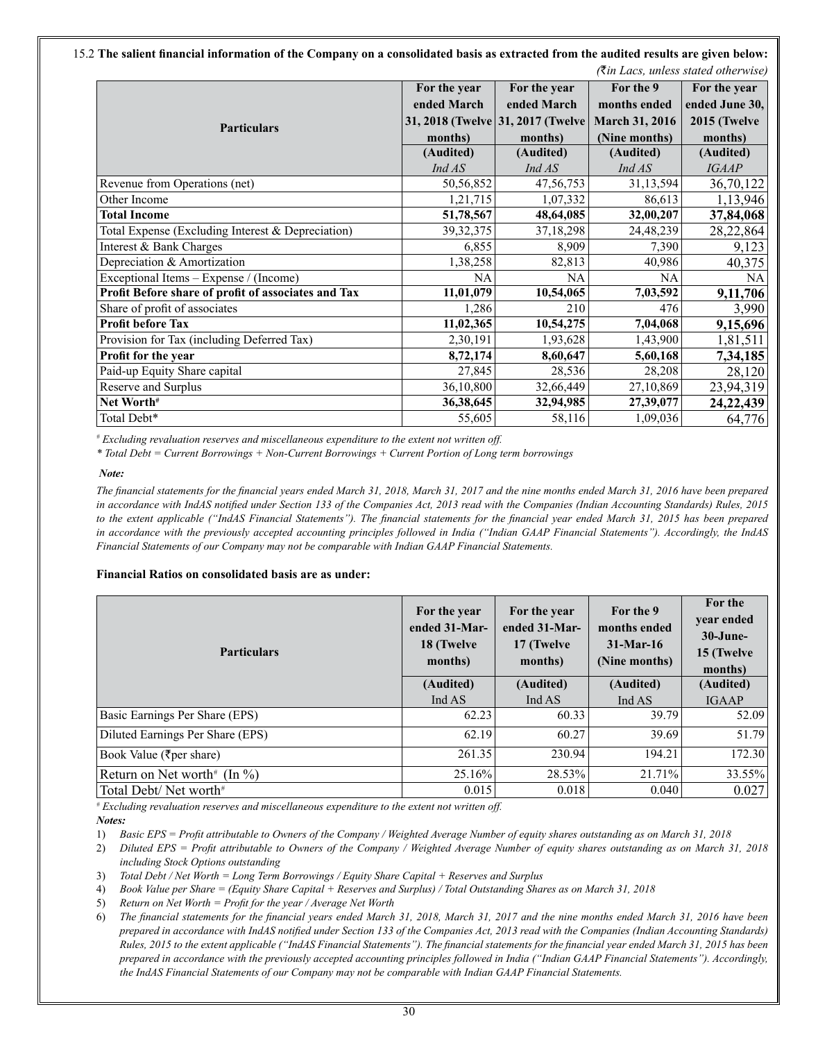15.2 **The salient financial information of the Company on a consolidated basis as extracted from the audited results are given below:**

*(₹in Lacs, unless stated otherwise)*

| Particulars | For the year ended March 31, 2018 (Twelve months) | For the year ended March 31, 2017 (Twelve months) | For the 9 months ended March 31, 2016 (Nine months) | For the year ended June 30, 2015 (Twelve months) |
|---|---|---|---|---|
| | (Audited) *Ind AS* | (Audited) *Ind AS* | (Audited) *Ind AS* | (Audited) *IGAAP* |
| Revenue from Operations (net) | 50,56,852 | 47,56,753 | 31,13,594 | 36,70,122 |
| Other Income | 1,21,715 | 1,07,332 | 86,613 | 1,13,946 |
| **Total Income** | **51,78,567** | **48,64,085** | **32,00,207** | **37,84,068** |
| Total Expense (Excluding Interest & Depreciation) | 39,32,375 | 37,18,298 | 24,48,239 | 28,22,864 |
| Interest & Bank Charges | 6,855 | 8,909 | 7,390 | 9,123 |
| Depreciation & Amortization | 1,38,258 | 82,813 | 40,986 | 40,375 |
| Exceptional Items – Expense / (Income) | NA | NA | NA | NA |
| **Profit Before share of profit of associates and Tax** | **11,01,079** | **10,54,065** | **7,03,592** | **9,11,706** |
| Share of profit of associates | 1,286 | 210 | 476 | 3,990 |
| **Profit before Tax** | **11,02,365** | **10,54,275** | **7,04,068** | **9,15,696** |
| Provision for Tax (including Deferred Tax) | 2,30,191 | 1,93,628 | 1,43,900 | 1,81,511 |
| **Profit for the year** | **8,72,174** | **8,60,647** | **5,60,168** | **7,34,185** |
| Paid-up Equity Share capital | 27,845 | 28,536 | 28,208 | 28,120 |
| Reserve and Surplus | 36,10,800 | 32,66,449 | 27,10,869 | 23,94,319 |
| **Net Worth#** | **36,38,645** | **32,94,985** | **27,39,077** | **24,22,439** |
| Total Debt* | 55,605 | 58,116 | 1,09,036 | 64,776 |

*# Excluding revaluation reserves and miscellaneous expenditure to the extent not written off.*

*\* Total Debt = Current Borrowings + Non-Current Borrowings + Current Portion of Long term borrowings*

***Note:***

*The financial statements for the financial years ended March 31, 2018, March 31, 2017 and the nine months ended March 31, 2016 have been prepared in accordance with IndAS notified under Section 133 of the Companies Act, 2013 read with the Companies (Indian Accounting Standards) Rules, 2015 to the extent applicable ("IndAS Financial Statements"). The financial statements for the financial year ended March 31, 2015 has been prepared in accordance with the previously accepted accounting principles followed in India ("Indian GAAP Financial Statements"). Accordingly, the IndAS Financial Statements of our Company may not be comparable with Indian GAAP Financial Statements.*

**Financial Ratios on consolidated basis are as under:**

| Particulars | For the year ended 31-Mar-18 (Twelve months) | For the year ended 31-Mar-17 (Twelve months) | For the 9 months ended 31-Mar-16 (Nine months) | For the year ended 30-June-15 (Twelve months) |
|---|---|---|---|---|
| | (Audited) Ind AS | (Audited) Ind AS | (Audited) Ind AS | (Audited) IGAAP |
| Basic Earnings Per Share (EPS) | 62.23 | 60.33 | 39.79 | 52.09 |
| Diluted Earnings Per Share (EPS) | 62.19 | 60.27 | 39.69 | 51.79 |
| Book Value (₹per share) | 261.35 | 230.94 | 194.21 | 172.30 |
| Return on Net worth# (In %) | 25.16% | 28.53% | 21.71% | 33.55% |
| Total Debt/ Net worth# | 0.015 | 0.018 | 0.040 | 0.027 |

*# Excluding revaluation reserves and miscellaneous expenditure to the extent not written off.*

***Notes:***

1) *Basic EPS = Profit attributable to Owners of the Company / Weighted Average Number of equity shares outstanding as on March 31, 2018*
2) *Diluted EPS = Profit attributable to Owners of the Company / Weighted Average Number of equity shares outstanding as on March 31, 2018 including Stock Options outstanding*
3) *Total Debt / Net Worth = Long Term Borrowings / Equity Share Capital + Reserves and Surplus*
4) *Book Value per Share = (Equity Share Capital + Reserves and Surplus) / Total Outstanding Shares as on March 31, 2018*
5) *Return on Net Worth = Profit for the year / Average Net Worth*
6) *The financial statements for the financial years ended March 31, 2018, March 31, 2017 and the nine months ended March 31, 2016 have been prepared in accordance with IndAS notified under Section 133 of the Companies Act, 2013 read with the Companies (Indian Accounting Standards) Rules, 2015 to the extent applicable ("IndAS Financial Statements"). The financial statements for the financial year ended March 31, 2015 has been prepared in accordance with the previously accepted accounting principles followed in India ("Indian GAAP Financial Statements"). Accordingly, the IndAS Financial Statements of our Company may not be comparable with Indian GAAP Financial Statements.*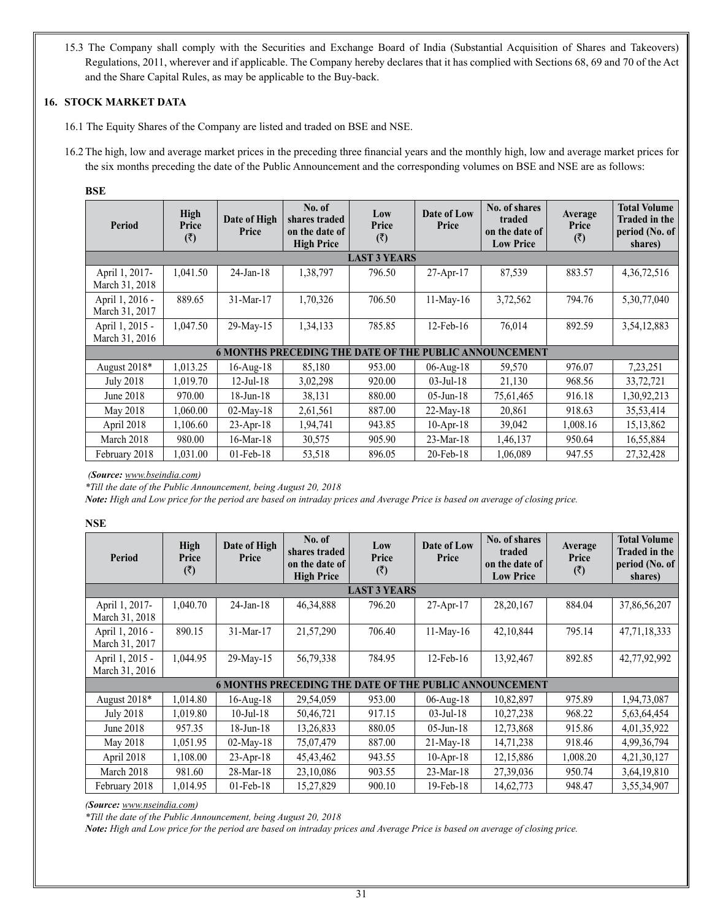15.3 The Company shall comply with the Securities and Exchange Board of India (Substantial Acquisition of Shares and Takeovers) Regulations, 2011, wherever and if applicable. The Company hereby declares that it has complied with Sections 68, 69 and 70 of the Act and the Share Capital Rules, as may be applicable to the Buy-back.

## 16. STOCK MARKET DATA

16.1 The Equity Shares of the Company are listed and traded on BSE and NSE.

16.2 The high, low and average market prices in the preceding three financial years and the monthly high, low and average market prices for the six months preceding the date of the Public Announcement and the corresponding volumes on BSE and NSE are as follows:

**BSE**

| Period | High Price (₹) | Date of High Price | No. of shares traded on the date of High Price | Low Price (₹) | Date of Low Price | No. of shares traded on the date of Low Price | Average Price (₹) | Total Volume Traded in the period (No. of shares) |
|---|---|---|---|---|---|---|---|---|
| **LAST 3 YEARS** | | | | | | | | |
| April 1, 2017- March 31, 2018 | 1,041.50 | 24-Jan-18 | 1,38,797 | 796.50 | 27-Apr-17 | 87,539 | 883.57 | 4,36,72,516 |
| April 1, 2016 - March 31, 2017 | 889.65 | 31-Mar-17 | 1,70,326 | 706.50 | 11-May-16 | 3,72,562 | 794.76 | 5,30,77,040 |
| April 1, 2015 - March 31, 2016 | 1,047.50 | 29-May-15 | 1,34,133 | 785.85 | 12-Feb-16 | 76,014 | 892.59 | 3,54,12,883 |
| **6 MONTHS PRECEDING THE DATE OF THE PUBLIC ANNOUNCEMENT** | | | | | | | | |
| August 2018* | 1,013.25 | 16-Aug-18 | 85,180 | 953.00 | 06-Aug-18 | 59,570 | 976.07 | 7,23,251 |
| July 2018 | 1,019.70 | 12-Jul-18 | 3,02,298 | 920.00 | 03-Jul-18 | 21,130 | 968.56 | 33,72,721 |
| June 2018 | 970.00 | 18-Jun-18 | 38,131 | 880.00 | 05-Jun-18 | 75,61,465 | 916.18 | 1,30,92,213 |
| May 2018 | 1,060.00 | 02-May-18 | 2,61,561 | 887.00 | 22-May-18 | 20,861 | 918.63 | 35,53,414 |
| April 2018 | 1,106.60 | 23-Apr-18 | 1,94,741 | 943.85 | 10-Apr-18 | 39,042 | 1,008.16 | 15,13,862 |
| March 2018 | 980.00 | 16-Mar-18 | 30,575 | 905.90 | 23-Mar-18 | 1,46,137 | 950.64 | 16,55,884 |
| February 2018 | 1,031.00 | 01-Feb-18 | 53,518 | 896.05 | 20-Feb-18 | 1,06,089 | 947.55 | 27,32,428 |

*(**Source:** www.bseindia.com)*

*\*Till the date of the Public Announcement, being August 20, 2018*

***Note:** High and Low price for the period are based on intraday prices and Average Price is based on average of closing price.*

**NSE**

| Period | High Price (₹) | Date of High Price | No. of shares traded on the date of High Price | Low Price (₹) | Date of Low Price | No. of shares traded on the date of Low Price | Average Price (₹) | Total Volume Traded in the period (No. of shares) |
|---|---|---|---|---|---|---|---|---|
| **LAST 3 YEARS** | | | | | | | | |
| April 1, 2017- March 31, 2018 | 1,040.70 | 24-Jan-18 | 46,34,888 | 796.20 | 27-Apr-17 | 28,20,167 | 884.04 | 37,86,56,207 |
| April 1, 2016 - March 31, 2017 | 890.15 | 31-Mar-17 | 21,57,290 | 706.40 | 11-May-16 | 42,10,844 | 795.14 | 47,71,18,333 |
| April 1, 2015 - March 31, 2016 | 1,044.95 | 29-May-15 | 56,79,338 | 784.95 | 12-Feb-16 | 13,92,467 | 892.85 | 42,77,92,992 |
| **6 MONTHS PRECEDING THE DATE OF THE PUBLIC ANNOUNCEMENT** | | | | | | | | |
| August 2018* | 1,014.80 | 16-Aug-18 | 29,54,059 | 953.00 | 06-Aug-18 | 10,82,897 | 975.89 | 1,94,73,087 |
| July 2018 | 1,019.80 | 10-Jul-18 | 50,46,721 | 917.15 | 03-Jul-18 | 10,27,238 | 968.22 | 5,63,64,454 |
| June 2018 | 957.35 | 18-Jun-18 | 13,26,833 | 880.05 | 05-Jun-18 | 12,73,868 | 915.86 | 4,01,35,922 |
| May 2018 | 1,051.95 | 02-May-18 | 75,07,479 | 887.00 | 21-May-18 | 14,71,238 | 918.46 | 4,99,36,794 |
| April 2018 | 1,108.00 | 23-Apr-18 | 45,43,462 | 943.55 | 10-Apr-18 | 12,15,886 | 1,008.20 | 4,21,30,127 |
| March 2018 | 981.60 | 28-Mar-18 | 23,10,086 | 903.55 | 23-Mar-18 | 27,39,036 | 950.74 | 3,64,19,810 |
| February 2018 | 1,014.95 | 01-Feb-18 | 15,27,829 | 900.10 | 19-Feb-18 | 14,62,773 | 948.47 | 3,55,34,907 |

*(**Source:** www.nseindia.com)*

*\*Till the date of the Public Announcement, being August 20, 2018*

***Note:** High and Low price for the period are based on intraday prices and Average Price is based on average of closing price.*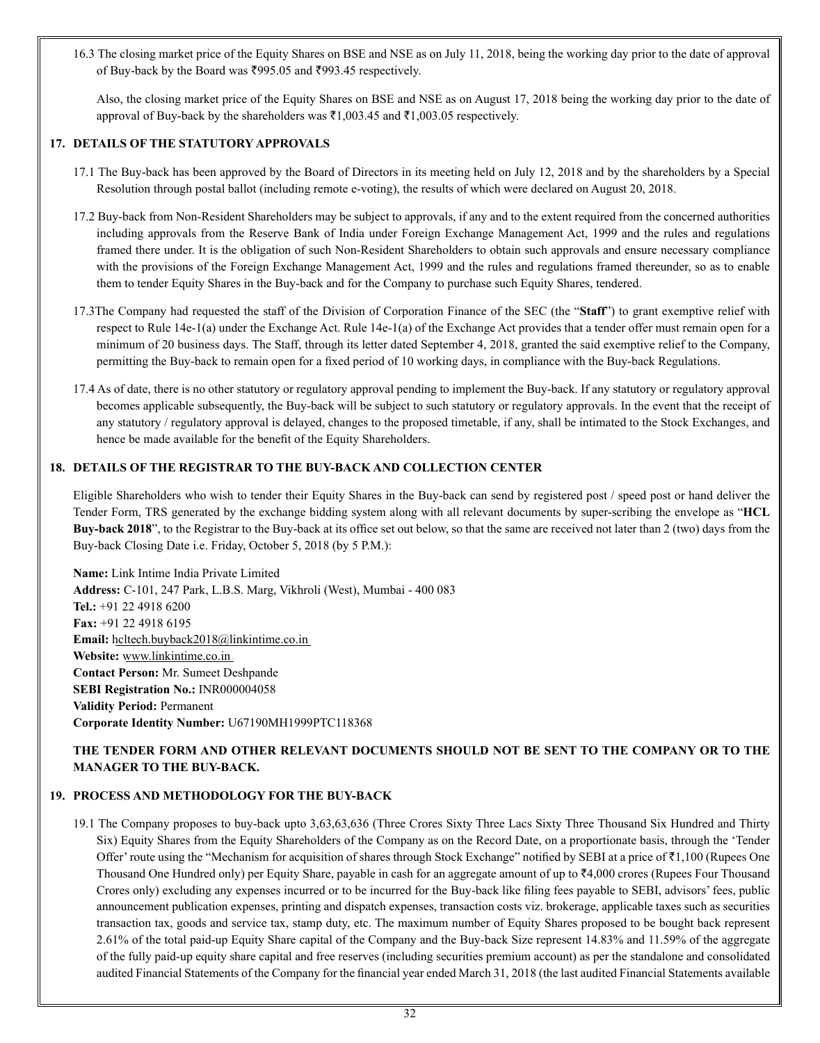16.3 The closing market price of the Equity Shares on BSE and NSE as on July 11, 2018, being the working day prior to the date of approval of Buy-back by the Board was ₹995.05 and ₹993.45 respectively.

Also, the closing market price of the Equity Shares on BSE and NSE as on August 17, 2018 being the working day prior to the date of approval of Buy-back by the shareholders was ₹1,003.45 and ₹1,003.05 respectively.

## 17. DETAILS OF THE STATUTORY APPROVALS

17.1 The Buy-back has been approved by the Board of Directors in its meeting held on July 12, 2018 and by the shareholders by a Special Resolution through postal ballot (including remote e-voting), the results of which were declared on August 20, 2018.

17.2 Buy-back from Non-Resident Shareholders may be subject to approvals, if any and to the extent required from the concerned authorities including approvals from the Reserve Bank of India under Foreign Exchange Management Act, 1999 and the rules and regulations framed there under. It is the obligation of such Non-Resident Shareholders to obtain such approvals and ensure necessary compliance with the provisions of the Foreign Exchange Management Act, 1999 and the rules and regulations framed thereunder, so as to enable them to tender Equity Shares in the Buy-back and for the Company to purchase such Equity Shares, tendered.

17.3 The Company had requested the staff of the Division of Corporation Finance of the SEC (the "**Staff**") to grant exemptive relief with respect to Rule 14e-1(a) under the Exchange Act. Rule 14e-1(a) of the Exchange Act provides that a tender offer must remain open for a minimum of 20 business days. The Staff, through its letter dated September 4, 2018, granted the said exemptive relief to the Company, permitting the Buy-back to remain open for a fixed period of 10 working days, in compliance with the Buy-back Regulations.

17.4 As of date, there is no other statutory or regulatory approval pending to implement the Buy-back. If any statutory or regulatory approval becomes applicable subsequently, the Buy-back will be subject to such statutory or regulatory approvals. In the event that the receipt of any statutory / regulatory approval is delayed, changes to the proposed timetable, if any, shall be intimated to the Stock Exchanges, and hence be made available for the benefit of the Equity Shareholders.

## 18. DETAILS OF THE REGISTRAR TO THE BUY-BACK AND COLLECTION CENTER

Eligible Shareholders who wish to tender their Equity Shares in the Buy-back can send by registered post / speed post or hand deliver the Tender Form, TRS generated by the exchange bidding system along with all relevant documents by super-scribing the envelope as "**HCL Buy-back 2018**", to the Registrar to the Buy-back at its office set out below, so that the same are received not later than 2 (two) days from the Buy-back Closing Date i.e. Friday, October 5, 2018 (by 5 P.M.):

**Name:** Link Intime India Private Limited
**Address:** C-101, 247 Park, L.B.S. Marg, Vikhroli (West), Mumbai - 400 083
**Tel.:** +91 22 4918 6200
**Fax:** +91 22 4918 6195
**Email:** hcltech.buyback2018@linkintime.co.in
**Website:** www.linkintime.co.in
**Contact Person:** Mr. Sumeet Deshpande
**SEBI Registration No.:** INR000004058
**Validity Period:** Permanent
**Corporate Identity Number:** U67190MH1999PTC118368

**THE TENDER FORM AND OTHER RELEVANT DOCUMENTS SHOULD NOT BE SENT TO THE COMPANY OR TO THE MANAGER TO THE BUY-BACK.**

## 19. PROCESS AND METHODOLOGY FOR THE BUY-BACK

19.1 The Company proposes to buy-back upto 3,63,63,636 (Three Crores Sixty Three Lacs Sixty Three Thousand Six Hundred and Thirty Six) Equity Shares from the Equity Shareholders of the Company as on the Record Date, on a proportionate basis, through the 'Tender Offer' route using the "Mechanism for acquisition of shares through Stock Exchange" notified by SEBI at a price of ₹1,100 (Rupees One Thousand One Hundred only) per Equity Share, payable in cash for an aggregate amount of up to ₹4,000 crores (Rupees Four Thousand Crores only) excluding any expenses incurred or to be incurred for the Buy-back like filing fees payable to SEBI, advisors' fees, public announcement publication expenses, printing and dispatch expenses, transaction costs viz. brokerage, applicable taxes such as securities transaction tax, goods and service tax, stamp duty, etc. The maximum number of Equity Shares proposed to be bought back represent 2.61% of the total paid-up Equity Share capital of the Company and the Buy-back Size represent 14.83% and 11.59% of the aggregate of the fully paid-up equity share capital and free reserves (including securities premium account) as per the standalone and consolidated audited Financial Statements of the Company for the financial year ended March 31, 2018 (the last audited Financial Statements available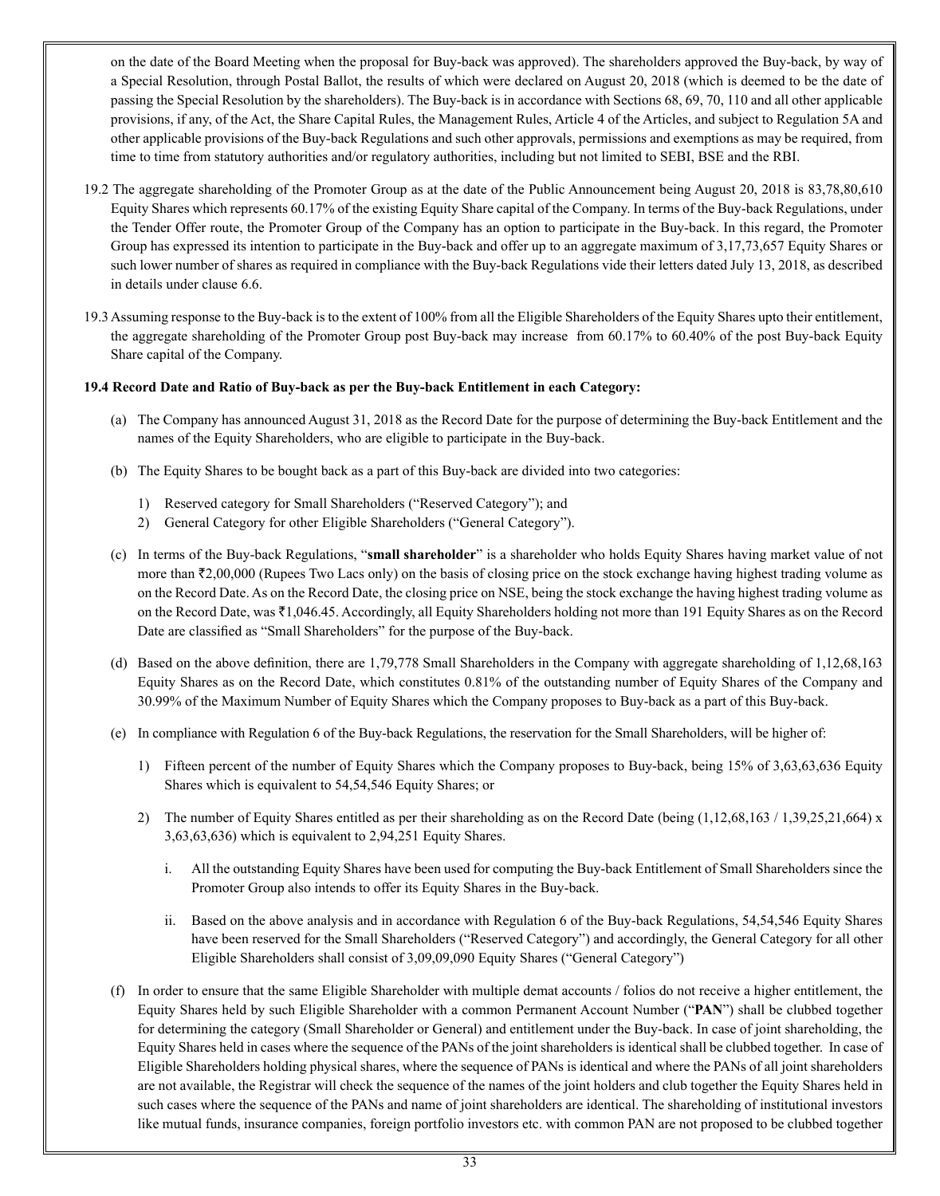on the date of the Board Meeting when the proposal for Buy-back was approved). The shareholders approved the Buy-back, by way of a Special Resolution, through Postal Ballot, the results of which were declared on August 20, 2018 (which is deemed to be the date of passing the Special Resolution by the shareholders). The Buy-back is in accordance with Sections 68, 69, 70, 110 and all other applicable provisions, if any, of the Act, the Share Capital Rules, the Management Rules, Article 4 of the Articles, and subject to Regulation 5A and other applicable provisions of the Buy-back Regulations and such other approvals, permissions and exemptions as may be required, from time to time from statutory authorities and/or regulatory authorities, including but not limited to SEBI, BSE and the RBI.

19.2 The aggregate shareholding of the Promoter Group as at the date of the Public Announcement being August 20, 2018 is 83,78,80,610 Equity Shares which represents 60.17% of the existing Equity Share capital of the Company. In terms of the Buy-back Regulations, under the Tender Offer route, the Promoter Group of the Company has an option to participate in the Buy-back. In this regard, the Promoter Group has expressed its intention to participate in the Buy-back and offer up to an aggregate maximum of 3,17,73,657 Equity Shares or such lower number of shares as required in compliance with the Buy-back Regulations vide their letters dated July 13, 2018, as described in details under clause 6.6.

19.3 Assuming response to the Buy-back is to the extent of 100% from all the Eligible Shareholders of the Equity Shares upto their entitlement, the aggregate shareholding of the Promoter Group post Buy-back may increase from 60.17% to 60.40% of the post Buy-back Equity Share capital of the Company.

**19.4 Record Date and Ratio of Buy-back as per the Buy-back Entitlement in each Category:**

(a) The Company has announced August 31, 2018 as the Record Date for the purpose of determining the Buy-back Entitlement and the names of the Equity Shareholders, who are eligible to participate in the Buy-back.

(b) The Equity Shares to be bought back as a part of this Buy-back are divided into two categories:

1) Reserved category for Small Shareholders ("Reserved Category"); and
2) General Category for other Eligible Shareholders ("General Category").

(c) In terms of the Buy-back Regulations, "**small shareholder**" is a shareholder who holds Equity Shares having market value of not more than ₹2,00,000 (Rupees Two Lacs only) on the basis of closing price on the stock exchange having highest trading volume as on the Record Date. As on the Record Date, the closing price on NSE, being the stock exchange the having highest trading volume as on the Record Date, was ₹1,046.45. Accordingly, all Equity Shareholders holding not more than 191 Equity Shares as on the Record Date are classified as "Small Shareholders" for the purpose of the Buy-back.

(d) Based on the above definition, there are 1,79,778 Small Shareholders in the Company with aggregate shareholding of 1,12,68,163 Equity Shares as on the Record Date, which constitutes 0.81% of the outstanding number of Equity Shares of the Company and 30.99% of the Maximum Number of Equity Shares which the Company proposes to Buy-back as a part of this Buy-back.

(e) In compliance with Regulation 6 of the Buy-back Regulations, the reservation for the Small Shareholders, will be higher of:

1) Fifteen percent of the number of Equity Shares which the Company proposes to Buy-back, being 15% of 3,63,63,636 Equity Shares which is equivalent to 54,54,546 Equity Shares; or

2) The number of Equity Shares entitled as per their shareholding as on the Record Date (being (1,12,68,163 / 1,39,25,21,664) x 3,63,63,636) which is equivalent to 2,94,251 Equity Shares.

   i. All the outstanding Equity Shares have been used for computing the Buy-back Entitlement of Small Shareholders since the Promoter Group also intends to offer its Equity Shares in the Buy-back.

   ii. Based on the above analysis and in accordance with Regulation 6 of the Buy-back Regulations, 54,54,546 Equity Shares have been reserved for the Small Shareholders ("Reserved Category") and accordingly, the General Category for all other Eligible Shareholders shall consist of 3,09,09,090 Equity Shares ("General Category")

(f) In order to ensure that the same Eligible Shareholder with multiple demat accounts / folios do not receive a higher entitlement, the Equity Shares held by such Eligible Shareholder with a common Permanent Account Number ("**PAN**") shall be clubbed together for determining the category (Small Shareholder or General) and entitlement under the Buy-back. In case of joint shareholding, the Equity Shares held in cases where the sequence of the PANs of the joint shareholders is identical shall be clubbed together. In case of Eligible Shareholders holding physical shares, where the sequence of PANs is identical and where the PANs of all joint shareholders are not available, the Registrar will check the sequence of the names of the joint holders and club together the Equity Shares held in such cases where the sequence of the PANs and name of joint shareholders are identical. The shareholding of institutional investors like mutual funds, insurance companies, foreign portfolio investors etc. with common PAN are not proposed to be clubbed together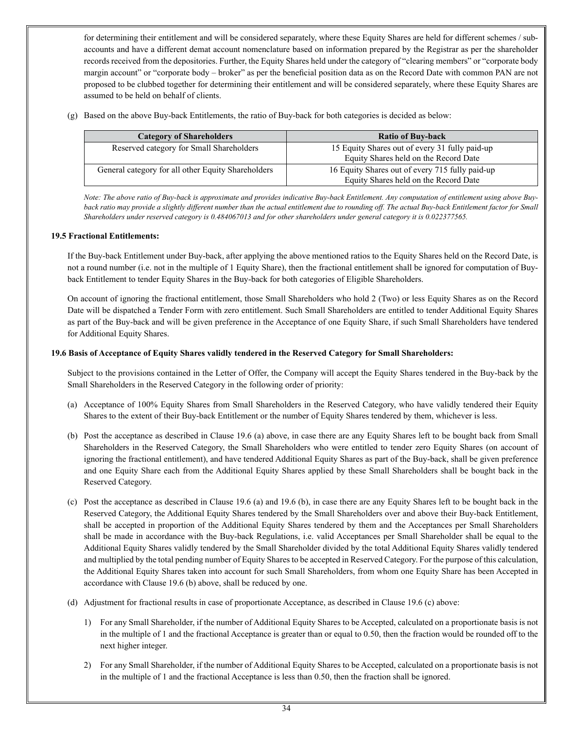for determining their entitlement and will be considered separately, where these Equity Shares are held for different schemes / sub-accounts and have a different demat account nomenclature based on information prepared by the Registrar as per the shareholder records received from the depositories. Further, the Equity Shares held under the category of "clearing members" or "corporate body margin account" or "corporate body – broker" as per the beneficial position data as on the Record Date with common PAN are not proposed to be clubbed together for determining their entitlement and will be considered separately, where these Equity Shares are assumed to be held on behalf of clients.

(g) Based on the above Buy-back Entitlements, the ratio of Buy-back for both categories is decided as below:

| Category of Shareholders | Ratio of Buy-back |
|---|---|
| Reserved category for Small Shareholders | 15 Equity Shares out of every 31 fully paid-up Equity Shares held on the Record Date |
| General category for all other Equity Shareholders | 16 Equity Shares out of every 715 fully paid-up Equity Shares held on the Record Date |

*Note: The above ratio of Buy-back is approximate and provides indicative Buy-back Entitlement. Any computation of entitlement using above Buy-back ratio may provide a slightly different number than the actual entitlement due to rounding off. The actual Buy-back Entitlement factor for Small Shareholders under reserved category is 0.484067013 and for other shareholders under general category it is 0.022377565.*

**19.5 Fractional Entitlements:**

If the Buy-back Entitlement under Buy-back, after applying the above mentioned ratios to the Equity Shares held on the Record Date, is not a round number (i.e. not in the multiple of 1 Equity Share), then the fractional entitlement shall be ignored for computation of Buy-back Entitlement to tender Equity Shares in the Buy-back for both categories of Eligible Shareholders.

On account of ignoring the fractional entitlement, those Small Shareholders who hold 2 (Two) or less Equity Shares as on the Record Date will be dispatched a Tender Form with zero entitlement. Such Small Shareholders are entitled to tender Additional Equity Shares as part of the Buy-back and will be given preference in the Acceptance of one Equity Share, if such Small Shareholders have tendered for Additional Equity Shares.

**19.6 Basis of Acceptance of Equity Shares validly tendered in the Reserved Category for Small Shareholders:**

Subject to the provisions contained in the Letter of Offer, the Company will accept the Equity Shares tendered in the Buy-back by the Small Shareholders in the Reserved Category in the following order of priority:

(a) Acceptance of 100% Equity Shares from Small Shareholders in the Reserved Category, who have validly tendered their Equity Shares to the extent of their Buy-back Entitlement or the number of Equity Shares tendered by them, whichever is less.

(b) Post the acceptance as described in Clause 19.6 (a) above, in case there are any Equity Shares left to be bought back from Small Shareholders in the Reserved Category, the Small Shareholders who were entitled to tender zero Equity Shares (on account of ignoring the fractional entitlement), and have tendered Additional Equity Shares as part of the Buy-back, shall be given preference and one Equity Share each from the Additional Equity Shares applied by these Small Shareholders shall be bought back in the Reserved Category.

(c) Post the acceptance as described in Clause 19.6 (a) and 19.6 (b), in case there are any Equity Shares left to be bought back in the Reserved Category, the Additional Equity Shares tendered by the Small Shareholders over and above their Buy-back Entitlement, shall be accepted in proportion of the Additional Equity Shares tendered by them and the Acceptances per Small Shareholders shall be made in accordance with the Buy-back Regulations, i.e. valid Acceptances per Small Shareholder shall be equal to the Additional Equity Shares validly tendered by the Small Shareholder divided by the total Additional Equity Shares validly tendered and multiplied by the total pending number of Equity Shares to be accepted in Reserved Category. For the purpose of this calculation, the Additional Equity Shares taken into account for such Small Shareholders, from whom one Equity Share has been Accepted in accordance with Clause 19.6 (b) above, shall be reduced by one.

(d) Adjustment for fractional results in case of proportionate Acceptance, as described in Clause 19.6 (c) above:

1) For any Small Shareholder, if the number of Additional Equity Shares to be Accepted, calculated on a proportionate basis is not in the multiple of 1 and the fractional Acceptance is greater than or equal to 0.50, then the fraction would be rounded off to the next higher integer.

2) For any Small Shareholder, if the number of Additional Equity Shares to be Accepted, calculated on a proportionate basis is not in the multiple of 1 and the fractional Acceptance is less than 0.50, then the fraction shall be ignored.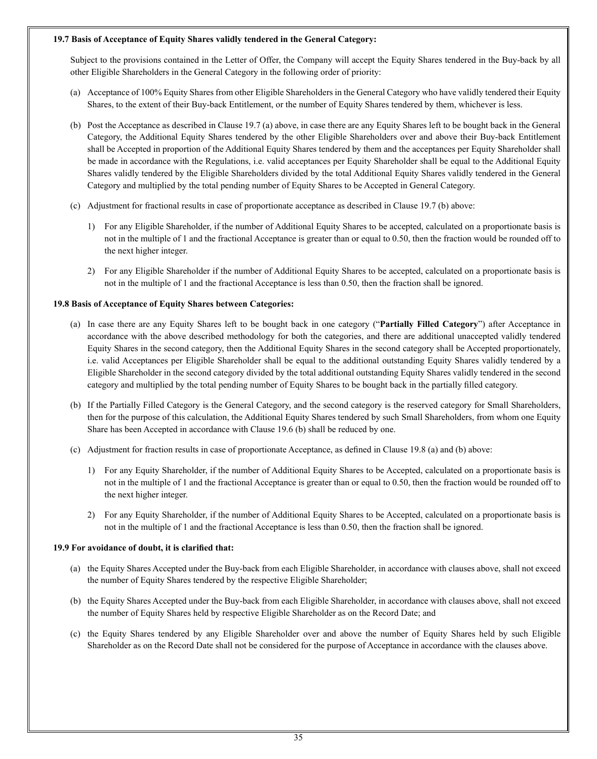**19.7 Basis of Acceptance of Equity Shares validly tendered in the General Category:**

Subject to the provisions contained in the Letter of Offer, the Company will accept the Equity Shares tendered in the Buy-back by all other Eligible Shareholders in the General Category in the following order of priority:

(a) Acceptance of 100% Equity Shares from other Eligible Shareholders in the General Category who have validly tendered their Equity Shares, to the extent of their Buy-back Entitlement, or the number of Equity Shares tendered by them, whichever is less.

(b) Post the Acceptance as described in Clause 19.7 (a) above, in case there are any Equity Shares left to be bought back in the General Category, the Additional Equity Shares tendered by the other Eligible Shareholders over and above their Buy-back Entitlement shall be Accepted in proportion of the Additional Equity Shares tendered by them and the acceptances per Equity Shareholder shall be made in accordance with the Regulations, i.e. valid acceptances per Equity Shareholder shall be equal to the Additional Equity Shares validly tendered by the Eligible Shareholders divided by the total Additional Equity Shares validly tendered in the General Category and multiplied by the total pending number of Equity Shares to be Accepted in General Category.

(c) Adjustment for fractional results in case of proportionate acceptance as described in Clause 19.7 (b) above:

1) For any Eligible Shareholder, if the number of Additional Equity Shares to be accepted, calculated on a proportionate basis is not in the multiple of 1 and the fractional Acceptance is greater than or equal to 0.50, then the fraction would be rounded off to the next higher integer.

2) For any Eligible Shareholder if the number of Additional Equity Shares to be accepted, calculated on a proportionate basis is not in the multiple of 1 and the fractional Acceptance is less than 0.50, then the fraction shall be ignored.

**19.8 Basis of Acceptance of Equity Shares between Categories:**

(a) In case there are any Equity Shares left to be bought back in one category ("**Partially Filled Category**") after Acceptance in accordance with the above described methodology for both the categories, and there are additional unaccepted validly tendered Equity Shares in the second category, then the Additional Equity Shares in the second category shall be Accepted proportionately, i.e. valid Acceptances per Eligible Shareholder shall be equal to the additional outstanding Equity Shares validly tendered by a Eligible Shareholder in the second category divided by the total additional outstanding Equity Shares validly tendered in the second category and multiplied by the total pending number of Equity Shares to be bought back in the partially filled category.

(b) If the Partially Filled Category is the General Category, and the second category is the reserved category for Small Shareholders, then for the purpose of this calculation, the Additional Equity Shares tendered by such Small Shareholders, from whom one Equity Share has been Accepted in accordance with Clause 19.6 (b) shall be reduced by one.

(c) Adjustment for fraction results in case of proportionate Acceptance, as defined in Clause 19.8 (a) and (b) above:

1) For any Equity Shareholder, if the number of Additional Equity Shares to be Accepted, calculated on a proportionate basis is not in the multiple of 1 and the fractional Acceptance is greater than or equal to 0.50, then the fraction would be rounded off to the next higher integer.

2) For any Equity Shareholder, if the number of Additional Equity Shares to be Accepted, calculated on a proportionate basis is not in the multiple of 1 and the fractional Acceptance is less than 0.50, then the fraction shall be ignored.

**19.9 For avoidance of doubt, it is clarified that:**

(a) the Equity Shares Accepted under the Buy-back from each Eligible Shareholder, in accordance with clauses above, shall not exceed the number of Equity Shares tendered by the respective Eligible Shareholder;

(b) the Equity Shares Accepted under the Buy-back from each Eligible Shareholder, in accordance with clauses above, shall not exceed the number of Equity Shares held by respective Eligible Shareholder as on the Record Date; and

(c) the Equity Shares tendered by any Eligible Shareholder over and above the number of Equity Shares held by such Eligible Shareholder as on the Record Date shall not be considered for the purpose of Acceptance in accordance with the clauses above.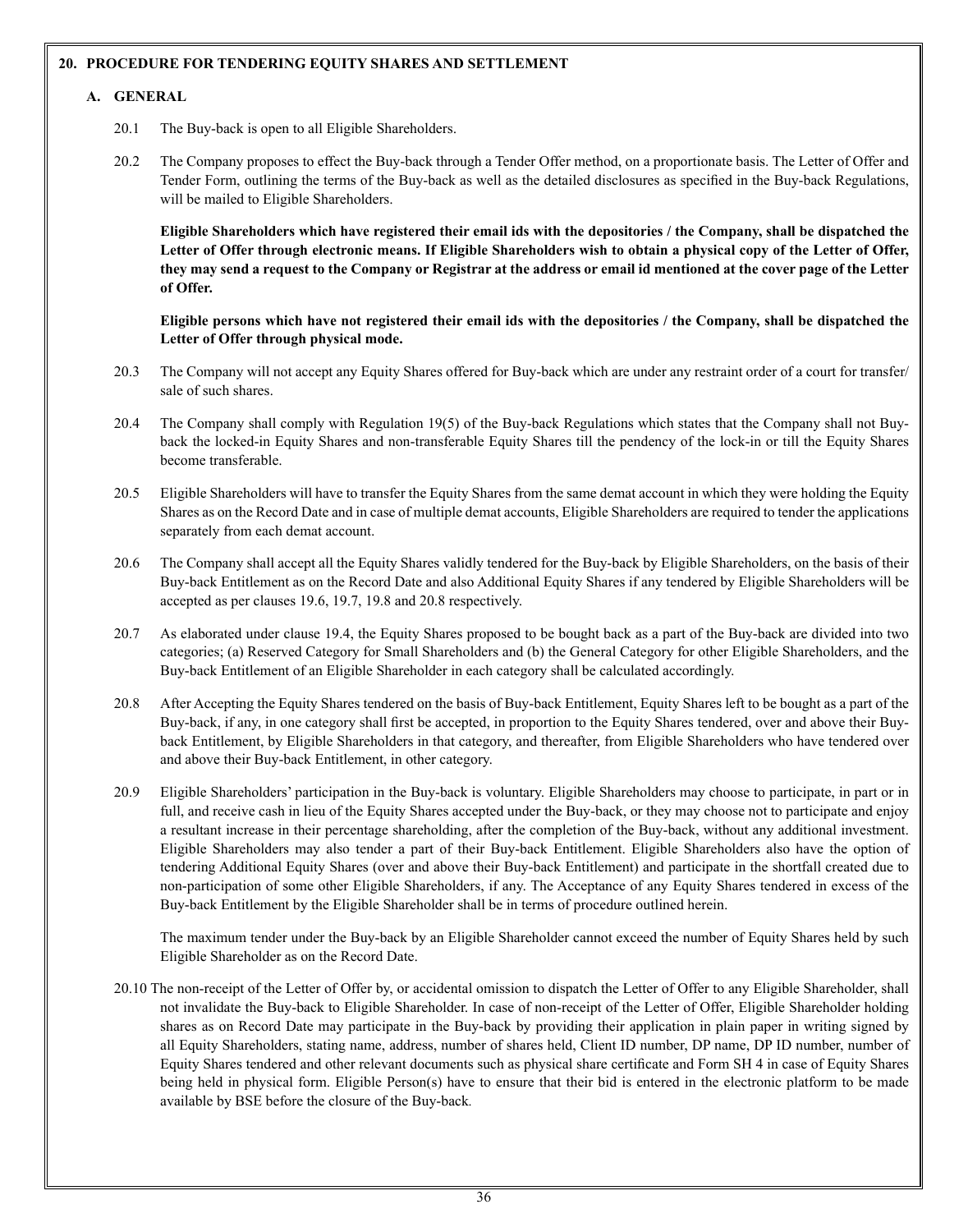## 20. PROCEDURE FOR TENDERING EQUITY SHARES AND SETTLEMENT

### A. GENERAL

20.1 The Buy-back is open to all Eligible Shareholders.

20.2 The Company proposes to effect the Buy-back through a Tender Offer method, on a proportionate basis. The Letter of Offer and Tender Form, outlining the terms of the Buy-back as well as the detailed disclosures as specified in the Buy-back Regulations, will be mailed to Eligible Shareholders.

**Eligible Shareholders which have registered their email ids with the depositories / the Company, shall be dispatched the Letter of Offer through electronic means. If Eligible Shareholders wish to obtain a physical copy of the Letter of Offer, they may send a request to the Company or Registrar at the address or email id mentioned at the cover page of the Letter of Offer.**

**Eligible persons which have not registered their email ids with the depositories / the Company, shall be dispatched the Letter of Offer through physical mode.**

20.3 The Company will not accept any Equity Shares offered for Buy-back which are under any restraint order of a court for transfer/ sale of such shares.

20.4 The Company shall comply with Regulation 19(5) of the Buy-back Regulations which states that the Company shall not Buy-back the locked-in Equity Shares and non-transferable Equity Shares till the pendency of the lock-in or till the Equity Shares become transferable.

20.5 Eligible Shareholders will have to transfer the Equity Shares from the same demat account in which they were holding the Equity Shares as on the Record Date and in case of multiple demat accounts, Eligible Shareholders are required to tender the applications separately from each demat account.

20.6 The Company shall accept all the Equity Shares validly tendered for the Buy-back by Eligible Shareholders, on the basis of their Buy-back Entitlement as on the Record Date and also Additional Equity Shares if any tendered by Eligible Shareholders will be accepted as per clauses 19.6, 19.7, 19.8 and 20.8 respectively.

20.7 As elaborated under clause 19.4, the Equity Shares proposed to be bought back as a part of the Buy-back are divided into two categories; (a) Reserved Category for Small Shareholders and (b) the General Category for other Eligible Shareholders, and the Buy-back Entitlement of an Eligible Shareholder in each category shall be calculated accordingly.

20.8 After Accepting the Equity Shares tendered on the basis of Buy-back Entitlement, Equity Shares left to be bought as a part of the Buy-back, if any, in one category shall first be accepted, in proportion to the Equity Shares tendered, over and above their Buy-back Entitlement, by Eligible Shareholders in that category, and thereafter, from Eligible Shareholders who have tendered over and above their Buy-back Entitlement, in other category.

20.9 Eligible Shareholders' participation in the Buy-back is voluntary. Eligible Shareholders may choose to participate, in part or in full, and receive cash in lieu of the Equity Shares accepted under the Buy-back, or they may choose not to participate and enjoy a resultant increase in their percentage shareholding, after the completion of the Buy-back, without any additional investment. Eligible Shareholders may also tender a part of their Buy-back Entitlement. Eligible Shareholders also have the option of tendering Additional Equity Shares (over and above their Buy-back Entitlement) and participate in the shortfall created due to non-participation of some other Eligible Shareholders, if any. The Acceptance of any Equity Shares tendered in excess of the Buy-back Entitlement by the Eligible Shareholder shall be in terms of procedure outlined herein.

The maximum tender under the Buy-back by an Eligible Shareholder cannot exceed the number of Equity Shares held by such Eligible Shareholder as on the Record Date.

20.10 The non-receipt of the Letter of Offer by, or accidental omission to dispatch the Letter of Offer to any Eligible Shareholder, shall not invalidate the Buy-back to Eligible Shareholder. In case of non-receipt of the Letter of Offer, Eligible Shareholder holding shares as on Record Date may participate in the Buy-back by providing their application in plain paper in writing signed by all Equity Shareholders, stating name, address, number of shares held, Client ID number, DP name, DP ID number, number of Equity Shares tendered and other relevant documents such as physical share certificate and Form SH 4 in case of Equity Shares being held in physical form. Eligible Person(s) have to ensure that their bid is entered in the electronic platform to be made available by BSE before the closure of the Buy-back.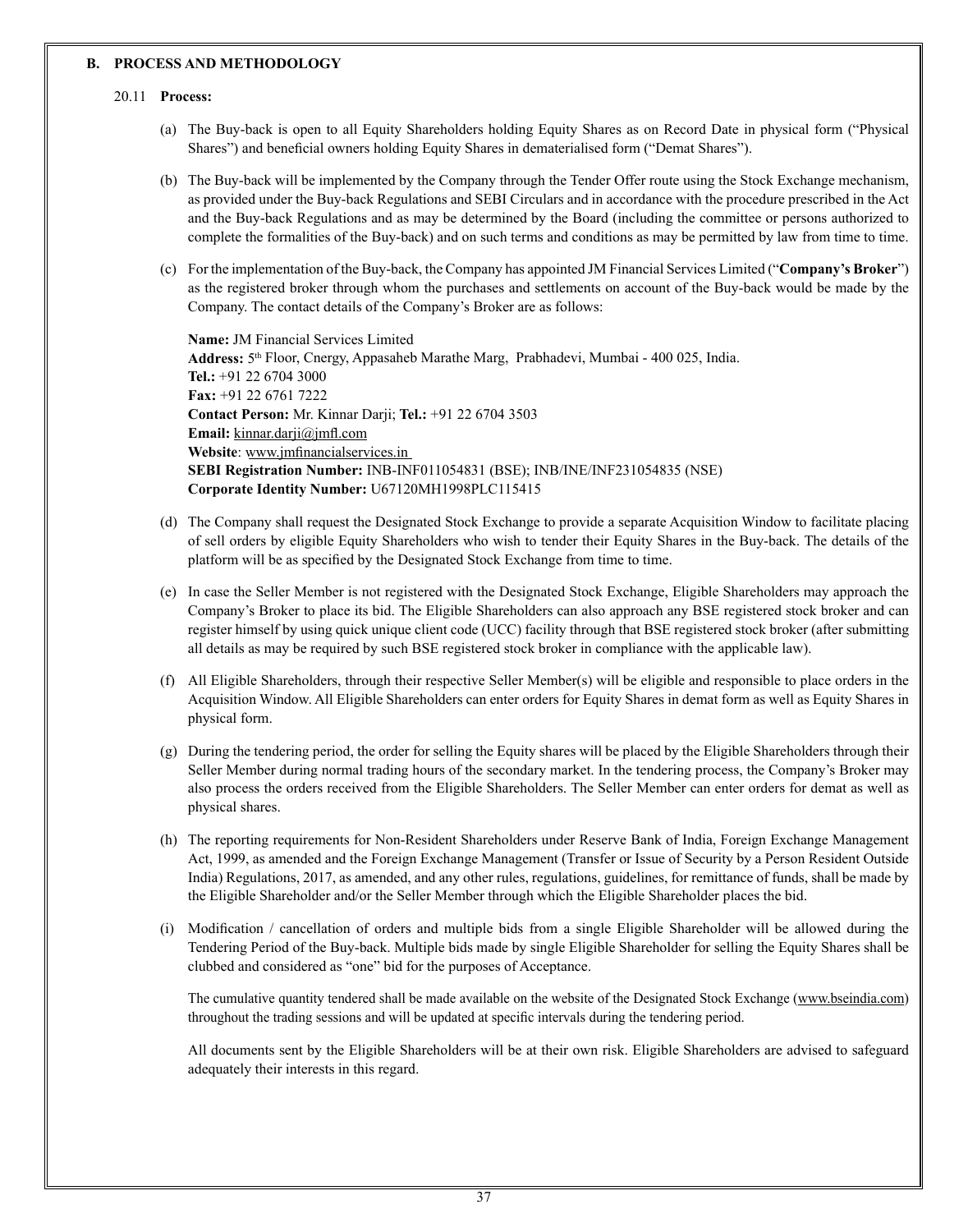## B. PROCESS AND METHODOLOGY

20.11 **Process:**

(a) The Buy-back is open to all Equity Shareholders holding Equity Shares as on Record Date in physical form ("Physical Shares") and beneficial owners holding Equity Shares in dematerialised form ("Demat Shares").

(b) The Buy-back will be implemented by the Company through the Tender Offer route using the Stock Exchange mechanism, as provided under the Buy-back Regulations and SEBI Circulars and in accordance with the procedure prescribed in the Act and the Buy-back Regulations and as may be determined by the Board (including the committee or persons authorized to complete the formalities of the Buy-back) and on such terms and conditions as may be permitted by law from time to time.

(c) For the implementation of the Buy-back, the Company has appointed JM Financial Services Limited ("**Company's Broker**") as the registered broker through whom the purchases and settlements on account of the Buy-back would be made by the Company. The contact details of the Company's Broker are as follows:

**Name:** JM Financial Services Limited
**Address:** 5th Floor, Cnergy, Appasaheb Marathe Marg, Prabhadevi, Mumbai - 400 025, India.
**Tel.:** +91 22 6704 3000
**Fax:** +91 22 6761 7222
**Contact Person:** Mr. Kinnar Darji; **Tel.:** +91 22 6704 3503
**Email:** kinnar.darji@jmfl.com
**Website**: www.jmfinancialservices.in
**SEBI Registration Number:** INB-INF011054831 (BSE); INB/INE/INF231054835 (NSE)
**Corporate Identity Number:** U67120MH1998PLC115415

(d) The Company shall request the Designated Stock Exchange to provide a separate Acquisition Window to facilitate placing of sell orders by eligible Equity Shareholders who wish to tender their Equity Shares in the Buy-back. The details of the platform will be as specified by the Designated Stock Exchange from time to time.

(e) In case the Seller Member is not registered with the Designated Stock Exchange, Eligible Shareholders may approach the Company's Broker to place its bid. The Eligible Shareholders can also approach any BSE registered stock broker and can register himself by using quick unique client code (UCC) facility through that BSE registered stock broker (after submitting all details as may be required by such BSE registered stock broker in compliance with the applicable law).

(f) All Eligible Shareholders, through their respective Seller Member(s) will be eligible and responsible to place orders in the Acquisition Window. All Eligible Shareholders can enter orders for Equity Shares in demat form as well as Equity Shares in physical form.

(g) During the tendering period, the order for selling the Equity shares will be placed by the Eligible Shareholders through their Seller Member during normal trading hours of the secondary market. In the tendering process, the Company's Broker may also process the orders received from the Eligible Shareholders. The Seller Member can enter orders for demat as well as physical shares.

(h) The reporting requirements for Non-Resident Shareholders under Reserve Bank of India, Foreign Exchange Management Act, 1999, as amended and the Foreign Exchange Management (Transfer or Issue of Security by a Person Resident Outside India) Regulations, 2017, as amended, and any other rules, regulations, guidelines, for remittance of funds, shall be made by the Eligible Shareholder and/or the Seller Member through which the Eligible Shareholder places the bid.

(i) Modification / cancellation of orders and multiple bids from a single Eligible Shareholder will be allowed during the Tendering Period of the Buy-back. Multiple bids made by single Eligible Shareholder for selling the Equity Shares shall be clubbed and considered as "one" bid for the purposes of Acceptance.

The cumulative quantity tendered shall be made available on the website of the Designated Stock Exchange (www.bseindia.com) throughout the trading sessions and will be updated at specific intervals during the tendering period.

All documents sent by the Eligible Shareholders will be at their own risk. Eligible Shareholders are advised to safeguard adequately their interests in this regard.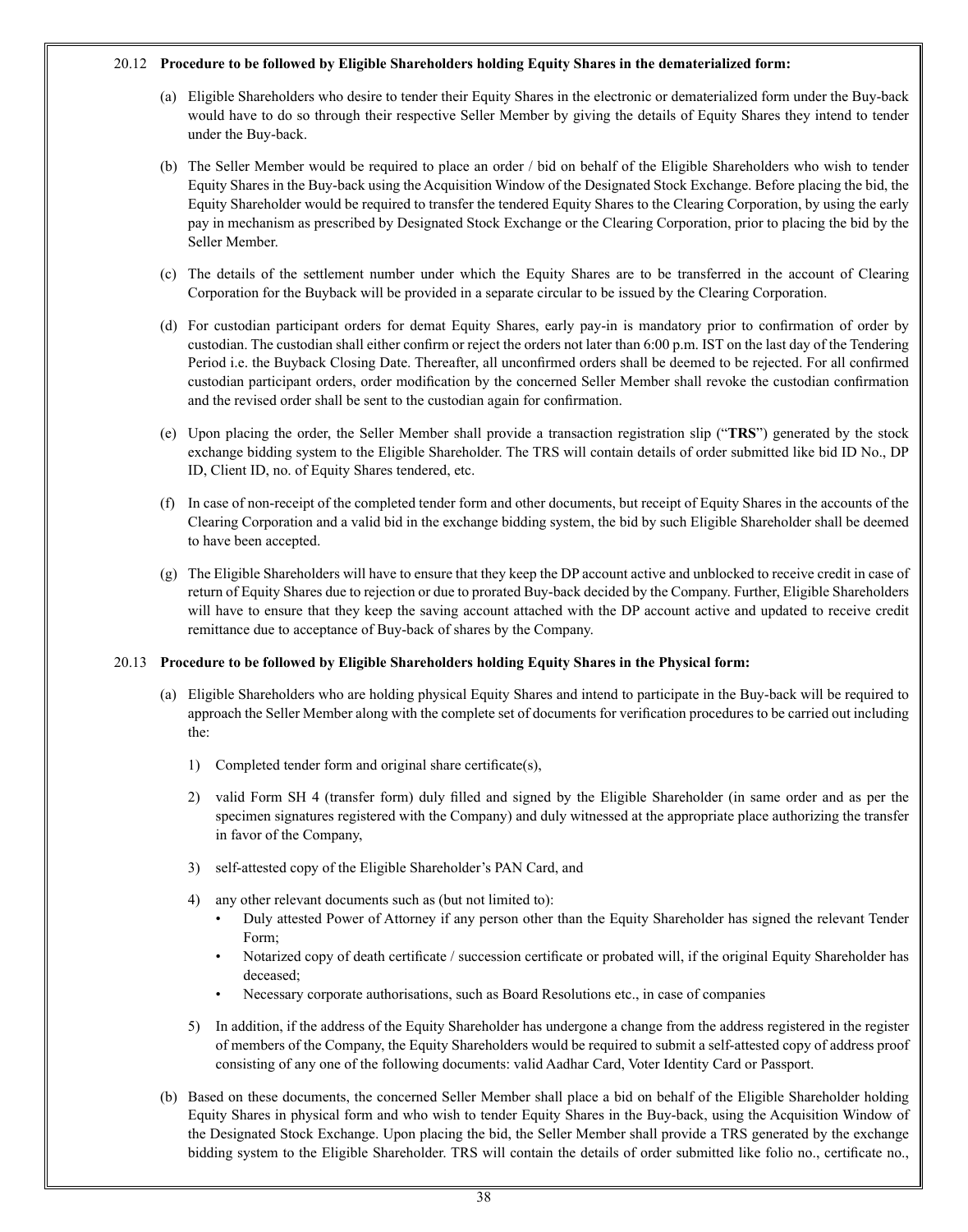20.12 **Procedure to be followed by Eligible Shareholders holding Equity Shares in the dematerialized form:**

(a) Eligible Shareholders who desire to tender their Equity Shares in the electronic or dematerialized form under the Buy-back would have to do so through their respective Seller Member by giving the details of Equity Shares they intend to tender under the Buy-back.

(b) The Seller Member would be required to place an order / bid on behalf of the Eligible Shareholders who wish to tender Equity Shares in the Buy-back using the Acquisition Window of the Designated Stock Exchange. Before placing the bid, the Equity Shareholder would be required to transfer the tendered Equity Shares to the Clearing Corporation, by using the early pay in mechanism as prescribed by Designated Stock Exchange or the Clearing Corporation, prior to placing the bid by the Seller Member.

(c) The details of the settlement number under which the Equity Shares are to be transferred in the account of Clearing Corporation for the Buyback will be provided in a separate circular to be issued by the Clearing Corporation.

(d) For custodian participant orders for demat Equity Shares, early pay-in is mandatory prior to confirmation of order by custodian. The custodian shall either confirm or reject the orders not later than 6:00 p.m. IST on the last day of the Tendering Period i.e. the Buyback Closing Date. Thereafter, all unconfirmed orders shall be deemed to be rejected. For all confirmed custodian participant orders, order modification by the concerned Seller Member shall revoke the custodian confirmation and the revised order shall be sent to the custodian again for confirmation.

(e) Upon placing the order, the Seller Member shall provide a transaction registration slip ("**TRS**") generated by the stock exchange bidding system to the Eligible Shareholder. The TRS will contain details of order submitted like bid ID No., DP ID, Client ID, no. of Equity Shares tendered, etc.

(f) In case of non-receipt of the completed tender form and other documents, but receipt of Equity Shares in the accounts of the Clearing Corporation and a valid bid in the exchange bidding system, the bid by such Eligible Shareholder shall be deemed to have been accepted.

(g) The Eligible Shareholders will have to ensure that they keep the DP account active and unblocked to receive credit in case of return of Equity Shares due to rejection or due to prorated Buy-back decided by the Company. Further, Eligible Shareholders will have to ensure that they keep the saving account attached with the DP account active and updated to receive credit remittance due to acceptance of Buy-back of shares by the Company.

20.13 **Procedure to be followed by Eligible Shareholders holding Equity Shares in the Physical form:**

(a) Eligible Shareholders who are holding physical Equity Shares and intend to participate in the Buy-back will be required to approach the Seller Member along with the complete set of documents for verification procedures to be carried out including the:

1) Completed tender form and original share certificate(s),

2) valid Form SH 4 (transfer form) duly filled and signed by the Eligible Shareholder (in same order and as per the specimen signatures registered with the Company) and duly witnessed at the appropriate place authorizing the transfer in favor of the Company,

3) self-attested copy of the Eligible Shareholder's PAN Card, and

4) any other relevant documents such as (but not limited to):
   - Duly attested Power of Attorney if any person other than the Equity Shareholder has signed the relevant Tender Form;
   - Notarized copy of death certificate / succession certificate or probated will, if the original Equity Shareholder has deceased;
   - Necessary corporate authorisations, such as Board Resolutions etc., in case of companies

5) In addition, if the address of the Equity Shareholder has undergone a change from the address registered in the register of members of the Company, the Equity Shareholders would be required to submit a self-attested copy of address proof consisting of any one of the following documents: valid Aadhar Card, Voter Identity Card or Passport.

(b) Based on these documents, the concerned Seller Member shall place a bid on behalf of the Eligible Shareholder holding Equity Shares in physical form and who wish to tender Equity Shares in the Buy-back, using the Acquisition Window of the Designated Stock Exchange. Upon placing the bid, the Seller Member shall provide a TRS generated by the exchange bidding system to the Eligible Shareholder. TRS will contain the details of order submitted like folio no., certificate no.,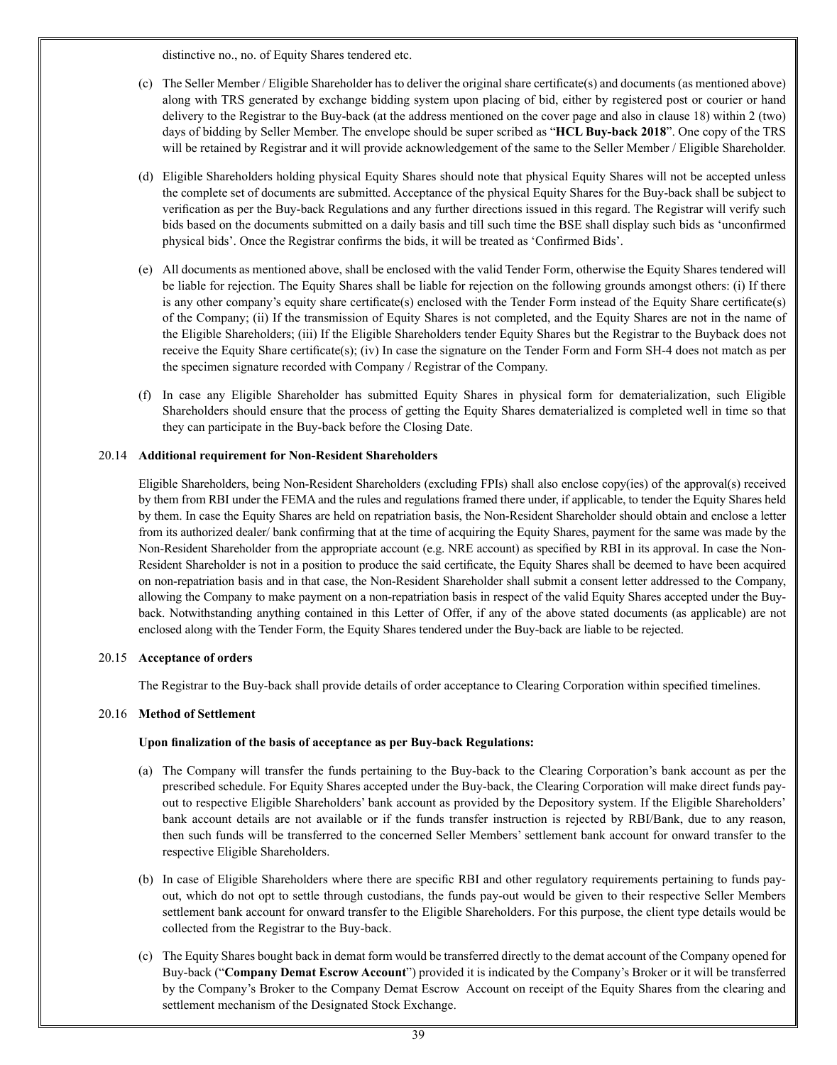distinctive no., no. of Equity Shares tendered etc.

(c) The Seller Member / Eligible Shareholder has to deliver the original share certificate(s) and documents (as mentioned above) along with TRS generated by exchange bidding system upon placing of bid, either by registered post or courier or hand delivery to the Registrar to the Buy-back (at the address mentioned on the cover page and also in clause 18) within 2 (two) days of bidding by Seller Member. The envelope should be super scribed as "**HCL Buy-back 2018**". One copy of the TRS will be retained by Registrar and it will provide acknowledgement of the same to the Seller Member / Eligible Shareholder.

(d) Eligible Shareholders holding physical Equity Shares should note that physical Equity Shares will not be accepted unless the complete set of documents are submitted. Acceptance of the physical Equity Shares for the Buy-back shall be subject to verification as per the Buy-back Regulations and any further directions issued in this regard. The Registrar will verify such bids based on the documents submitted on a daily basis and till such time the BSE shall display such bids as 'unconfirmed physical bids'. Once the Registrar confirms the bids, it will be treated as 'Confirmed Bids'.

(e) All documents as mentioned above, shall be enclosed with the valid Tender Form, otherwise the Equity Shares tendered will be liable for rejection. The Equity Shares shall be liable for rejection on the following grounds amongst others: (i) If there is any other company's equity share certificate(s) enclosed with the Tender Form instead of the Equity Share certificate(s) of the Company; (ii) If the transmission of Equity Shares is not completed, and the Equity Shares are not in the name of the Eligible Shareholders; (iii) If the Eligible Shareholders tender Equity Shares but the Registrar to the Buyback does not receive the Equity Share certificate(s); (iv) In case the signature on the Tender Form and Form SH-4 does not match as per the specimen signature recorded with Company / Registrar of the Company.

(f) In case any Eligible Shareholder has submitted Equity Shares in physical form for dematerialization, such Eligible Shareholders should ensure that the process of getting the Equity Shares dematerialized is completed well in time so that they can participate in the Buy-back before the Closing Date.

### 20.14 Additional requirement for Non-Resident Shareholders

Eligible Shareholders, being Non-Resident Shareholders (excluding FPIs) shall also enclose copy(ies) of the approval(s) received by them from RBI under the FEMA and the rules and regulations framed there under, if applicable, to tender the Equity Shares held by them. In case the Equity Shares are held on repatriation basis, the Non-Resident Shareholder should obtain and enclose a letter from its authorized dealer/ bank confirming that at the time of acquiring the Equity Shares, payment for the same was made by the Non-Resident Shareholder from the appropriate account (e.g. NRE account) as specified by RBI in its approval. In case the Non-Resident Shareholder is not in a position to produce the said certificate, the Equity Shares shall be deemed to have been acquired on non-repatriation basis and in that case, the Non-Resident Shareholder shall submit a consent letter addressed to the Company, allowing the Company to make payment on a non-repatriation basis in respect of the valid Equity Shares accepted under the Buy-back. Notwithstanding anything contained in this Letter of Offer, if any of the above stated documents (as applicable) are not enclosed along with the Tender Form, the Equity Shares tendered under the Buy-back are liable to be rejected.

### 20.15 Acceptance of orders

The Registrar to the Buy-back shall provide details of order acceptance to Clearing Corporation within specified timelines.

### 20.16 Method of Settlement

**Upon finalization of the basis of acceptance as per Buy-back Regulations:**

(a) The Company will transfer the funds pertaining to the Buy-back to the Clearing Corporation's bank account as per the prescribed schedule. For Equity Shares accepted under the Buy-back, the Clearing Corporation will make direct funds pay-out to respective Eligible Shareholders' bank account as provided by the Depository system. If the Eligible Shareholders' bank account details are not available or if the funds transfer instruction is rejected by RBI/Bank, due to any reason, then such funds will be transferred to the concerned Seller Members' settlement bank account for onward transfer to the respective Eligible Shareholders.

(b) In case of Eligible Shareholders where there are specific RBI and other regulatory requirements pertaining to funds pay-out, which do not opt to settle through custodians, the funds pay-out would be given to their respective Seller Members settlement bank account for onward transfer to the Eligible Shareholders. For this purpose, the client type details would be collected from the Registrar to the Buy-back.

(c) The Equity Shares bought back in demat form would be transferred directly to the demat account of the Company opened for Buy-back ("**Company Demat Escrow Account**") provided it is indicated by the Company's Broker or it will be transferred by the Company's Broker to the Company Demat Escrow Account on receipt of the Equity Shares from the clearing and settlement mechanism of the Designated Stock Exchange.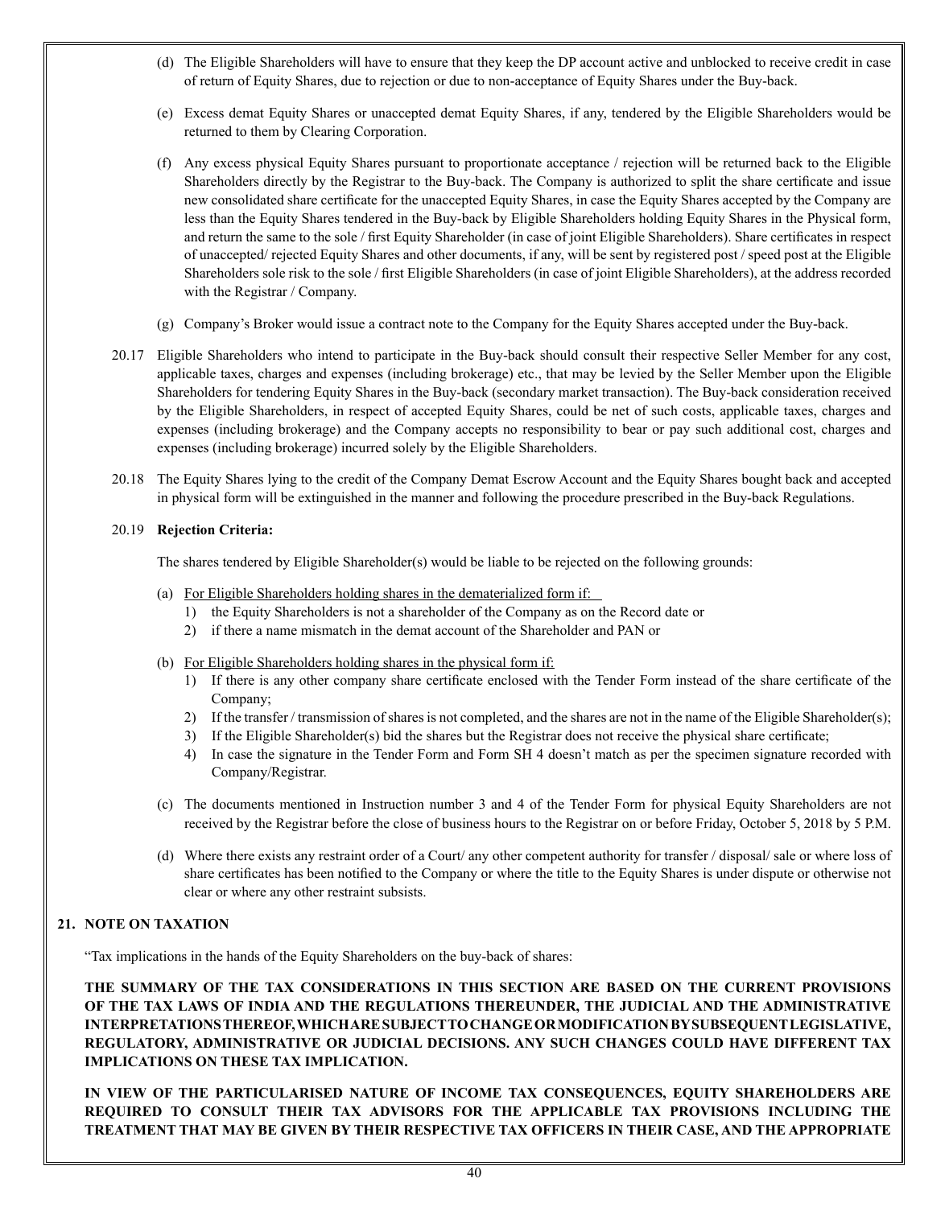(d) The Eligible Shareholders will have to ensure that they keep the DP account active and unblocked to receive credit in case of return of Equity Shares, due to rejection or due to non-acceptance of Equity Shares under the Buy-back.

(e) Excess demat Equity Shares or unaccepted demat Equity Shares, if any, tendered by the Eligible Shareholders would be returned to them by Clearing Corporation.

(f) Any excess physical Equity Shares pursuant to proportionate acceptance / rejection will be returned back to the Eligible Shareholders directly by the Registrar to the Buy-back. The Company is authorized to split the share certificate and issue new consolidated share certificate for the unaccepted Equity Shares, in case the Equity Shares accepted by the Company are less than the Equity Shares tendered in the Buy-back by Eligible Shareholders holding Equity Shares in the Physical form, and return the same to the sole / first Equity Shareholder (in case of joint Eligible Shareholders). Share certificates in respect of unaccepted/ rejected Equity Shares and other documents, if any, will be sent by registered post / speed post at the Eligible Shareholders sole risk to the sole / first Eligible Shareholders (in case of joint Eligible Shareholders), at the address recorded with the Registrar / Company.

(g) Company's Broker would issue a contract note to the Company for the Equity Shares accepted under the Buy-back.

20.17 Eligible Shareholders who intend to participate in the Buy-back should consult their respective Seller Member for any cost, applicable taxes, charges and expenses (including brokerage) etc., that may be levied by the Seller Member upon the Eligible Shareholders for tendering Equity Shares in the Buy-back (secondary market transaction). The Buy-back consideration received by the Eligible Shareholders, in respect of accepted Equity Shares, could be net of such costs, applicable taxes, charges and expenses (including brokerage) and the Company accepts no responsibility to bear or pay such additional cost, charges and expenses (including brokerage) incurred solely by the Eligible Shareholders.

20.18 The Equity Shares lying to the credit of the Company Demat Escrow Account and the Equity Shares bought back and accepted in physical form will be extinguished in the manner and following the procedure prescribed in the Buy-back Regulations.

20.19 **Rejection Criteria:**

The shares tendered by Eligible Shareholder(s) would be liable to be rejected on the following grounds:

(a) For Eligible Shareholders holding shares in the dematerialized form if:
   1) the Equity Shareholders is not a shareholder of the Company as on the Record date or
   2) if there a name mismatch in the demat account of the Shareholder and PAN or

(b) For Eligible Shareholders holding shares in the physical form if:
   1) If there is any other company share certificate enclosed with the Tender Form instead of the share certificate of the Company;
   2) If the transfer / transmission of shares is not completed, and the shares are not in the name of the Eligible Shareholder(s);
   3) If the Eligible Shareholder(s) bid the shares but the Registrar does not receive the physical share certificate;
   4) In case the signature in the Tender Form and Form SH 4 doesn't match as per the specimen signature recorded with Company/Registrar.

(c) The documents mentioned in Instruction number 3 and 4 of the Tender Form for physical Equity Shareholders are not received by the Registrar before the close of business hours to the Registrar on or before Friday, October 5, 2018 by 5 P.M.

(d) Where there exists any restraint order of a Court/ any other competent authority for transfer / disposal/ sale or where loss of share certificates has been notified to the Company or where the title to the Equity Shares is under dispute or otherwise not clear or where any other restraint subsists.

## 21. NOTE ON TAXATION

"Tax implications in the hands of the Equity Shareholders on the buy-back of shares:

**THE SUMMARY OF THE TAX CONSIDERATIONS IN THIS SECTION ARE BASED ON THE CURRENT PROVISIONS OF THE TAX LAWS OF INDIA AND THE REGULATIONS THEREUNDER, THE JUDICIAL AND THE ADMINISTRATIVE INTERPRETATIONS THEREOF, WHICH ARE SUBJECT TO CHANGE OR MODIFICATION BY SUBSEQUENT LEGISLATIVE, REGULATORY, ADMINISTRATIVE OR JUDICIAL DECISIONS. ANY SUCH CHANGES COULD HAVE DIFFERENT TAX IMPLICATIONS ON THESE TAX IMPLICATION.**

**IN VIEW OF THE PARTICULARISED NATURE OF INCOME TAX CONSEQUENCES, EQUITY SHAREHOLDERS ARE REQUIRED TO CONSULT THEIR TAX ADVISORS FOR THE APPLICABLE TAX PROVISIONS INCLUDING THE TREATMENT THAT MAY BE GIVEN BY THEIR RESPECTIVE TAX OFFICERS IN THEIR CASE, AND THE APPROPRIATE**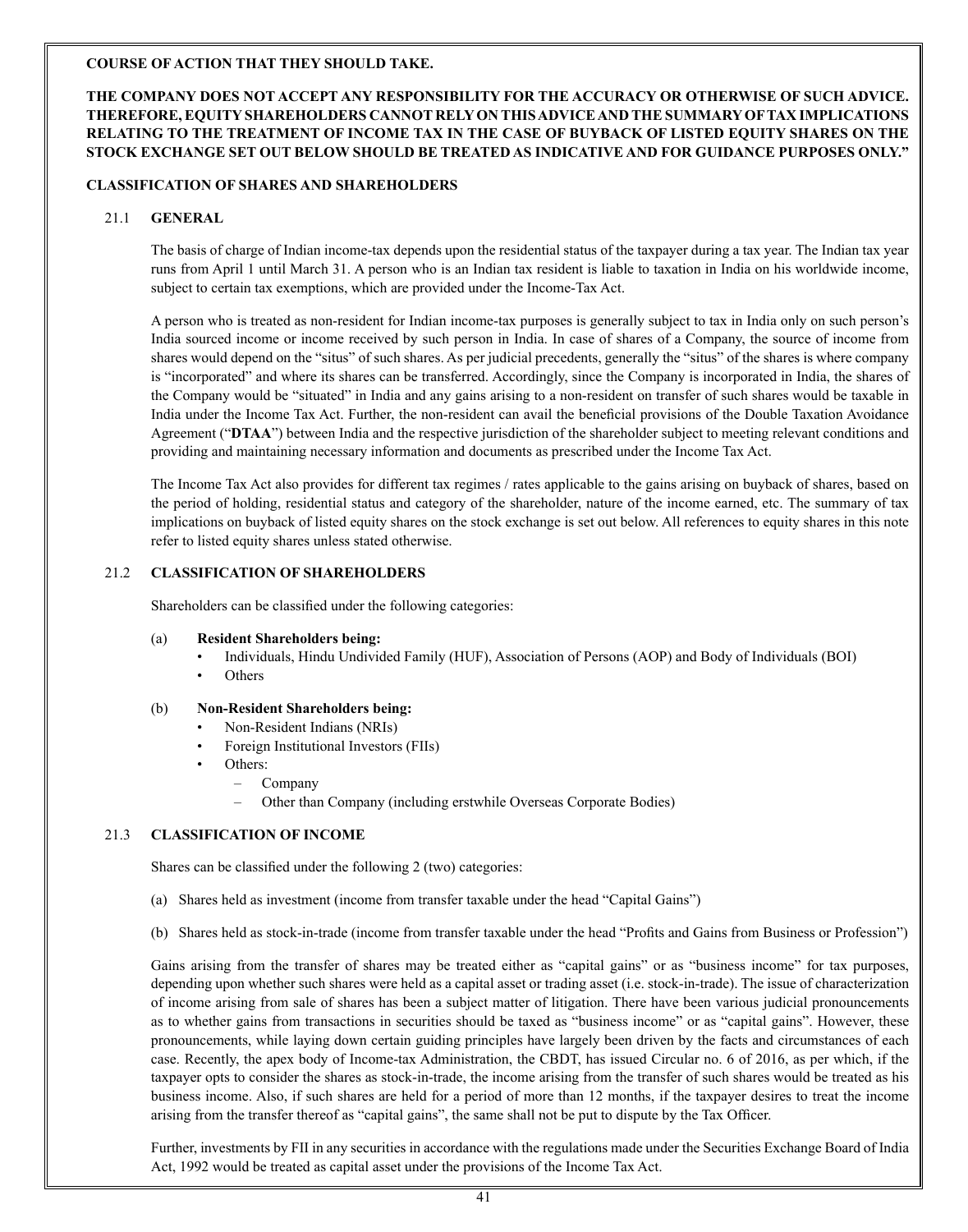**COURSE OF ACTION THAT THEY SHOULD TAKE.**

**THE COMPANY DOES NOT ACCEPT ANY RESPONSIBILITY FOR THE ACCURACY OR OTHERWISE OF SUCH ADVICE. THEREFORE, EQUITY SHAREHOLDERS CANNOT RELY ON THIS ADVICE AND THE SUMMARY OF TAX IMPLICATIONS RELATING TO THE TREATMENT OF INCOME TAX IN THE CASE OF BUYBACK OF LISTED EQUITY SHARES ON THE STOCK EXCHANGE SET OUT BELOW SHOULD BE TREATED AS INDICATIVE AND FOR GUIDANCE PURPOSES ONLY."**

**CLASSIFICATION OF SHARES AND SHAREHOLDERS**

### 21.1 GENERAL

The basis of charge of Indian income-tax depends upon the residential status of the taxpayer during a tax year. The Indian tax year runs from April 1 until March 31. A person who is an Indian tax resident is liable to taxation in India on his worldwide income, subject to certain tax exemptions, which are provided under the Income-Tax Act.

A person who is treated as non-resident for Indian income-tax purposes is generally subject to tax in India only on such person's India sourced income or income received by such person in India. In case of shares of a Company, the source of income from shares would depend on the "situs" of such shares. As per judicial precedents, generally the "situs" of the shares is where company is "incorporated" and where its shares can be transferred. Accordingly, since the Company is incorporated in India, the shares of the Company would be "situated" in India and any gains arising to a non-resident on transfer of such shares would be taxable in India under the Income Tax Act. Further, the non-resident can avail the beneficial provisions of the Double Taxation Avoidance Agreement ("**DTAA**") between India and the respective jurisdiction of the shareholder subject to meeting relevant conditions and providing and maintaining necessary information and documents as prescribed under the Income Tax Act.

The Income Tax Act also provides for different tax regimes / rates applicable to the gains arising on buyback of shares, based on the period of holding, residential status and category of the shareholder, nature of the income earned, etc. The summary of tax implications on buyback of listed equity shares on the stock exchange is set out below. All references to equity shares in this note refer to listed equity shares unless stated otherwise.

### 21.2 CLASSIFICATION OF SHAREHOLDERS

Shareholders can be classified under the following categories:

(a) **Resident Shareholders being:**
- Individuals, Hindu Undivided Family (HUF), Association of Persons (AOP) and Body of Individuals (BOI)
- Others

(b) **Non-Resident Shareholders being:**
- Non-Resident Indians (NRIs)
- Foreign Institutional Investors (FIIs)
- Others:
  - Company
  - Other than Company (including erstwhile Overseas Corporate Bodies)

### 21.3 CLASSIFICATION OF INCOME

Shares can be classified under the following 2 (two) categories:

(a) Shares held as investment (income from transfer taxable under the head "Capital Gains")

(b) Shares held as stock-in-trade (income from transfer taxable under the head "Profits and Gains from Business or Profession")

Gains arising from the transfer of shares may be treated either as "capital gains" or as "business income" for tax purposes, depending upon whether such shares were held as a capital asset or trading asset (i.e. stock-in-trade). The issue of characterization of income arising from sale of shares has been a subject matter of litigation. There have been various judicial pronouncements as to whether gains from transactions in securities should be taxed as "business income" or as "capital gains". However, these pronouncements, while laying down certain guiding principles have largely been driven by the facts and circumstances of each case. Recently, the apex body of Income-tax Administration, the CBDT, has issued Circular no. 6 of 2016, as per which, if the taxpayer opts to consider the shares as stock-in-trade, the income arising from the transfer of such shares would be treated as his business income. Also, if such shares are held for a period of more than 12 months, if the taxpayer desires to treat the income arising from the transfer thereof as "capital gains", the same shall not be put to dispute by the Tax Officer.

Further, investments by FII in any securities in accordance with the regulations made under the Securities Exchange Board of India Act, 1992 would be treated as capital asset under the provisions of the Income Tax Act.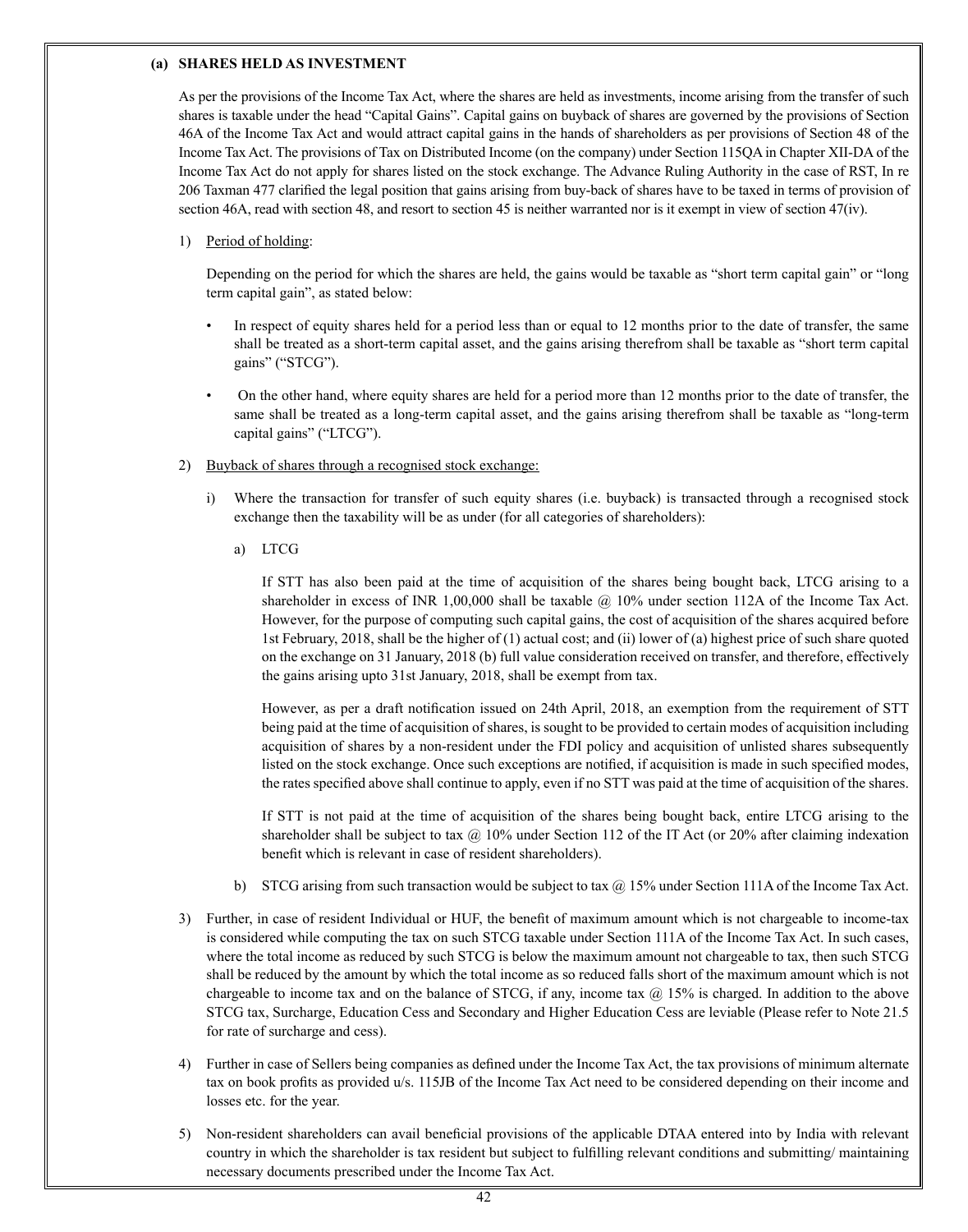**(a) SHARES HELD AS INVESTMENT**

As per the provisions of the Income Tax Act, where the shares are held as investments, income arising from the transfer of such shares is taxable under the head "Capital Gains". Capital gains on buyback of shares are governed by the provisions of Section 46A of the Income Tax Act and would attract capital gains in the hands of shareholders as per provisions of Section 48 of the Income Tax Act. The provisions of Tax on Distributed Income (on the company) under Section 115QA in Chapter XII-DA of the Income Tax Act do not apply for shares listed on the stock exchange. The Advance Ruling Authority in the case of RST, In re 206 Taxman 477 clarified the legal position that gains arising from buy-back of shares have to be taxed in terms of provision of section 46A, read with section 48, and resort to section 45 is neither warranted nor is it exempt in view of section 47(iv).

1) Period of holding:

   Depending on the period for which the shares are held, the gains would be taxable as "short term capital gain" or "long term capital gain", as stated below:

   - In respect of equity shares held for a period less than or equal to 12 months prior to the date of transfer, the same shall be treated as a short-term capital asset, and the gains arising therefrom shall be taxable as "short term capital gains" ("STCG").

   - On the other hand, where equity shares are held for a period more than 12 months prior to the date of transfer, the same shall be treated as a long-term capital asset, and the gains arising therefrom shall be taxable as "long-term capital gains" ("LTCG").

2) Buyback of shares through a recognised stock exchange:

   i) Where the transaction for transfer of such equity shares (i.e. buyback) is transacted through a recognised stock exchange then the taxability will be as under (for all categories of shareholders):

      a) LTCG

         If STT has also been paid at the time of acquisition of the shares being bought back, LTCG arising to a shareholder in excess of INR 1,00,000 shall be taxable @ 10% under section 112A of the Income Tax Act. However, for the purpose of computing such capital gains, the cost of acquisition of the shares acquired before 1st February, 2018, shall be the higher of (1) actual cost; and (ii) lower of (a) highest price of such share quoted on the exchange on 31 January, 2018 (b) full value consideration received on transfer, and therefore, effectively the gains arising upto 31st January, 2018, shall be exempt from tax.

         However, as per a draft notification issued on 24th April, 2018, an exemption from the requirement of STT being paid at the time of acquisition of shares, is sought to be provided to certain modes of acquisition including acquisition of shares by a non-resident under the FDI policy and acquisition of unlisted shares subsequently listed on the stock exchange. Once such exceptions are notified, if acquisition is made in such specified modes, the rates specified above shall continue to apply, even if no STT was paid at the time of acquisition of the shares.

         If STT is not paid at the time of acquisition of the shares being bought back, entire LTCG arising to the shareholder shall be subject to tax @ 10% under Section 112 of the IT Act (or 20% after claiming indexation benefit which is relevant in case of resident shareholders).

      b) STCG arising from such transaction would be subject to tax @ 15% under Section 111A of the Income Tax Act.

3) Further, in case of resident Individual or HUF, the benefit of maximum amount which is not chargeable to income-tax is considered while computing the tax on such STCG taxable under Section 111A of the Income Tax Act. In such cases, where the total income as reduced by such STCG is below the maximum amount not chargeable to tax, then such STCG shall be reduced by the amount by which the total income as so reduced falls short of the maximum amount which is not chargeable to income tax and on the balance of STCG, if any, income tax @ 15% is charged. In addition to the above STCG tax, Surcharge, Education Cess and Secondary and Higher Education Cess are leviable (Please refer to Note 21.5 for rate of surcharge and cess).

4) Further in case of Sellers being companies as defined under the Income Tax Act, the tax provisions of minimum alternate tax on book profits as provided u/s. 115JB of the Income Tax Act need to be considered depending on their income and losses etc. for the year.

5) Non-resident shareholders can avail beneficial provisions of the applicable DTAA entered into by India with relevant country in which the shareholder is tax resident but subject to fulfilling relevant conditions and submitting/ maintaining necessary documents prescribed under the Income Tax Act.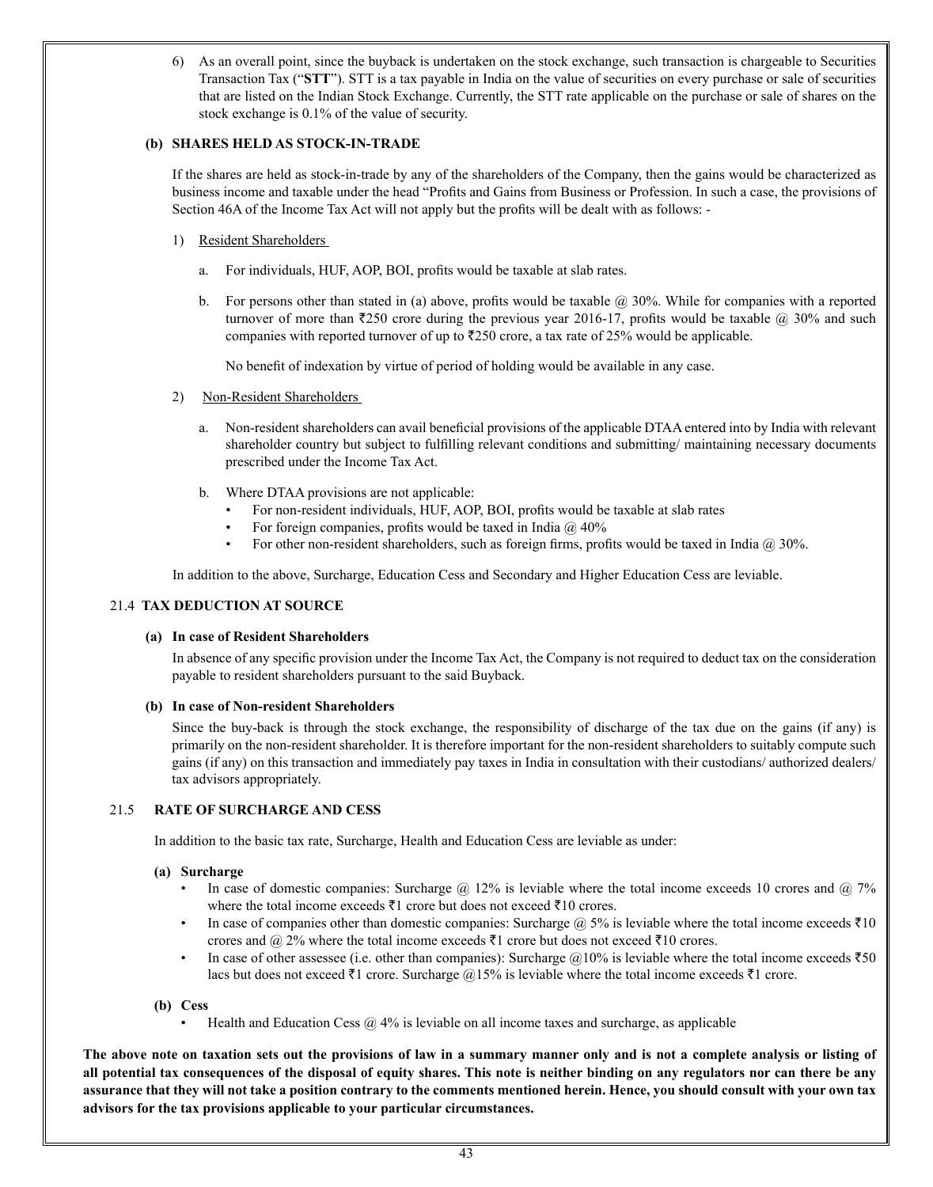6) As an overall point, since the buyback is undertaken on the stock exchange, such transaction is chargeable to Securities Transaction Tax ("**STT**"). STT is a tax payable in India on the value of securities on every purchase or sale of securities that are listed on the Indian Stock Exchange. Currently, the STT rate applicable on the purchase or sale of shares on the stock exchange is 0.1% of the value of security.

**(b) SHARES HELD AS STOCK-IN-TRADE**

If the shares are held as stock-in-trade by any of the shareholders of the Company, then the gains would be characterized as business income and taxable under the head "Profits and Gains from Business or Profession. In such a case, the provisions of Section 46A of the Income Tax Act will not apply but the profits will be dealt with as follows: -

1) Resident Shareholders

a. For individuals, HUF, AOP, BOI, profits would be taxable at slab rates.

b. For persons other than stated in (a) above, profits would be taxable @ 30%. While for companies with a reported turnover of more than ₹250 crore during the previous year 2016-17, profits would be taxable @ 30% and such companies with reported turnover of up to ₹250 crore, a tax rate of 25% would be applicable.

No benefit of indexation by virtue of period of holding would be available in any case.

2) Non-Resident Shareholders

a. Non-resident shareholders can avail beneficial provisions of the applicable DTAA entered into by India with relevant shareholder country but subject to fulfilling relevant conditions and submitting/ maintaining necessary documents prescribed under the Income Tax Act.

b. Where DTAA provisions are not applicable:
- For non-resident individuals, HUF, AOP, BOI, profits would be taxable at slab rates
- For foreign companies, profits would be taxed in India @ 40%
- For other non-resident shareholders, such as foreign firms, profits would be taxed in India @ 30%.

In addition to the above, Surcharge, Education Cess and Secondary and Higher Education Cess are leviable.

## 21.4 TAX DEDUCTION AT SOURCE

**(a) In case of Resident Shareholders**

In absence of any specific provision under the Income Tax Act, the Company is not required to deduct tax on the consideration payable to resident shareholders pursuant to the said Buyback.

**(b) In case of Non-resident Shareholders**

Since the buy-back is through the stock exchange, the responsibility of discharge of the tax due on the gains (if any) is primarily on the non-resident shareholder. It is therefore important for the non-resident shareholders to suitably compute such gains (if any) on this transaction and immediately pay taxes in India in consultation with their custodians/ authorized dealers/ tax advisors appropriately.

## 21.5 RATE OF SURCHARGE AND CESS

In addition to the basic tax rate, Surcharge, Health and Education Cess are leviable as under:

**(a) Surcharge**
- In case of domestic companies: Surcharge @ 12% is leviable where the total income exceeds 10 crores and @ 7% where the total income exceeds ₹1 crore but does not exceed ₹10 crores.
- In case of companies other than domestic companies: Surcharge @ 5% is leviable where the total income exceeds ₹10 crores and @ 2% where the total income exceeds ₹1 crore but does not exceed ₹10 crores.
- In case of other assessee (i.e. other than companies): Surcharge @10% is leviable where the total income exceeds ₹50 lacs but does not exceed ₹1 crore. Surcharge @15% is leviable where the total income exceeds ₹1 crore.

**(b) Cess**
- Health and Education Cess @ 4% is leviable on all income taxes and surcharge, as applicable

**The above note on taxation sets out the provisions of law in a summary manner only and is not a complete analysis or listing of all potential tax consequences of the disposal of equity shares. This note is neither binding on any regulators nor can there be any assurance that they will not take a position contrary to the comments mentioned herein. Hence, you should consult with your own tax advisors for the tax provisions applicable to your particular circumstances.**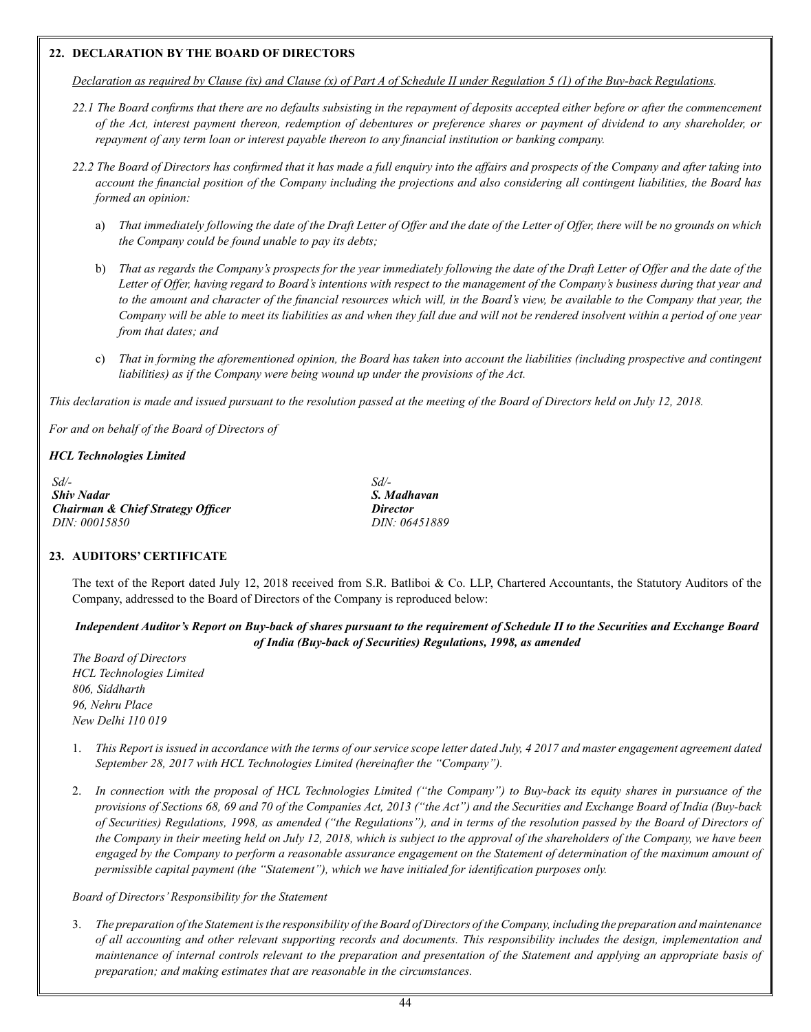## 22. DECLARATION BY THE BOARD OF DIRECTORS

*Declaration as required by Clause (ix) and Clause (x) of Part A of Schedule II under Regulation 5 (1) of the Buy-back Regulations.*

*22.1 The Board confirms that there are no defaults subsisting in the repayment of deposits accepted either before or after the commencement of the Act, interest payment thereon, redemption of debentures or preference shares or payment of dividend to any shareholder, or repayment of any term loan or interest payable thereon to any financial institution or banking company.*

*22.2 The Board of Directors has confirmed that it has made a full enquiry into the affairs and prospects of the Company and after taking into account the financial position of the Company including the projections and also considering all contingent liabilities, the Board has formed an opinion:*

a) *That immediately following the date of the Draft Letter of Offer and the date of the Letter of Offer, there will be no grounds on which the Company could be found unable to pay its debts;*

b) *That as regards the Company's prospects for the year immediately following the date of the Draft Letter of Offer and the date of the Letter of Offer, having regard to Board's intentions with respect to the management of the Company's business during that year and to the amount and character of the financial resources which will, in the Board's view, be available to the Company that year, the Company will be able to meet its liabilities as and when they fall due and will not be rendered insolvent within a period of one year from that dates; and*

c) *That in forming the aforementioned opinion, the Board has taken into account the liabilities (including prospective and contingent liabilities) as if the Company were being wound up under the provisions of the Act.*

*This declaration is made and issued pursuant to the resolution passed at the meeting of the Board of Directors held on July 12, 2018.*

*For and on behalf of the Board of Directors of*

***HCL Technologies Limited***

| | |
|---|---|
| *Sd/-* | *Sd/-* |
| ***Shiv Nadar*** | ***S. Madhavan*** |
| ***Chairman & Chief Strategy Officer*** | ***Director*** |
| *DIN: 00015850* | *DIN: 06451889* |

## 23. AUDITORS' CERTIFICATE

The text of the Report dated July 12, 2018 received from S.R. Batliboi & Co. LLP, Chartered Accountants, the Statutory Auditors of the Company, addressed to the Board of Directors of the Company is reproduced below:

***Independent Auditor's Report on Buy-back of shares pursuant to the requirement of Schedule II to the Securities and Exchange Board of India (Buy-back of Securities) Regulations, 1998, as amended***

*The Board of Directors*
*HCL Technologies Limited*
*806, Siddharth*
*96, Nehru Place*
*New Delhi 110 019*

1. *This Report is issued in accordance with the terms of our service scope letter dated July, 4 2017 and master engagement agreement dated September 28, 2017 with HCL Technologies Limited (hereinafter the "Company").*

2. *In connection with the proposal of HCL Technologies Limited ("the Company") to Buy-back its equity shares in pursuance of the provisions of Sections 68, 69 and 70 of the Companies Act, 2013 ("the Act") and the Securities and Exchange Board of India (Buy-back of Securities) Regulations, 1998, as amended ("the Regulations"), and in terms of the resolution passed by the Board of Directors of the Company in their meeting held on July 12, 2018, which is subject to the approval of the shareholders of the Company, we have been engaged by the Company to perform a reasonable assurance engagement on the Statement of determination of the maximum amount of permissible capital payment (the "Statement"), which we have initialed for identification purposes only.*

*Board of Directors' Responsibility for the Statement*

3. *The preparation of the Statement is the responsibility of the Board of Directors of the Company, including the preparation and maintenance of all accounting and other relevant supporting records and documents. This responsibility includes the design, implementation and maintenance of internal controls relevant to the preparation and presentation of the Statement and applying an appropriate basis of preparation; and making estimates that are reasonable in the circumstances.*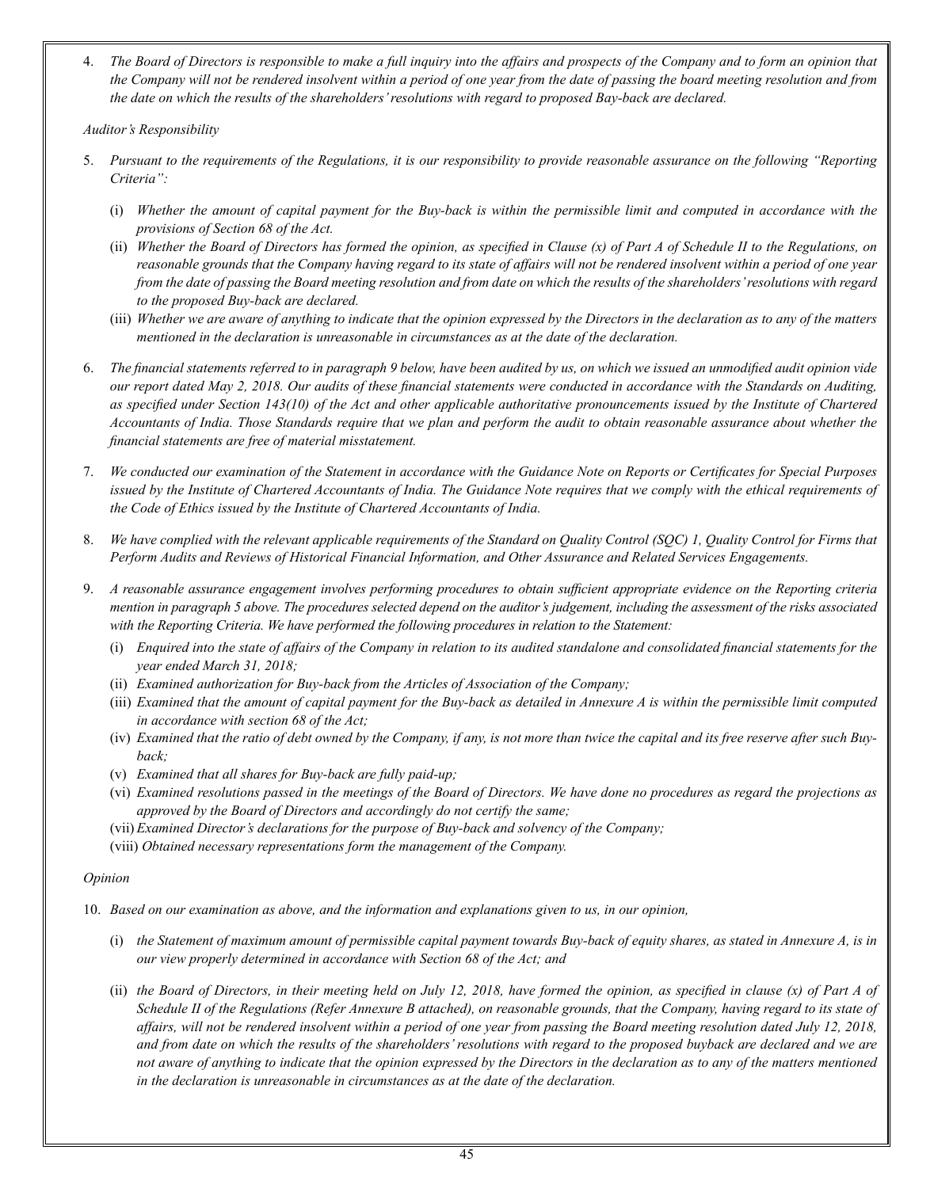4. *The Board of Directors is responsible to make a full inquiry into the affairs and prospects of the Company and to form an opinion that the Company will not be rendered insolvent within a period of one year from the date of passing the board meeting resolution and from the date on which the results of the shareholders' resolutions with regard to proposed Bay-back are declared.*

*Auditor's Responsibility*

5. *Pursuant to the requirements of the Regulations, it is our responsibility to provide reasonable assurance on the following "Reporting Criteria":*
   (i) *Whether the amount of capital payment for the Buy-back is within the permissible limit and computed in accordance with the provisions of Section 68 of the Act.*
   (ii) *Whether the Board of Directors has formed the opinion, as specified in Clause (x) of Part A of Schedule II to the Regulations, on reasonable grounds that the Company having regard to its state of affairs will not be rendered insolvent within a period of one year from the date of passing the Board meeting resolution and from date on which the results of the shareholders' resolutions with regard to the proposed Buy-back are declared.*
   (iii) *Whether we are aware of anything to indicate that the opinion expressed by the Directors in the declaration as to any of the matters mentioned in the declaration is unreasonable in circumstances as at the date of the declaration.*

6. *The financial statements referred to in paragraph 9 below, have been audited by us, on which we issued an unmodified audit opinion vide our report dated May 2, 2018. Our audits of these financial statements were conducted in accordance with the Standards on Auditing, as specified under Section 143(10) of the Act and other applicable authoritative pronouncements issued by the Institute of Chartered Accountants of India. Those Standards require that we plan and perform the audit to obtain reasonable assurance about whether the financial statements are free of material misstatement.*

7. *We conducted our examination of the Statement in accordance with the Guidance Note on Reports or Certificates for Special Purposes issued by the Institute of Chartered Accountants of India. The Guidance Note requires that we comply with the ethical requirements of the Code of Ethics issued by the Institute of Chartered Accountants of India.*

8. *We have complied with the relevant applicable requirements of the Standard on Quality Control (SQC) 1, Quality Control for Firms that Perform Audits and Reviews of Historical Financial Information, and Other Assurance and Related Services Engagements.*

9. *A reasonable assurance engagement involves performing procedures to obtain sufficient appropriate evidence on the Reporting criteria mention in paragraph 5 above. The procedures selected depend on the auditor's judgement, including the assessment of the risks associated with the Reporting Criteria. We have performed the following procedures in relation to the Statement:*
   (i) *Enquired into the state of affairs of the Company in relation to its audited standalone and consolidated financial statements for the year ended March 31, 2018;*
   (ii) *Examined authorization for Buy-back from the Articles of Association of the Company;*
   (iii) *Examined that the amount of capital payment for the Buy-back as detailed in Annexure A is within the permissible limit computed in accordance with section 68 of the Act;*
   (iv) *Examined that the ratio of debt owned by the Company, if any, is not more than twice the capital and its free reserve after such Buy-back;*
   (v) *Examined that all shares for Buy-back are fully paid-up;*
   (vi) *Examined resolutions passed in the meetings of the Board of Directors. We have done no procedures as regard the projections as approved by the Board of Directors and accordingly do not certify the same;*
   (vii) *Examined Director's declarations for the purpose of Buy-back and solvency of the Company;*
   (viii) *Obtained necessary representations form the management of the Company.*

*Opinion*

10. *Based on our examination as above, and the information and explanations given to us, in our opinion,*
    (i) *the Statement of maximum amount of permissible capital payment towards Buy-back of equity shares, as stated in Annexure A, is in our view properly determined in accordance with Section 68 of the Act; and*
    (ii) *the Board of Directors, in their meeting held on July 12, 2018, have formed the opinion, as specified in clause (x) of Part A of Schedule II of the Regulations (Refer Annexure B attached), on reasonable grounds, that the Company, having regard to its state of affairs, will not be rendered insolvent within a period of one year from passing the Board meeting resolution dated July 12, 2018, and from date on which the results of the shareholders' resolutions with regard to the proposed buyback are declared and we are not aware of anything to indicate that the opinion expressed by the Directors in the declaration as to any of the matters mentioned in the declaration is unreasonable in circumstances as at the date of the declaration.*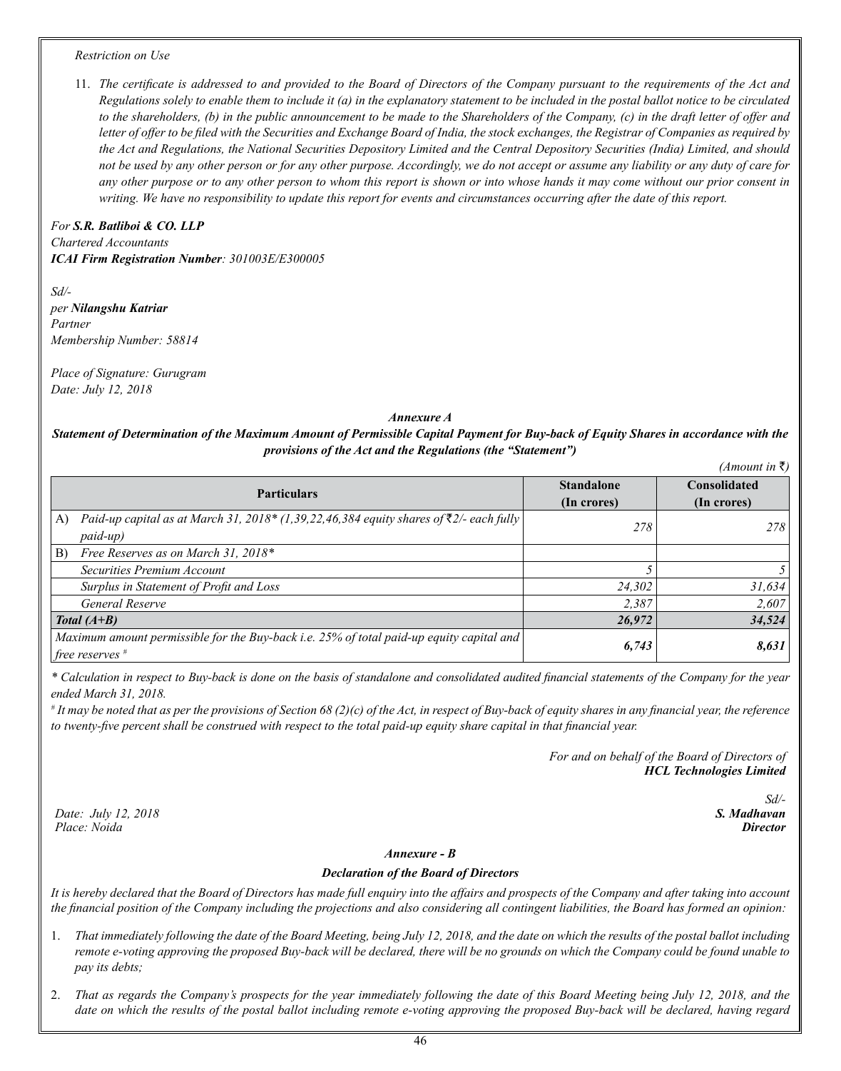*Restriction on Use*

11. *The certificate is addressed to and provided to the Board of Directors of the Company pursuant to the requirements of the Act and Regulations solely to enable them to include it (a) in the explanatory statement to be included in the postal ballot notice to be circulated to the shareholders, (b) in the public announcement to be made to the Shareholders of the Company, (c) in the draft letter of offer and letter of offer to be filed with the Securities and Exchange Board of India, the stock exchanges, the Registrar of Companies as required by the Act and Regulations, the National Securities Depository Limited and the Central Depository Securities (India) Limited, and should not be used by any other person or for any other purpose. Accordingly, we do not accept or assume any liability or any duty of care for any other purpose or to any other person to whom this report is shown or into whose hands it may come without our prior consent in writing. We have no responsibility to update this report for events and circumstances occurring after the date of this report.*

*For* ***S.R. Batliboi & CO. LLP***
*Chartered Accountants*
***ICAI Firm Registration Number****: 301003E/E300005*

*Sd/-*
*per* ***Nilangshu Katriar***
*Partner*
*Membership Number: 58814*

*Place of Signature: Gurugram*
*Date: July 12, 2018*

***Annexure A***

***Statement of Determination of the Maximum Amount of Permissible Capital Payment for Buy-back of Equity Shares in accordance with the provisions of the Act and the Regulations (the "Statement")***

*(Amount in ₹)*

| Particulars | Standalone (In crores) | Consolidated (In crores) |
|---|---|---|
| A) *Paid-up capital as at March 31, 2018\* (1,39,22,46,384 equity shares of ₹2/- each fully paid-up)* | *278* | *278* |
| B) *Free Reserves as on March 31, 2018\** | | |
| *Securities Premium Account* | *5* | *5* |
| *Surplus in Statement of Profit and Loss* | *24,302* | *31,634* |
| *General Reserve* | *2,387* | *2,607* |
| ***Total (A+B)*** | ***26,972*** | ***34,524*** |
| *Maximum amount permissible for the Buy-back i.e. 25% of total paid-up equity capital and free reserves #* | ***6,743*** | ***8,631*** |

*\* Calculation in respect to Buy-back is done on the basis of standalone and consolidated audited financial statements of the Company for the year ended March 31, 2018.*

*# It may be noted that as per the provisions of Section 68 (2)(c) of the Act, in respect of Buy-back of equity shares in any financial year, the reference to twenty-five percent shall be construed with respect to the total paid-up equity share capital in that financial year.*

*For and on behalf of the Board of Directors of*
***HCL Technologies Limited***

*Sd/-*
***S. Madhavan***
***Director***

*Date: July 12, 2018*
*Place: Noida*

***Annexure - B***

***Declaration of the Board of Directors***

*It is hereby declared that the Board of Directors has made full enquiry into the affairs and prospects of the Company and after taking into account the financial position of the Company including the projections and also considering all contingent liabilities, the Board has formed an opinion:*

1. *That immediately following the date of the Board Meeting, being July 12, 2018, and the date on which the results of the postal ballot including remote e-voting approving the proposed Buy-back will be declared, there will be no grounds on which the Company could be found unable to pay its debts;*

2. *That as regards the Company's prospects for the year immediately following the date of this Board Meeting being July 12, 2018, and the date on which the results of the postal ballot including remote e-voting approving the proposed Buy-back will be declared, having regard*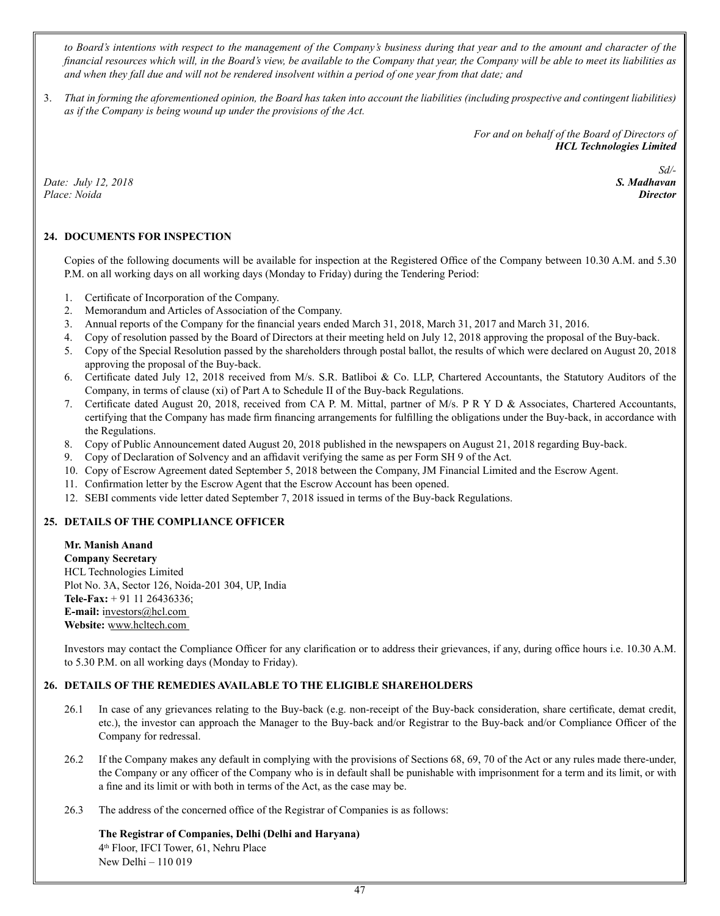*to Board's intentions with respect to the management of the Company's business during that year and to the amount and character of the financial resources which will, in the Board's view, be available to the Company that year, the Company will be able to meet its liabilities as and when they fall due and will not be rendered insolvent within a period of one year from that date; and*

3. *That in forming the aforementioned opinion, the Board has taken into account the liabilities (including prospective and contingent liabilities) as if the Company is being wound up under the provisions of the Act.*

*For and on behalf of the Board of Directors of*
***HCL Technologies Limited***

*Sd/-*
***S. Madhavan***
***Director***

*Date: July 12, 2018*
*Place: Noida*

## 24. DOCUMENTS FOR INSPECTION

Copies of the following documents will be available for inspection at the Registered Office of the Company between 10.30 A.M. and 5.30 P.M. on all working days on all working days (Monday to Friday) during the Tendering Period:

1. Certificate of Incorporation of the Company.
2. Memorandum and Articles of Association of the Company.
3. Annual reports of the Company for the financial years ended March 31, 2018, March 31, 2017 and March 31, 2016.
4. Copy of resolution passed by the Board of Directors at their meeting held on July 12, 2018 approving the proposal of the Buy-back.
5. Copy of the Special Resolution passed by the shareholders through postal ballot, the results of which were declared on August 20, 2018 approving the proposal of the Buy-back.
6. Certificate dated July 12, 2018 received from M/s. S.R. Batliboi & Co. LLP, Chartered Accountants, the Statutory Auditors of the Company, in terms of clause (xi) of Part A to Schedule II of the Buy-back Regulations.
7. Certificate dated August 20, 2018, received from CA P. M. Mittal, partner of M/s. P R Y D & Associates, Chartered Accountants, certifying that the Company has made firm financing arrangements for fulfilling the obligations under the Buy-back, in accordance with the Regulations.
8. Copy of Public Announcement dated August 20, 2018 published in the newspapers on August 21, 2018 regarding Buy-back.
9. Copy of Declaration of Solvency and an affidavit verifying the same as per Form SH 9 of the Act.
10. Copy of Escrow Agreement dated September 5, 2018 between the Company, JM Financial Limited and the Escrow Agent.
11. Confirmation letter by the Escrow Agent that the Escrow Account has been opened.
12. SEBI comments vide letter dated September 7, 2018 issued in terms of the Buy-back Regulations.

## 25. DETAILS OF THE COMPLIANCE OFFICER

**Mr. Manish Anand**
**Company Secretary**
HCL Technologies Limited
Plot No. 3A, Sector 126, Noida-201 304, UP, India
**Tele-Fax:** + 91 11 26436336;
**E-mail:** investors@hcl.com
**Website:** www.hcltech.com

Investors may contact the Compliance Officer for any clarification or to address their grievances, if any, during office hours i.e. 10.30 A.M. to 5.30 P.M. on all working days (Monday to Friday).

## 26. DETAILS OF THE REMEDIES AVAILABLE TO THE ELIGIBLE SHAREHOLDERS

26.1 In case of any grievances relating to the Buy-back (e.g. non-receipt of the Buy-back consideration, share certificate, demat credit, etc.), the investor can approach the Manager to the Buy-back and/or Registrar to the Buy-back and/or Compliance Officer of the Company for redressal.

26.2 If the Company makes any default in complying with the provisions of Sections 68, 69, 70 of the Act or any rules made there-under, the Company or any officer of the Company who is in default shall be punishable with imprisonment for a term and its limit, or with a fine and its limit or with both in terms of the Act, as the case may be.

26.3 The address of the concerned office of the Registrar of Companies is as follows:

**The Registrar of Companies, Delhi (Delhi and Haryana)**
4th Floor, IFCI Tower, 61, Nehru Place
New Delhi – 110 019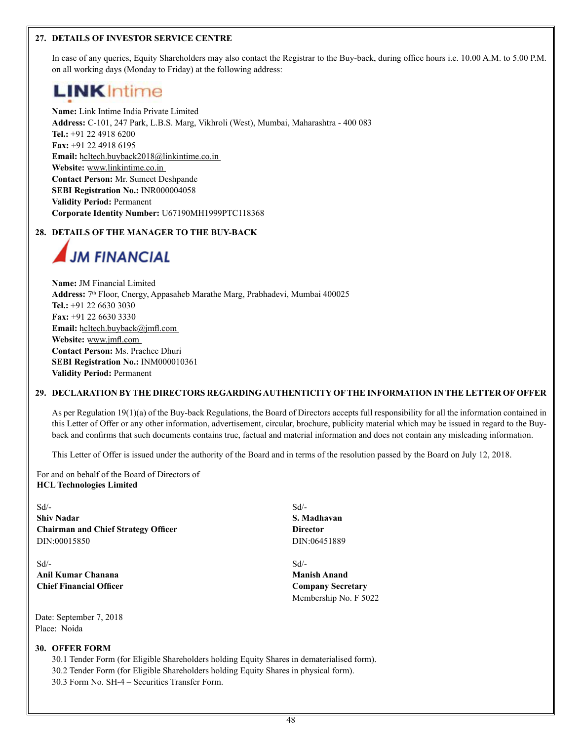## 27. DETAILS OF INVESTOR SERVICE CENTRE

In case of any queries, Equity Shareholders may also contact the Registrar to the Buy-back, during office hours i.e. 10.00 A.M. to 5.00 P.M. on all working days (Monday to Friday) at the following address:

LINKIntime

**Name:** Link Intime India Private Limited
**Address:** C-101, 247 Park, L.B.S. Marg, Vikhroli (West), Mumbai, Maharashtra - 400 083
**Tel.:** +91 22 4918 6200
**Fax:** +91 22 4918 6195
**Email:** hcltech.buyback2018@linkintime.co.in
**Website:** www.linkintime.co.in
**Contact Person:** Mr. Sumeet Deshpande
**SEBI Registration No.:** INR000004058
**Validity Period:** Permanent
**Corporate Identity Number:** U67190MH1999PTC118368

## 28. DETAILS OF THE MANAGER TO THE BUY-BACK

JM FINANCIAL

**Name:** JM Financial Limited
**Address:** 7th Floor, Cnergy, Appasaheb Marathe Marg, Prabhadevi, Mumbai 400025
**Tel.:** +91 22 6630 3030
**Fax:** +91 22 6630 3330
**Email:** hcltech.buyback@jmfl.com
**Website:** www.jmfl.com
**Contact Person:** Ms. Prachee Dhuri
**SEBI Registration No.:** INM000010361
**Validity Period:** Permanent

## 29. DECLARATION BY THE DIRECTORS REGARDING AUTHENTICITY OF THE INFORMATION IN THE LETTER OF OFFER

As per Regulation 19(1)(a) of the Buy-back Regulations, the Board of Directors accepts full responsibility for all the information contained in this Letter of Offer or any other information, advertisement, circular, brochure, publicity material which may be issued in regard to the Buy-back and confirms that such documents contains true, factual and material information and does not contain any misleading information.

This Letter of Offer is issued under the authority of the Board and in terms of the resolution passed by the Board on July 12, 2018.

For and on behalf of the Board of Directors of
**HCL Technologies Limited**

Sd/-
**Shiv Nadar**
**Chairman and Chief Strategy Officer**
DIN:00015850

Sd/-
**S. Madhavan**
**Director**
DIN:06451889

Sd/-
**Anil Kumar Chanana**
**Chief Financial Officer**

Sd/-
**Manish Anand**
**Company Secretary**
Membership No. F 5022

Date: September 7, 2018
Place: Noida

## 30. OFFER FORM

30.1 Tender Form (for Eligible Shareholders holding Equity Shares in dematerialised form).
30.2 Tender Form (for Eligible Shareholders holding Equity Shares in physical form).
30.3 Form No. SH-4 – Securities Transfer Form.